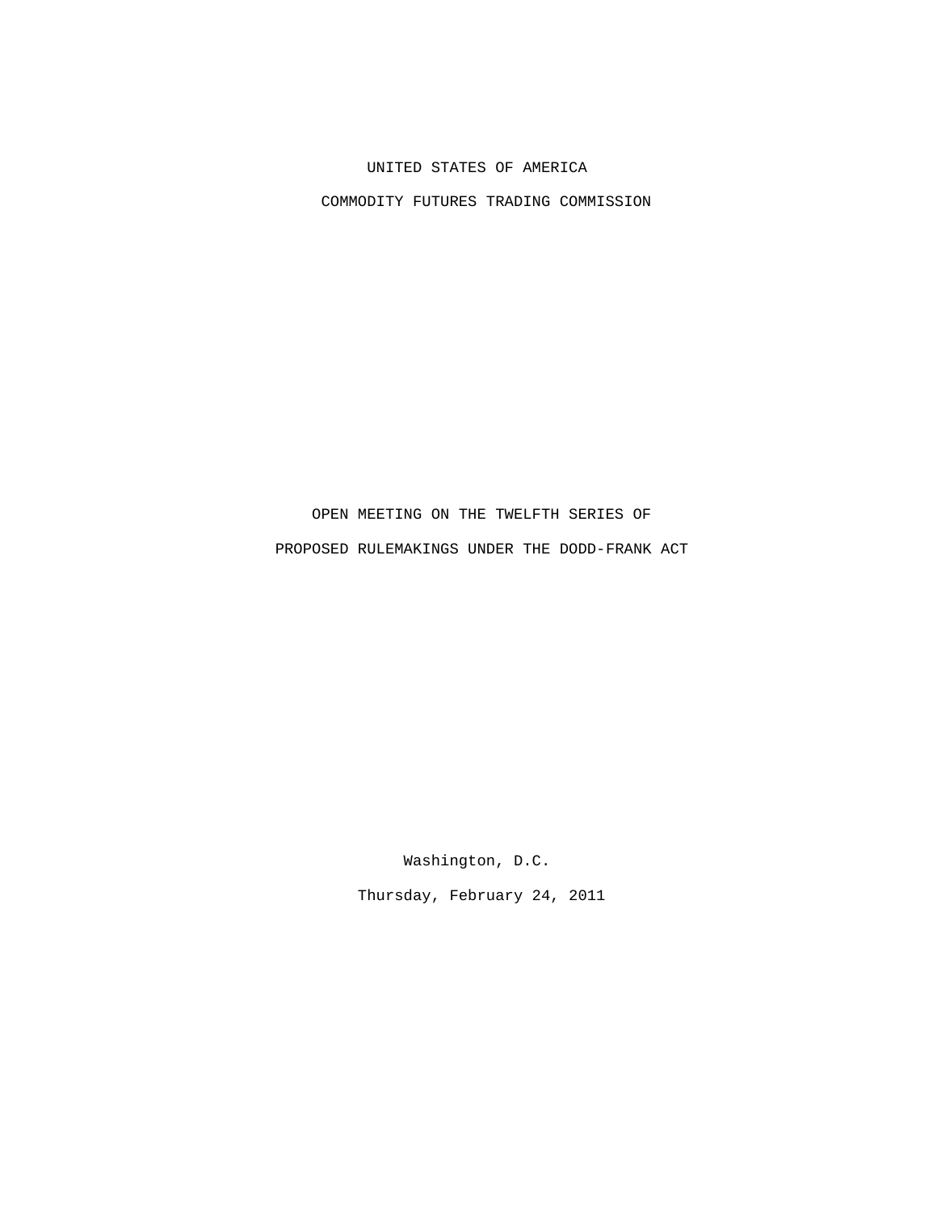UNITED STATES OF AMERICA

COMMODITY FUTURES TRADING COMMISSION

OPEN MEETING ON THE TWELFTH SERIES OF

PROPOSED RULEMAKINGS UNDER THE DODD-FRANK ACT

Washington, D.C.

Thursday, February 24, 2011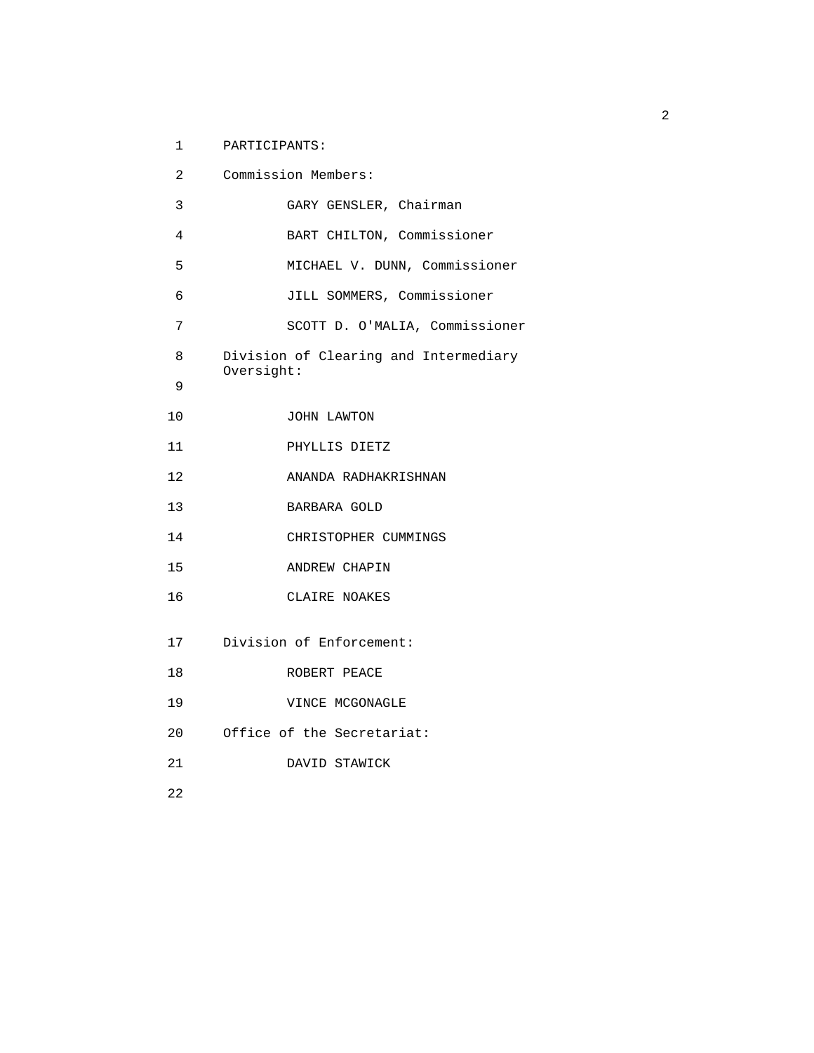PARTICIPANTS:

Commission Members:

GARY GENSLER, Chairman

BART CHILTON, Commissioner

MICHAEL V. DUNN, Commissioner

JILL SOMMERS, Commissioner

SCOTT D. O'MALIA, Commissioner

Division of Clearing and Intermediary Oversight:

JOHN LAWTON

PHYLLIS DIETZ

ANANDA RADHAKRISHNAN

BARBARA GOLD

CHRISTOPHER CUMMINGS

ANDREW CHAPIN

CLAIRE NOAKES

Division of Enforcement:

ROBERT PEACE

VINCE MCGONAGLE

Office of the Secretariat:

DAVID STAWICK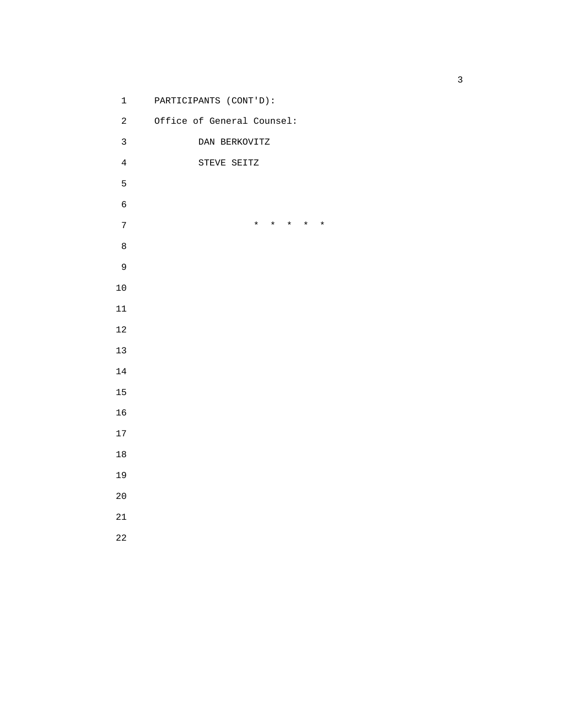PARTICIPANTS (CONT'D):

Office of General Counsel:

DAN BERKOVITZ

STEVE SEITZ

* * * * *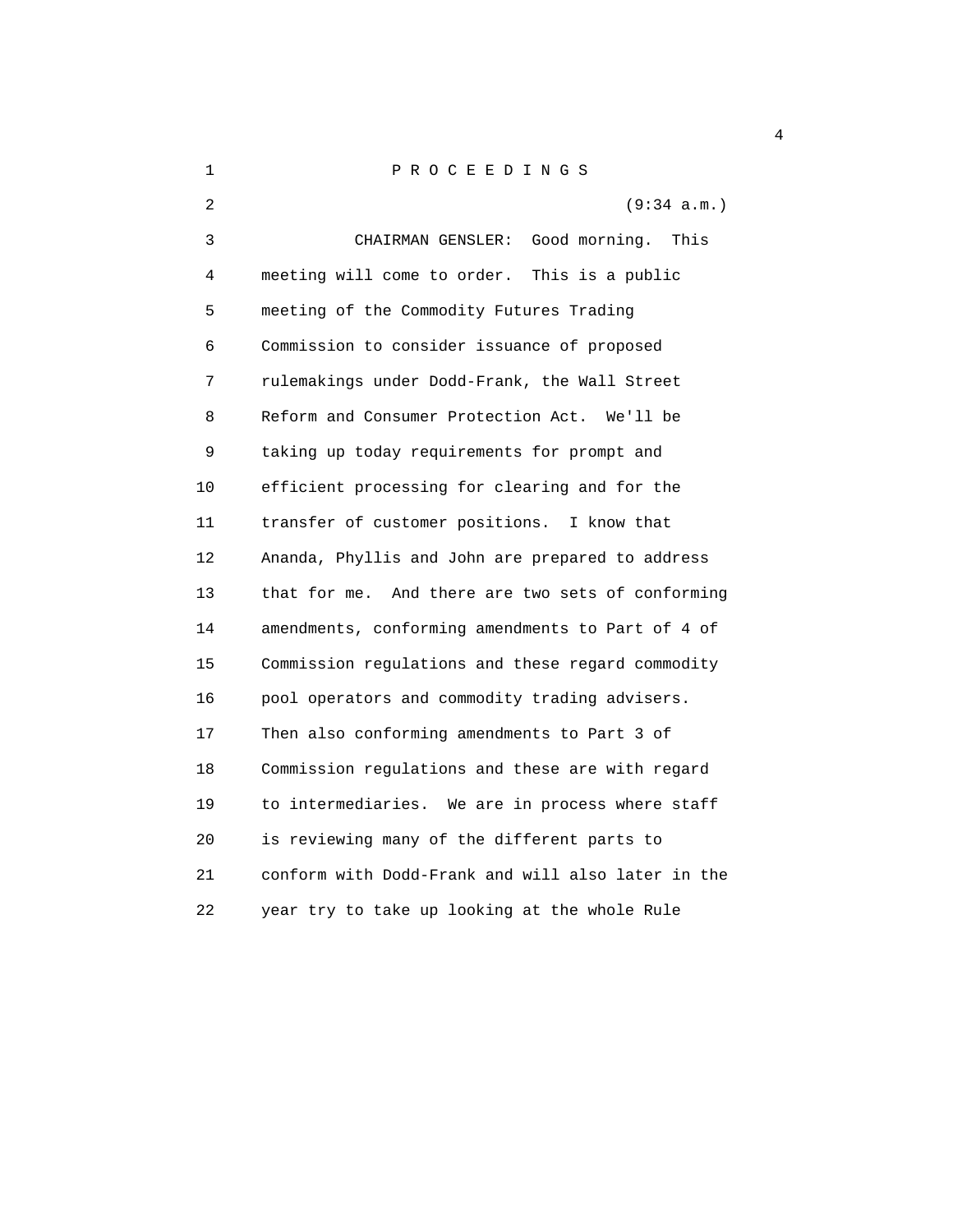P R O C E E D I N G S

(9:34 a.m.)

CHAIRMAN GENSLER: Good morning. This meeting will come to order. This is a public meeting of the Commodity Futures Trading Commission to consider issuance of proposed rulemakings under Dodd-Frank, the Wall Street Reform and Consumer Protection Act. We'll be taking up today requirements for prompt and efficient processing for clearing and for the transfer of customer positions. I know that Ananda, Phyllis and John are prepared to address that for me. And there are two sets of conforming amendments, conforming amendments to Part of 4 of Commission regulations and these regard commodity pool operators and commodity trading advisers. Then also conforming amendments to Part 3 of Commission regulations and these are with regard to intermediaries. We are in process where staff is reviewing many of the different parts to conform with Dodd-Frank and will also later in the year try to take up looking at the whole Rule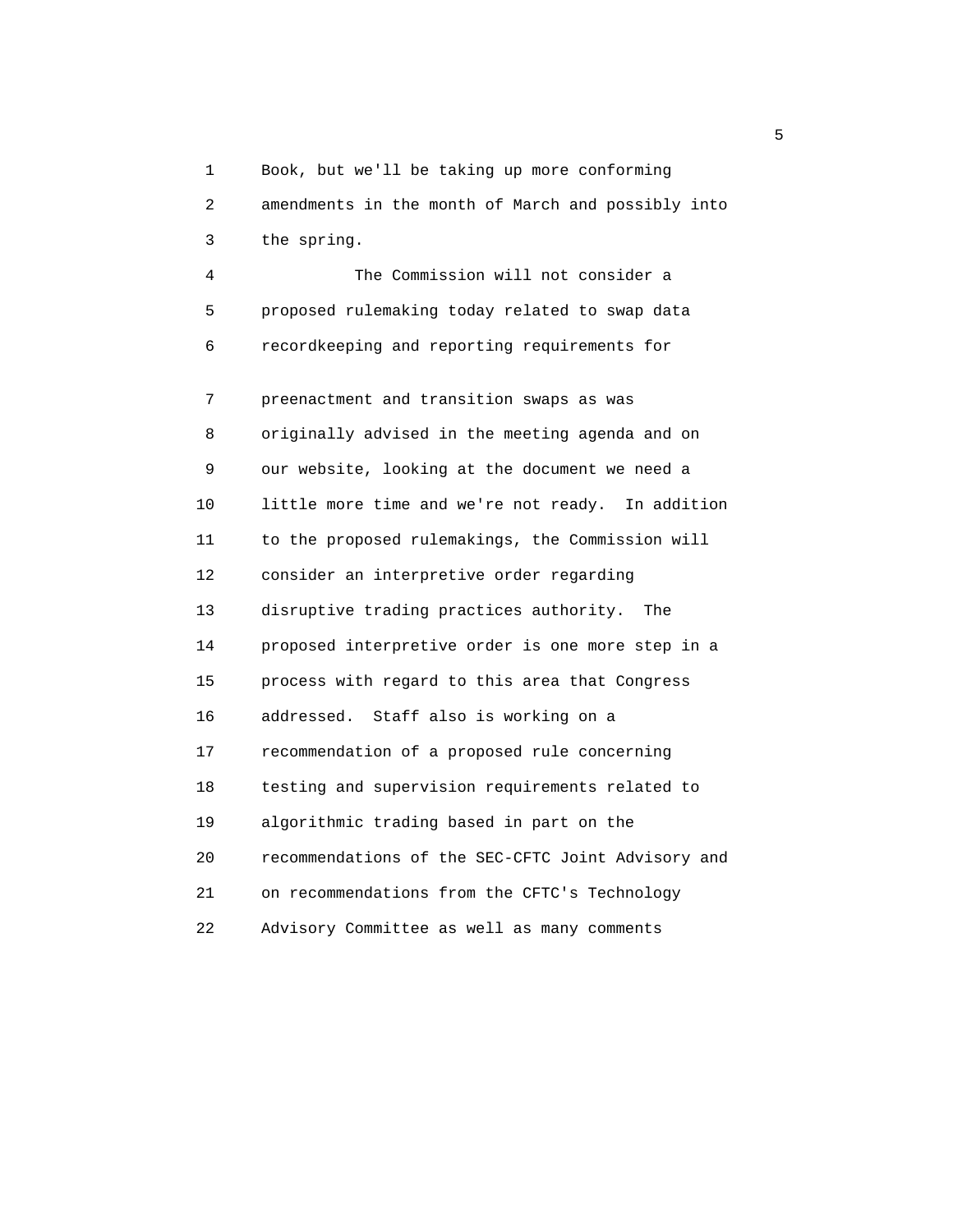Book, but we'll be taking up more conforming amendments in the month of March and possibly into the spring.

The Commission will not consider a proposed rulemaking today related to swap data recordkeeping and reporting requirements for preenactment and transition swaps as was originally advised in the meeting agenda and on our website, looking at the document we need a little more time and we're not ready. In addition to the proposed rulemakings, the Commission will consider an interpretive order regarding disruptive trading practices authority. The proposed interpretive order is one more step in a process with regard to this area that Congress addressed. Staff also is working on a recommendation of a proposed rule concerning testing and supervision requirements related to algorithmic trading based in part on the recommendations of the SEC-CFTC Joint Advisory and on recommendations from the CFTC's Technology Advisory Committee as well as many comments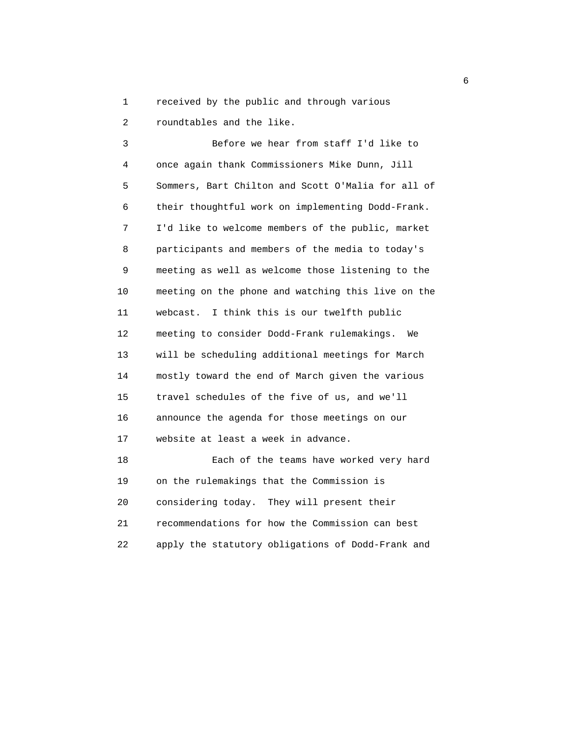received by the public and through various roundtables and the like.

Before we hear from staff I'd like to once again thank Commissioners Mike Dunn, Jill Sommers, Bart Chilton and Scott O'Malia for all of their thoughtful work on implementing Dodd-Frank. I'd like to welcome members of the public, market participants and members of the media to today's meeting as well as welcome those listening to the meeting on the phone and watching this live on the webcast. I think this is our twelfth public meeting to consider Dodd-Frank rulemakings. We will be scheduling additional meetings for March mostly toward the end of March given the various travel schedules of the five of us, and we'll announce the agenda for those meetings on our website at least a week in advance.

Each of the teams have worked very hard on the rulemakings that the Commission is considering today. They will present their recommendations for how the Commission can best apply the statutory obligations of Dodd-Frank and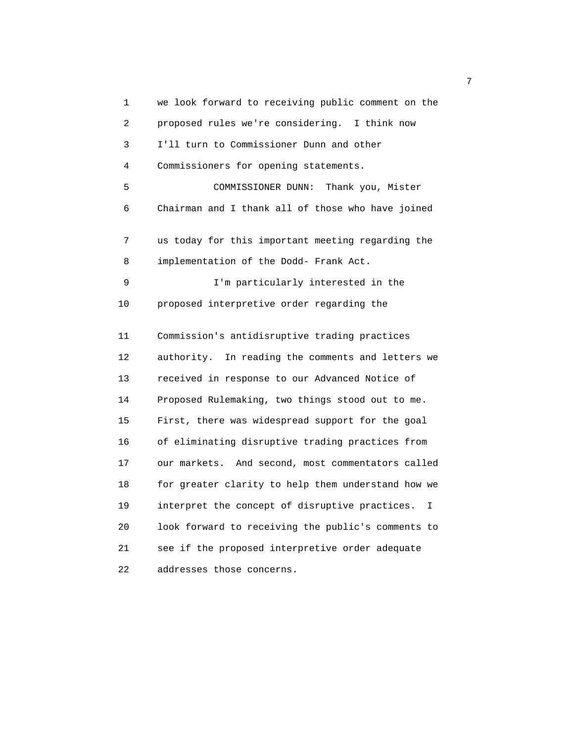we look forward to receiving public comment on the proposed rules we're considering. I think now I'll turn to Commissioner Dunn and other Commissioners for opening statements.

COMMISSIONER DUNN: Thank you, Mister Chairman and I thank all of those who have joined us today for this important meeting regarding the implementation of the Dodd- Frank Act.

I'm particularly interested in the proposed interpretive order regarding the Commission's antidisruptive trading practices authority. In reading the comments and letters we received in response to our Advanced Notice of Proposed Rulemaking, two things stood out to me. First, there was widespread support for the goal of eliminating disruptive trading practices from our markets. And second, most commentators called for greater clarity to help them understand how we interpret the concept of disruptive practices. I look forward to receiving the public's comments to see if the proposed interpretive order adequate addresses those concerns.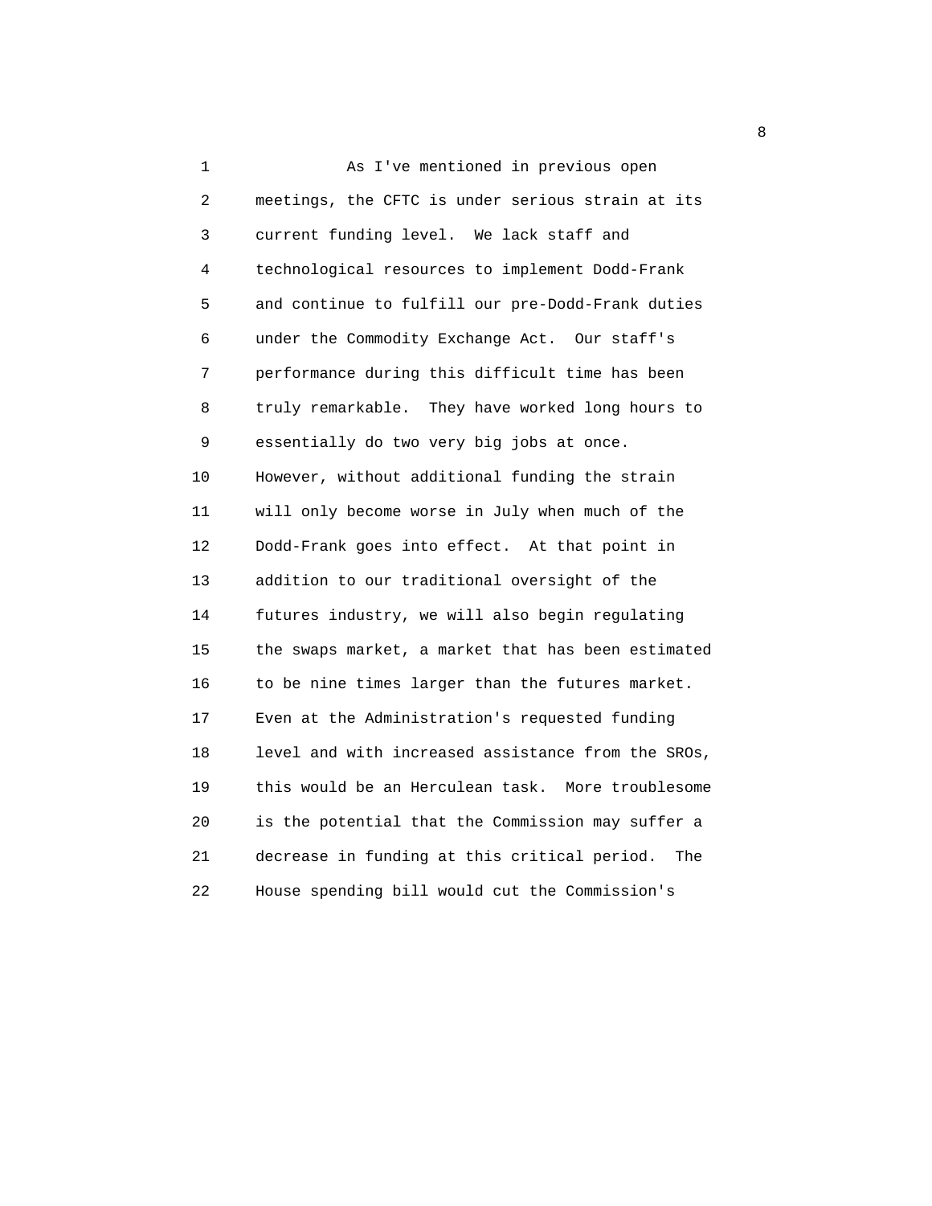As I've mentioned in previous open meetings, the CFTC is under serious strain at its current funding level. We lack staff and technological resources to implement Dodd-Frank and continue to fulfill our pre-Dodd-Frank duties under the Commodity Exchange Act. Our staff's performance during this difficult time has been truly remarkable. They have worked long hours to essentially do two very big jobs at once. However, without additional funding the strain will only become worse in July when much of the Dodd-Frank goes into effect. At that point in addition to our traditional oversight of the futures industry, we will also begin regulating the swaps market, a market that has been estimated to be nine times larger than the futures market. Even at the Administration's requested funding level and with increased assistance from the SROs, this would be an Herculean task. More troublesome is the potential that the Commission may suffer a decrease in funding at this critical period. The House spending bill would cut the Commission's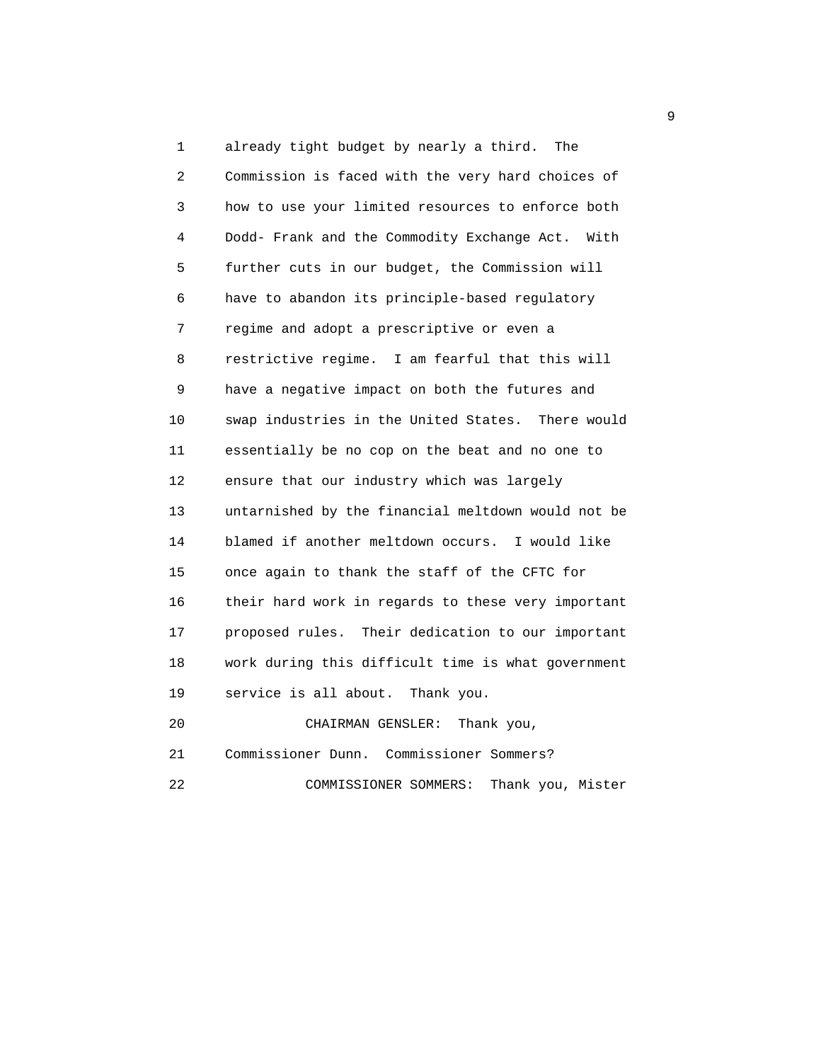already tight budget by nearly a third. The Commission is faced with the very hard choices of how to use your limited resources to enforce both Dodd- Frank and the Commodity Exchange Act. With further cuts in our budget, the Commission will have to abandon its principle-based regulatory regime and adopt a prescriptive or even a restrictive regime. I am fearful that this will have a negative impact on both the futures and swap industries in the United States. There would essentially be no cop on the beat and no one to ensure that our industry which was largely untarnished by the financial meltdown would not be blamed if another meltdown occurs. I would like once again to thank the staff of the CFTC for their hard work in regards to these very important proposed rules. Their dedication to our important work during this difficult time is what government service is all about. Thank you.

CHAIRMAN GENSLER: Thank you, Commissioner Dunn. Commissioner Sommers?

COMMISSIONER SOMMERS: Thank you, Mister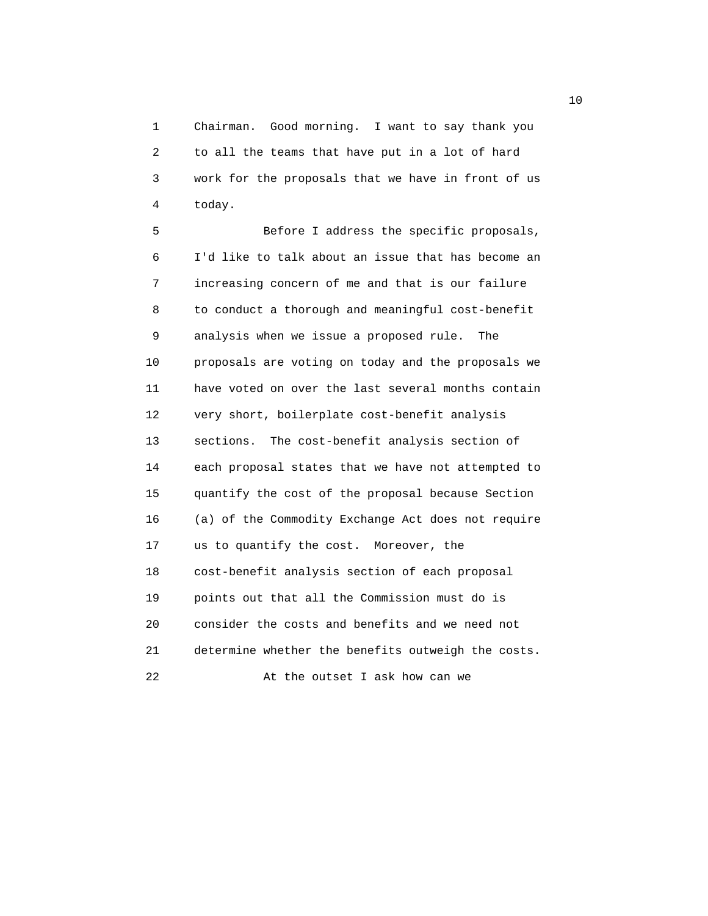Chairman. Good morning. I want to say thank you to all the teams that have put in a lot of hard work for the proposals that we have in front of us today.

Before I address the specific proposals, I'd like to talk about an issue that has become an increasing concern of me and that is our failure to conduct a thorough and meaningful cost-benefit analysis when we issue a proposed rule. The proposals are voting on today and the proposals we have voted on over the last several months contain very short, boilerplate cost-benefit analysis sections. The cost-benefit analysis section of each proposal states that we have not attempted to quantify the cost of the proposal because Section (a) of the Commodity Exchange Act does not require us to quantify the cost. Moreover, the cost-benefit analysis section of each proposal points out that all the Commission must do is consider the costs and benefits and we need not determine whether the benefits outweigh the costs.

At the outset I ask how can we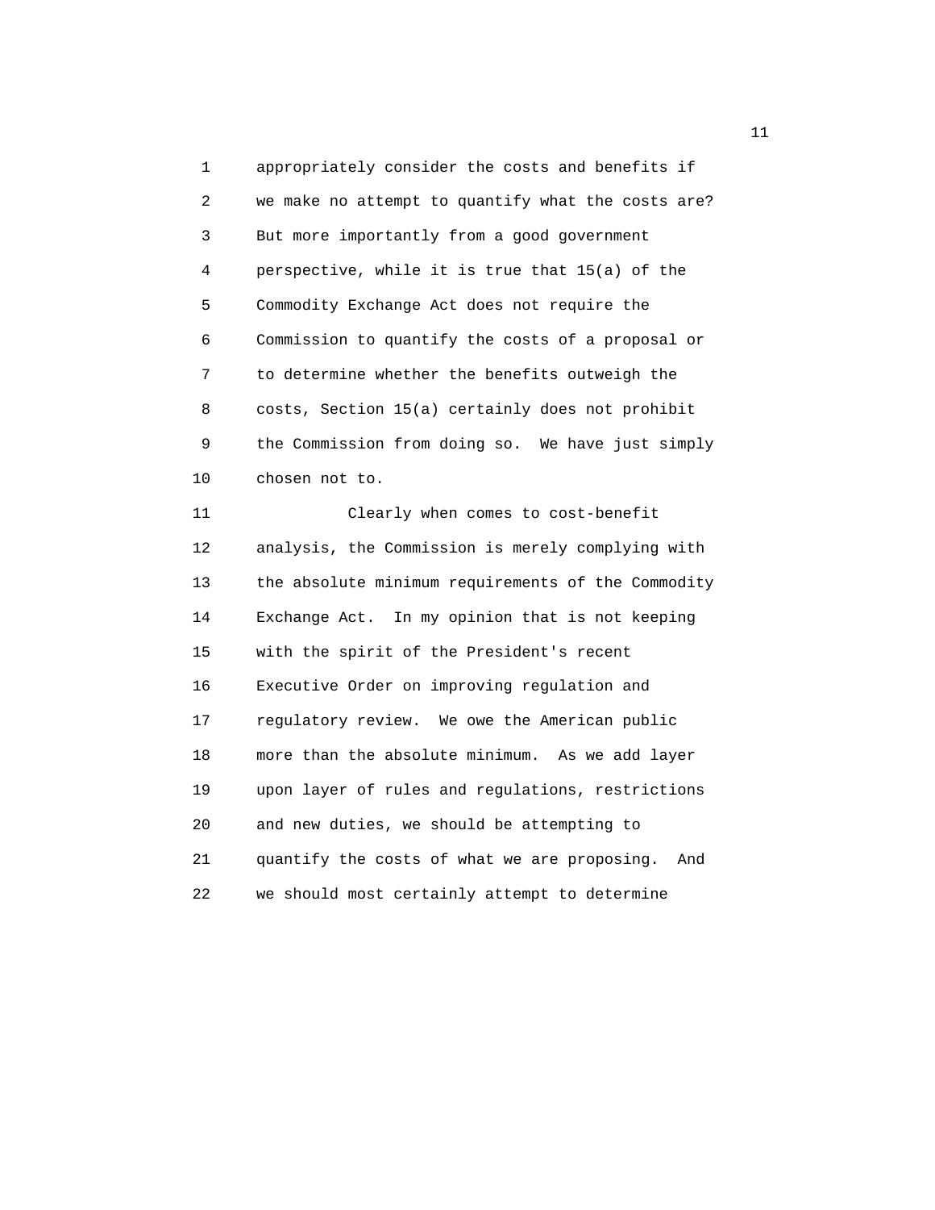appropriately consider the costs and benefits if we make no attempt to quantify what the costs are? But more importantly from a good government perspective, while it is true that 15(a) of the Commodity Exchange Act does not require the Commission to quantify the costs of a proposal or to determine whether the benefits outweigh the costs, Section 15(a) certainly does not prohibit the Commission from doing so. We have just simply chosen not to.

Clearly when comes to cost-benefit analysis, the Commission is merely complying with the absolute minimum requirements of the Commodity Exchange Act. In my opinion that is not keeping with the spirit of the President's recent Executive Order on improving regulation and regulatory review. We owe the American public more than the absolute minimum. As we add layer upon layer of rules and regulations, restrictions and new duties, we should be attempting to quantify the costs of what we are proposing. And we should most certainly attempt to determine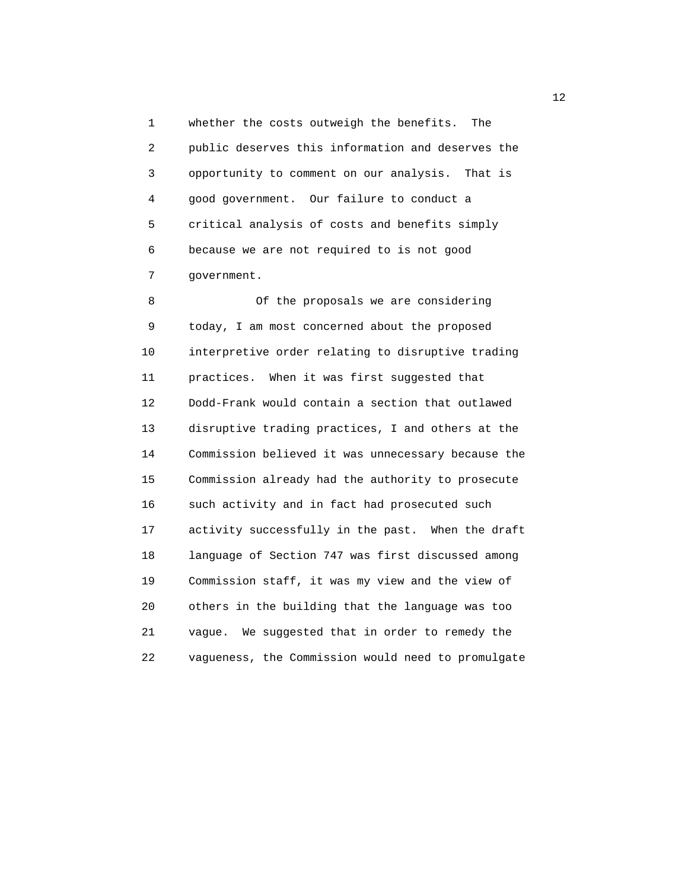whether the costs outweigh the benefits. The public deserves this information and deserves the opportunity to comment on our analysis. That is good government. Our failure to conduct a critical analysis of costs and benefits simply because we are not required to is not good government.

Of the proposals we are considering today, I am most concerned about the proposed interpretive order relating to disruptive trading practices. When it was first suggested that Dodd-Frank would contain a section that outlawed disruptive trading practices, I and others at the Commission believed it was unnecessary because the Commission already had the authority to prosecute such activity and in fact had prosecuted such activity successfully in the past. When the draft language of Section 747 was first discussed among Commission staff, it was my view and the view of others in the building that the language was too vague. We suggested that in order to remedy the vagueness, the Commission would need to promulgate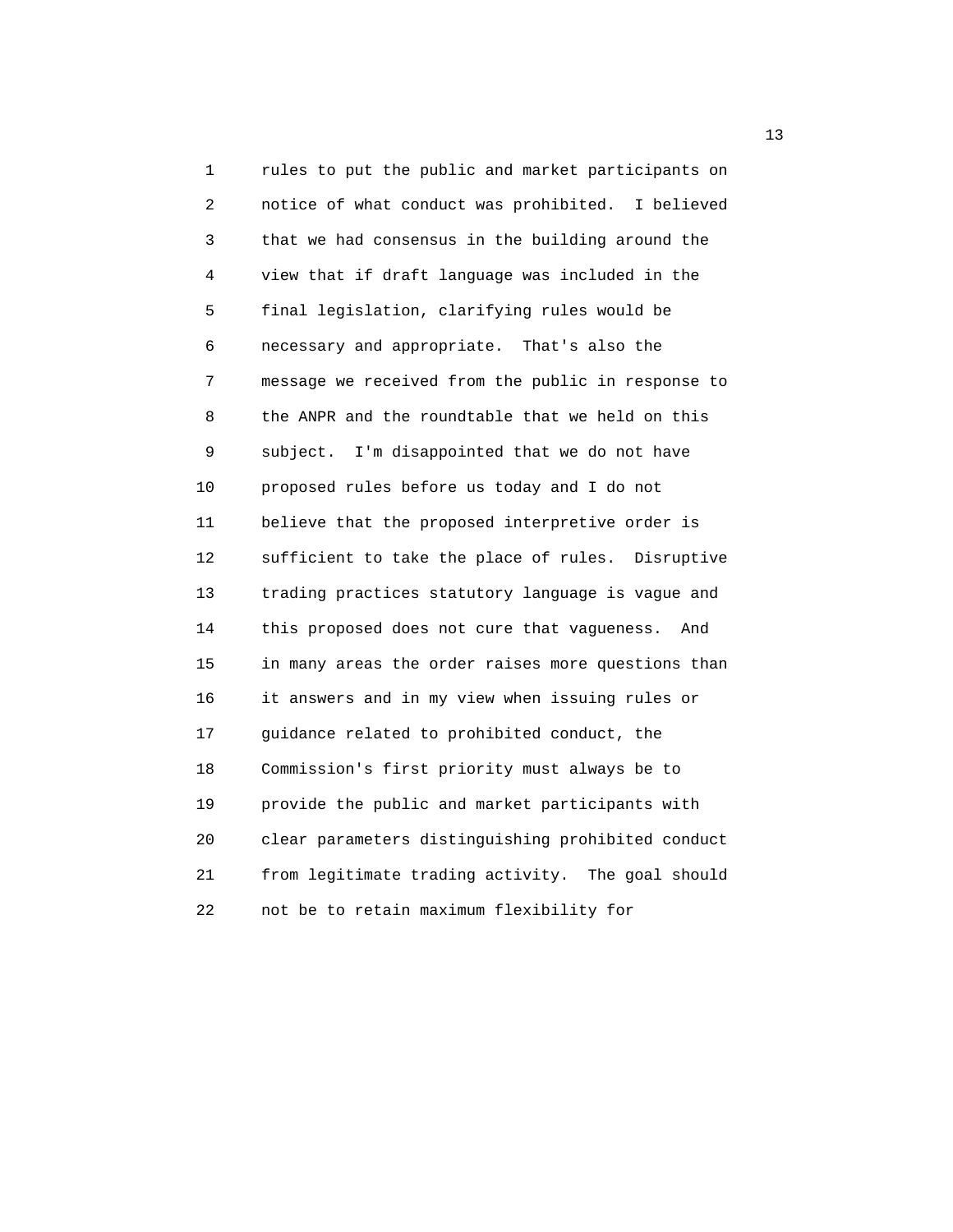rules to put the public and market participants on notice of what conduct was prohibited. I believed that we had consensus in the building around the view that if draft language was included in the final legislation, clarifying rules would be necessary and appropriate. That's also the message we received from the public in response to the ANPR and the roundtable that we held on this subject. I'm disappointed that we do not have proposed rules before us today and I do not believe that the proposed interpretive order is sufficient to take the place of rules. Disruptive trading practices statutory language is vague and this proposed does not cure that vagueness. And in many areas the order raises more questions than it answers and in my view when issuing rules or guidance related to prohibited conduct, the Commission's first priority must always be to provide the public and market participants with clear parameters distinguishing prohibited conduct from legitimate trading activity. The goal should not be to retain maximum flexibility for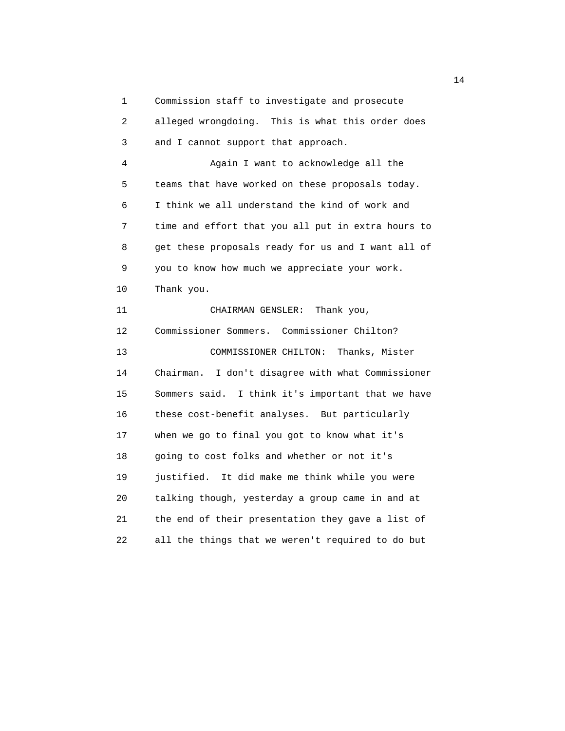Commission staff to investigate and prosecute alleged wrongdoing. This is what this order does and I cannot support that approach.

Again I want to acknowledge all the teams that have worked on these proposals today. I think we all understand the kind of work and time and effort that you all put in extra hours to get these proposals ready for us and I want all of you to know how much we appreciate your work. Thank you.

CHAIRMAN GENSLER: Thank you, Commissioner Sommers. Commissioner Chilton?

COMMISSIONER CHILTON: Thanks, Mister Chairman. I don't disagree with what Commissioner Sommers said. I think it's important that we have these cost-benefit analyses. But particularly when we go to final you got to know what it's going to cost folks and whether or not it's justified. It did make me think while you were talking though, yesterday a group came in and at the end of their presentation they gave a list of all the things that we weren't required to do but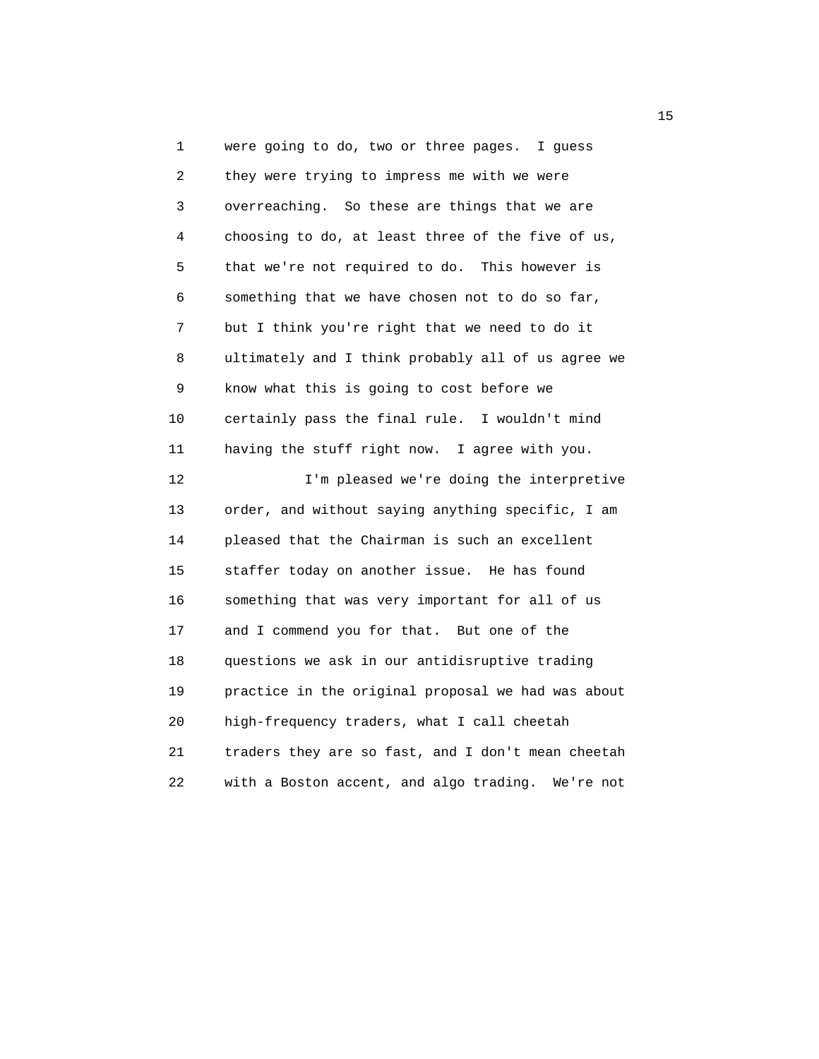were going to do, two or three pages. I guess they were trying to impress me with we were overreaching. So these are things that we are choosing to do, at least three of the five of us, that we're not required to do. This however is something that we have chosen not to do so far, but I think you're right that we need to do it ultimately and I think probably all of us agree we know what this is going to cost before we certainly pass the final rule. I wouldn't mind having the stuff right now. I agree with you.

I'm pleased we're doing the interpretive order, and without saying anything specific, I am pleased that the Chairman is such an excellent staffer today on another issue. He has found something that was very important for all of us and I commend you for that. But one of the questions we ask in our antidisruptive trading practice in the original proposal we had was about high-frequency traders, what I call cheetah traders they are so fast, and I don't mean cheetah with a Boston accent, and algo trading. We're not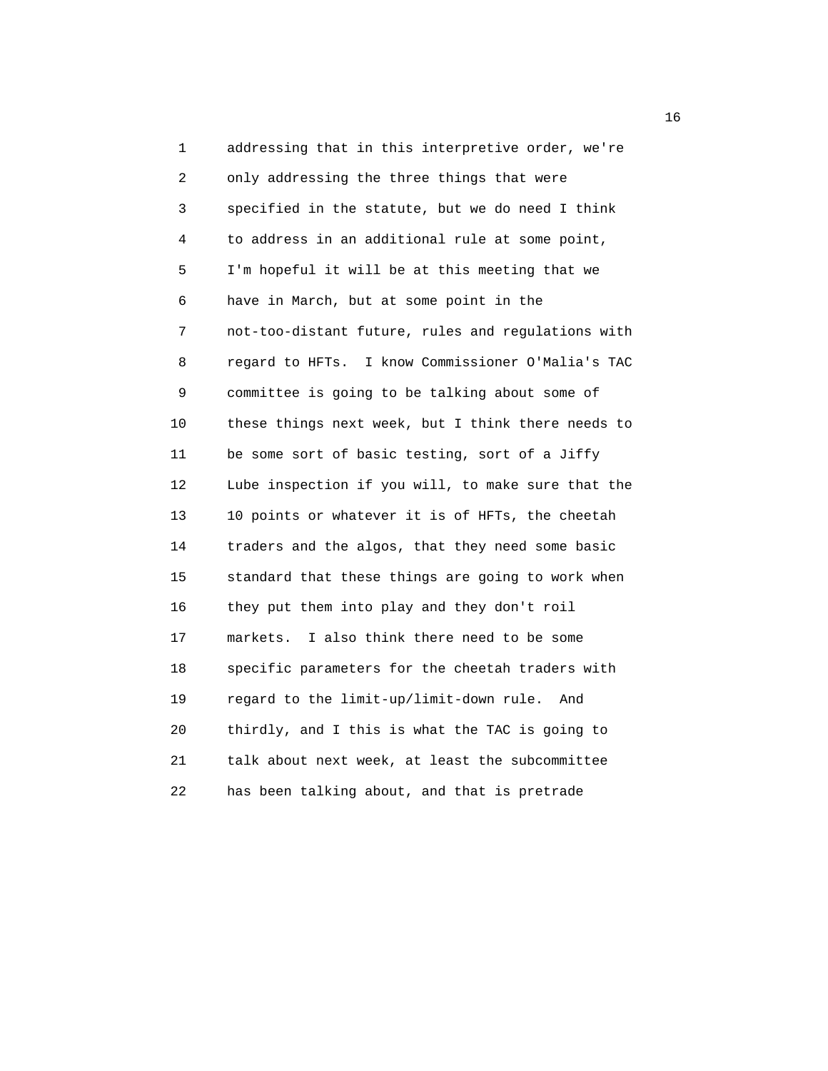addressing that in this interpretive order, we're only addressing the three things that were specified in the statute, but we do need I think to address in an additional rule at some point, I'm hopeful it will be at this meeting that we have in March, but at some point in the not-too-distant future, rules and regulations with regard to HFTs. I know Commissioner O'Malia's TAC committee is going to be talking about some of these things next week, but I think there needs to be some sort of basic testing, sort of a Jiffy Lube inspection if you will, to make sure that the 10 points or whatever it is of HFTs, the cheetah traders and the algos, that they need some basic standard that these things are going to work when they put them into play and they don't roil markets. I also think there need to be some specific parameters for the cheetah traders with regard to the limit-up/limit-down rule. And thirdly, and I this is what the TAC is going to talk about next week, at least the subcommittee has been talking about, and that is pretrade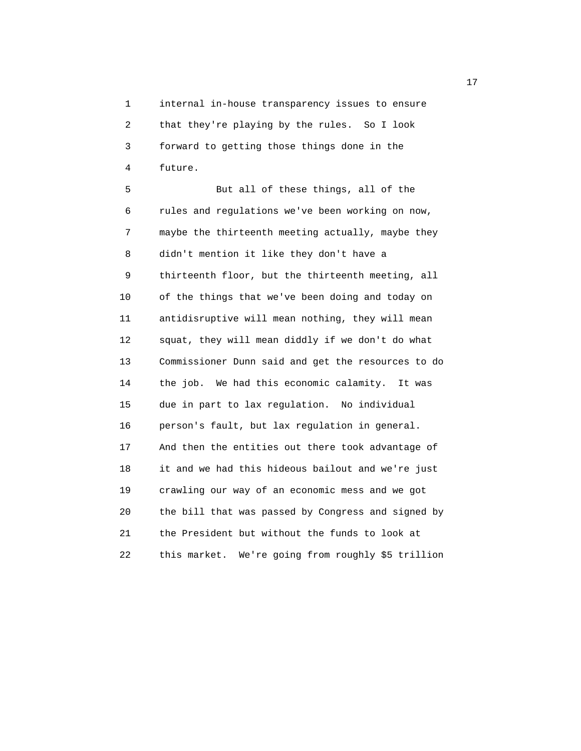internal in-house transparency issues to ensure that they're playing by the rules. So I look forward to getting those things done in the future.

But all of these things, all of the rules and regulations we've been working on now, maybe the thirteenth meeting actually, maybe they didn't mention it like they don't have a thirteenth floor, but the thirteenth meeting, all of the things that we've been doing and today on antidisruptive will mean nothing, they will mean squat, they will mean diddly if we don't do what Commissioner Dunn said and get the resources to do the job. We had this economic calamity. It was due in part to lax regulation. No individual person's fault, but lax regulation in general. And then the entities out there took advantage of it and we had this hideous bailout and we're just crawling our way of an economic mess and we got the bill that was passed by Congress and signed by the President but without the funds to look at this market. We're going from roughly $5 trillion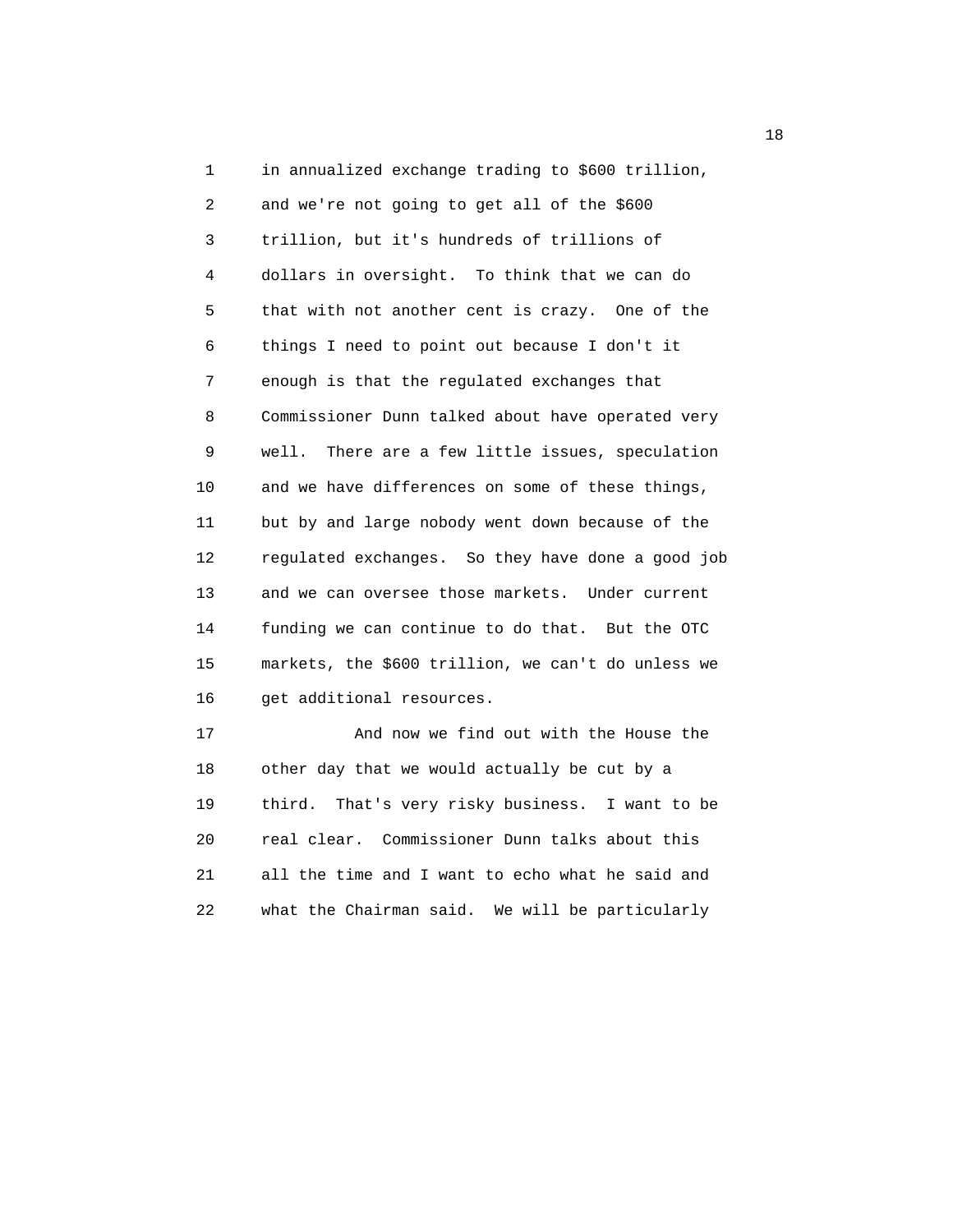in annualized exchange trading to $600 trillion, and we're not going to get all of the $600 trillion, but it's hundreds of trillions of dollars in oversight. To think that we can do that with not another cent is crazy. One of the things I need to point out because I don't it enough is that the regulated exchanges that Commissioner Dunn talked about have operated very well. There are a few little issues, speculation and we have differences on some of these things, but by and large nobody went down because of the regulated exchanges. So they have done a good job and we can oversee those markets. Under current funding we can continue to do that. But the OTC markets, the $600 trillion, we can't do unless we get additional resources.

And now we find out with the House the other day that we would actually be cut by a third. That's very risky business. I want to be real clear. Commissioner Dunn talks about this all the time and I want to echo what he said and what the Chairman said. We will be particularly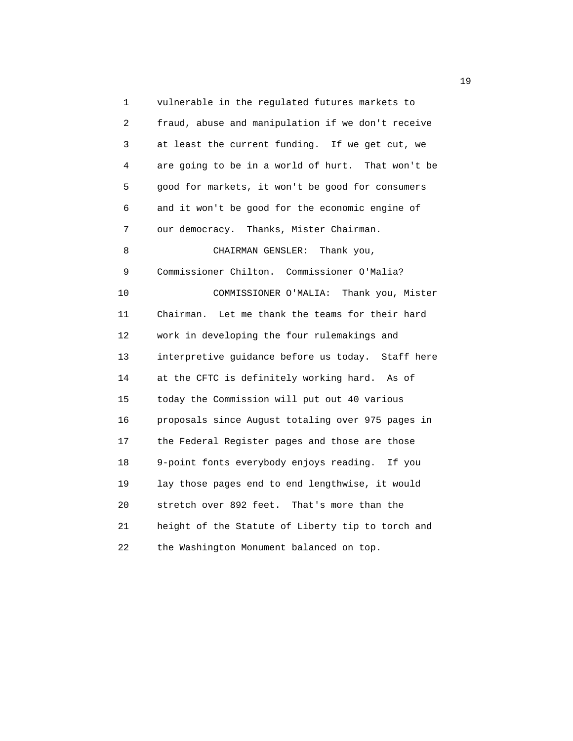vulnerable in the regulated futures markets to fraud, abuse and manipulation if we don't receive at least the current funding. If we get cut, we are going to be in a world of hurt. That won't be good for markets, it won't be good for consumers and it won't be good for the economic engine of our democracy. Thanks, Mister Chairman.

CHAIRMAN GENSLER: Thank you, Commissioner Chilton. Commissioner O'Malia?

COMMISSIONER O'MALIA: Thank you, Mister Chairman. Let me thank the teams for their hard work in developing the four rulemakings and interpretive guidance before us today. Staff here at the CFTC is definitely working hard. As of today the Commission will put out 40 various proposals since August totaling over 975 pages in the Federal Register pages and those are those 9-point fonts everybody enjoys reading. If you lay those pages end to end lengthwise, it would stretch over 892 feet. That's more than the height of the Statute of Liberty tip to torch and the Washington Monument balanced on top.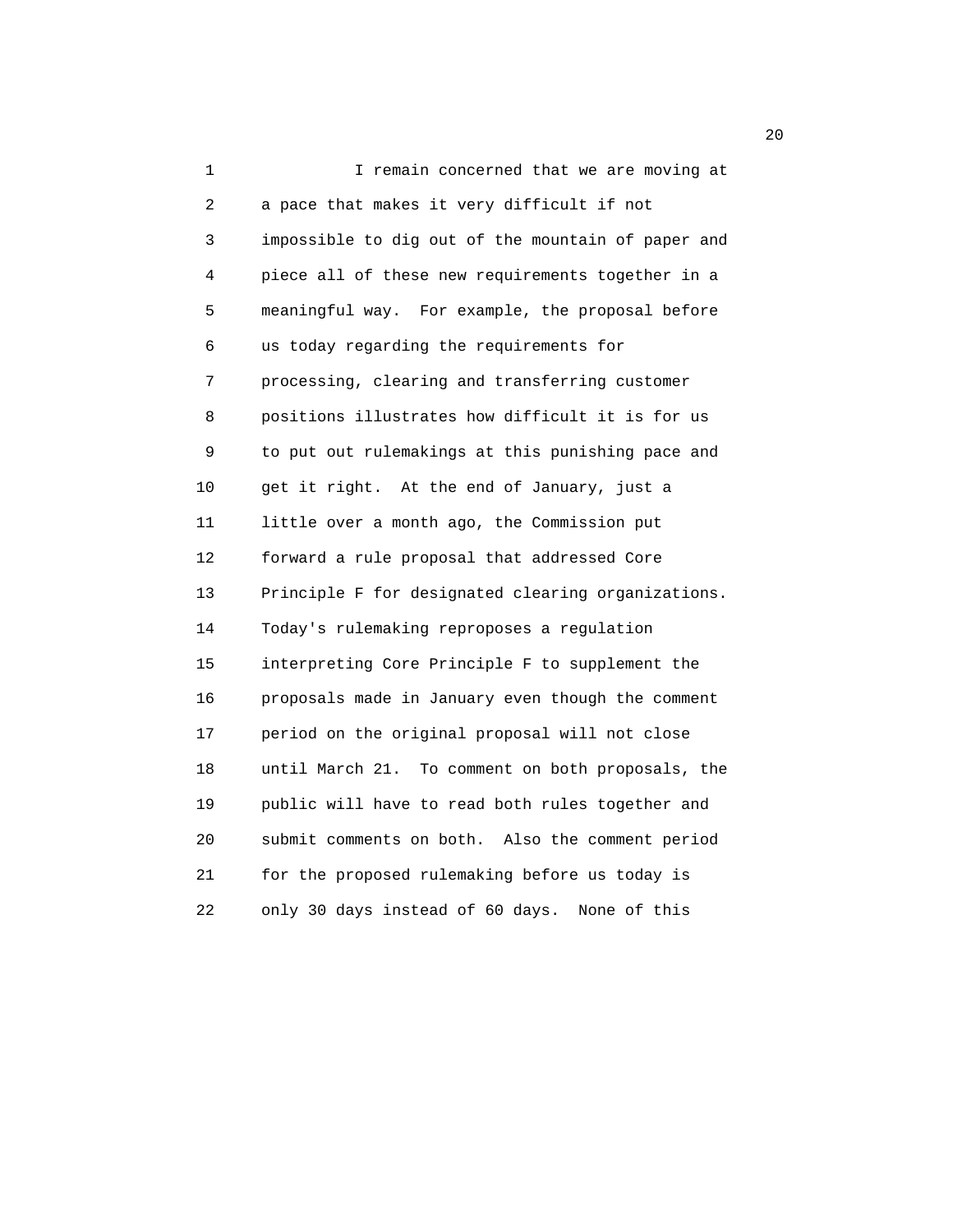I remain concerned that we are moving at a pace that makes it very difficult if not impossible to dig out of the mountain of paper and piece all of these new requirements together in a meaningful way. For example, the proposal before us today regarding the requirements for processing, clearing and transferring customer positions illustrates how difficult it is for us to put out rulemakings at this punishing pace and get it right. At the end of January, just a little over a month ago, the Commission put forward a rule proposal that addressed Core Principle F for designated clearing organizations. Today's rulemaking reproposes a regulation interpreting Core Principle F to supplement the proposals made in January even though the comment period on the original proposal will not close until March 21. To comment on both proposals, the public will have to read both rules together and submit comments on both. Also the comment period for the proposed rulemaking before us today is only 30 days instead of 60 days. None of this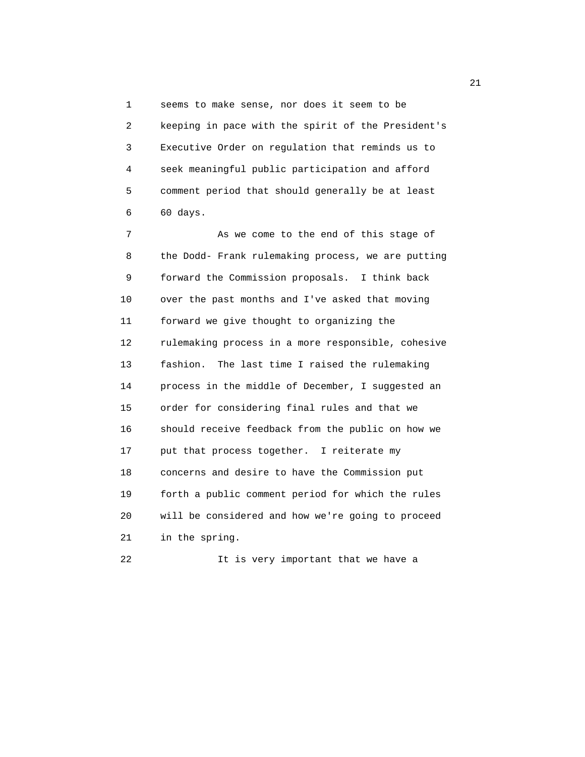seems to make sense, nor does it seem to be keeping in pace with the spirit of the President's Executive Order on regulation that reminds us to seek meaningful public participation and afford comment period that should generally be at least 60 days.

As we come to the end of this stage of the Dodd- Frank rulemaking process, we are putting forward the Commission proposals. I think back over the past months and I've asked that moving forward we give thought to organizing the rulemaking process in a more responsible, cohesive fashion. The last time I raised the rulemaking process in the middle of December, I suggested an order for considering final rules and that we should receive feedback from the public on how we put that process together. I reiterate my concerns and desire to have the Commission put forth a public comment period for which the rules will be considered and how we're going to proceed in the spring.

It is very important that we have a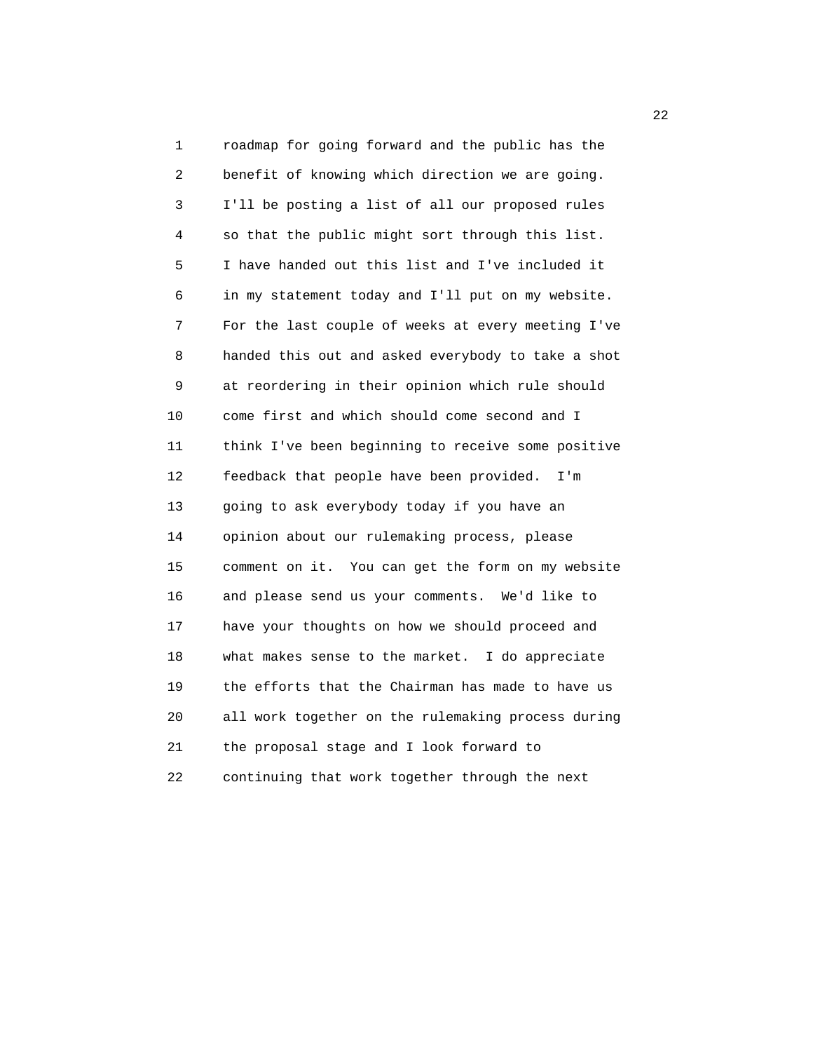roadmap for going forward and the public has the benefit of knowing which direction we are going. I'll be posting a list of all our proposed rules so that the public might sort through this list. I have handed out this list and I've included it in my statement today and I'll put on my website. For the last couple of weeks at every meeting I've handed this out and asked everybody to take a shot at reordering in their opinion which rule should come first and which should come second and I think I've been beginning to receive some positive feedback that people have been provided. I'm going to ask everybody today if you have an opinion about our rulemaking process, please comment on it. You can get the form on my website and please send us your comments. We'd like to have your thoughts on how we should proceed and what makes sense to the market. I do appreciate the efforts that the Chairman has made to have us all work together on the rulemaking process during the proposal stage and I look forward to continuing that work together through the next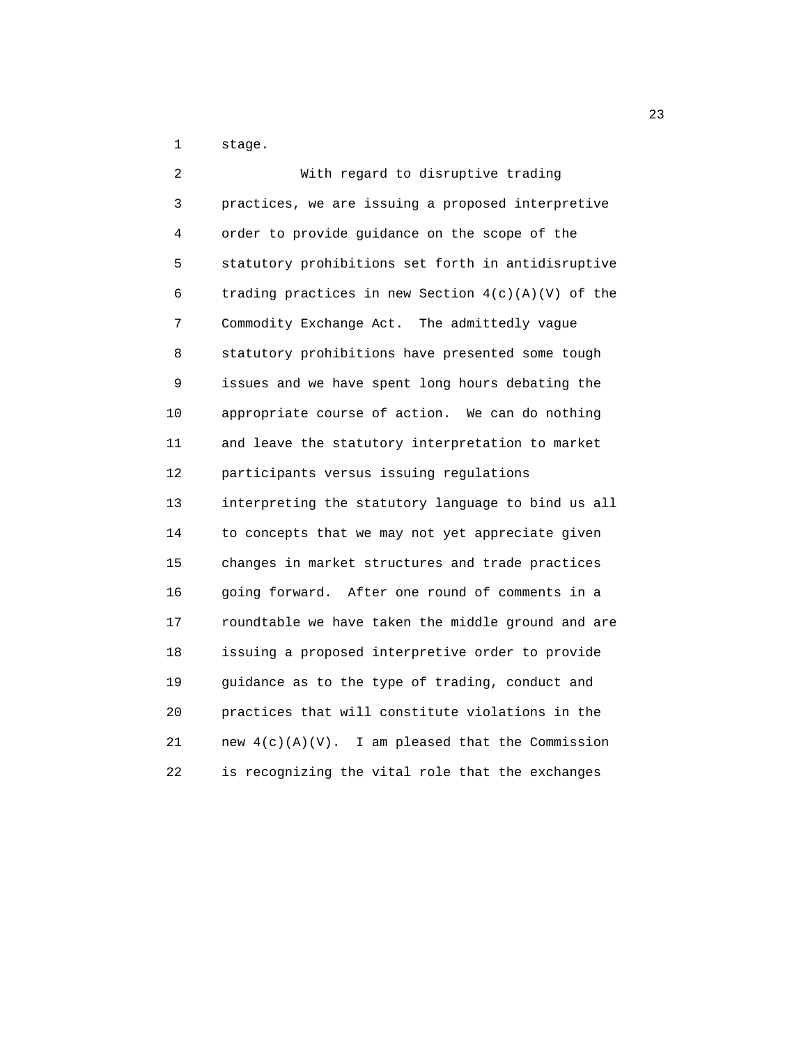stage.

With regard to disruptive trading practices, we are issuing a proposed interpretive order to provide guidance on the scope of the statutory prohibitions set forth in antidisruptive trading practices in new Section 4(c)(A)(V) of the Commodity Exchange Act. The admittedly vague statutory prohibitions have presented some tough issues and we have spent long hours debating the appropriate course of action. We can do nothing and leave the statutory interpretation to market participants versus issuing regulations interpreting the statutory language to bind us all to concepts that we may not yet appreciate given changes in market structures and trade practices going forward. After one round of comments in a roundtable we have taken the middle ground and are issuing a proposed interpretive order to provide guidance as to the type of trading, conduct and practices that will constitute violations in the new 4(c)(A)(V). I am pleased that the Commission is recognizing the vital role that the exchanges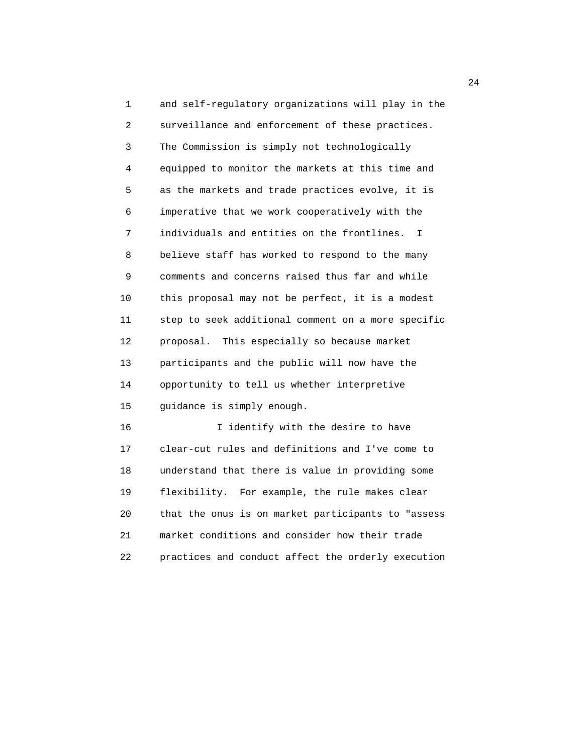and self-regulatory organizations will play in the surveillance and enforcement of these practices. The Commission is simply not technologically equipped to monitor the markets at this time and as the markets and trade practices evolve, it is imperative that we work cooperatively with the individuals and entities on the frontlines. I believe staff has worked to respond to the many comments and concerns raised thus far and while this proposal may not be perfect, it is a modest step to seek additional comment on a more specific proposal. This especially so because market participants and the public will now have the opportunity to tell us whether interpretive guidance is simply enough.

I identify with the desire to have clear-cut rules and definitions and I've come to understand that there is value in providing some flexibility. For example, the rule makes clear that the onus is on market participants to "assess market conditions and consider how their trade practices and conduct affect the orderly execution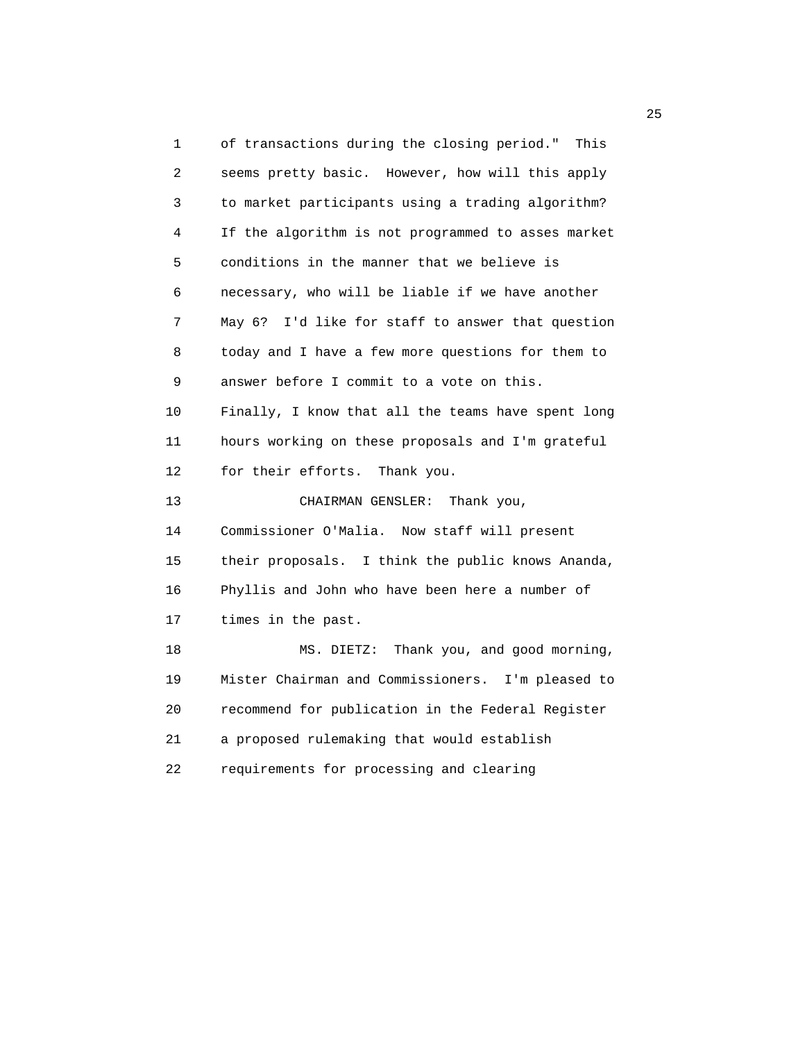of transactions during the closing period." This seems pretty basic. However, how will this apply to market participants using a trading algorithm? If the algorithm is not programmed to asses market conditions in the manner that we believe is necessary, who will be liable if we have another May 6? I'd like for staff to answer that question today and I have a few more questions for them to answer before I commit to a vote on this. Finally, I know that all the teams have spent long hours working on these proposals and I'm grateful for their efforts. Thank you.

CHAIRMAN GENSLER: Thank you, Commissioner O'Malia. Now staff will present their proposals. I think the public knows Ananda, Phyllis and John who have been here a number of times in the past.

MS. DIETZ: Thank you, and good morning, Mister Chairman and Commissioners. I'm pleased to recommend for publication in the Federal Register a proposed rulemaking that would establish requirements for processing and clearing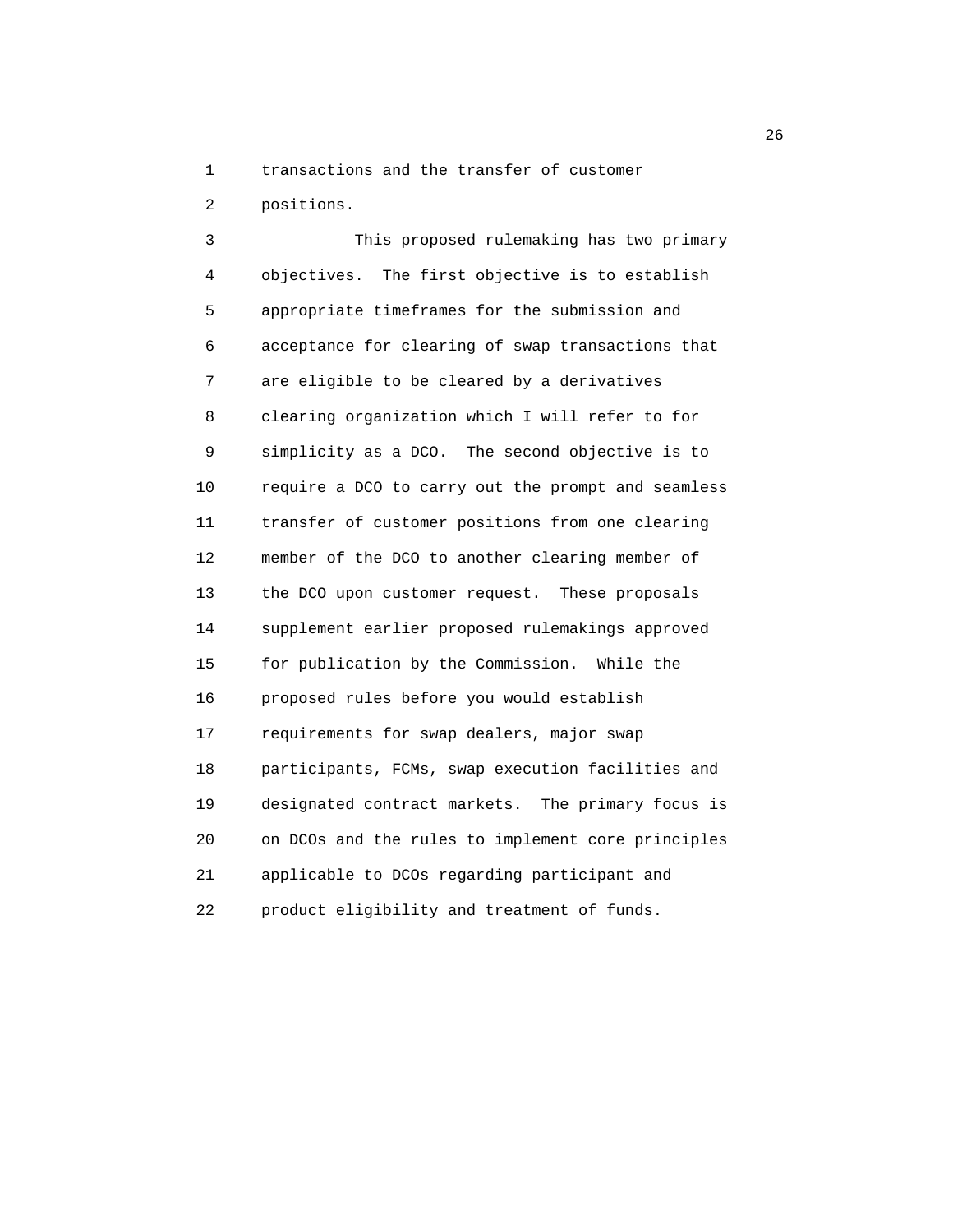transactions and the transfer of customer positions.

This proposed rulemaking has two primary objectives. The first objective is to establish appropriate timeframes for the submission and acceptance for clearing of swap transactions that are eligible to be cleared by a derivatives clearing organization which I will refer to for simplicity as a DCO. The second objective is to require a DCO to carry out the prompt and seamless transfer of customer positions from one clearing member of the DCO to another clearing member of the DCO upon customer request. These proposals supplement earlier proposed rulemakings approved for publication by the Commission. While the proposed rules before you would establish requirements for swap dealers, major swap participants, FCMs, swap execution facilities and designated contract markets. The primary focus is on DCOs and the rules to implement core principles applicable to DCOs regarding participant and product eligibility and treatment of funds.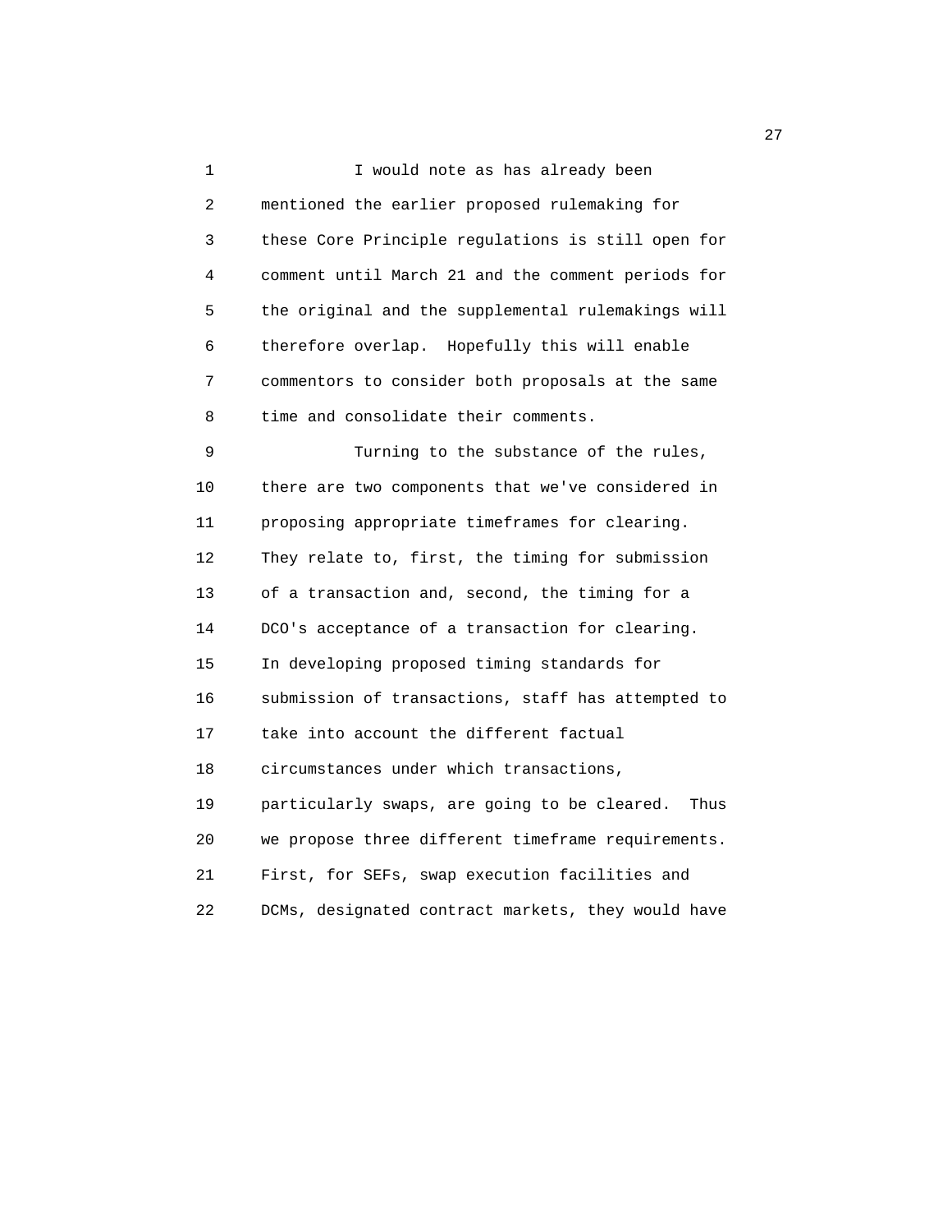I would note as has already been mentioned the earlier proposed rulemaking for these Core Principle regulations is still open for comment until March 21 and the comment periods for the original and the supplemental rulemakings will therefore overlap. Hopefully this will enable commentors to consider both proposals at the same time and consolidate their comments.

Turning to the substance of the rules, there are two components that we've considered in proposing appropriate timeframes for clearing. They relate to, first, the timing for submission of a transaction and, second, the timing for a DCO's acceptance of a transaction for clearing. In developing proposed timing standards for submission of transactions, staff has attempted to take into account the different factual circumstances under which transactions, particularly swaps, are going to be cleared. Thus we propose three different timeframe requirements. First, for SEFs, swap execution facilities and DCMs, designated contract markets, they would have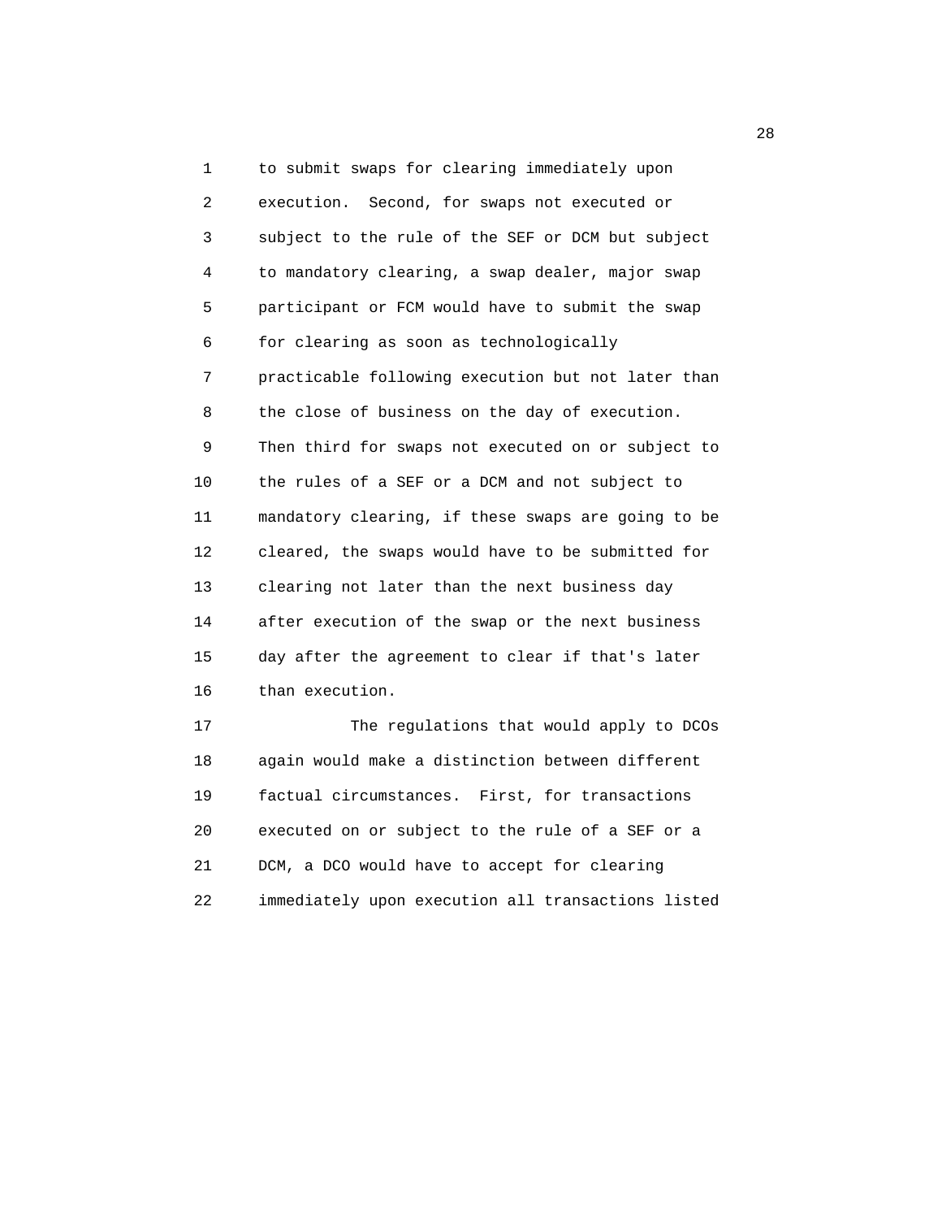to submit swaps for clearing immediately upon execution. Second, for swaps not executed or subject to the rule of the SEF or DCM but subject to mandatory clearing, a swap dealer, major swap participant or FCM would have to submit the swap for clearing as soon as technologically practicable following execution but not later than the close of business on the day of execution. Then third for swaps not executed on or subject to the rules of a SEF or a DCM and not subject to mandatory clearing, if these swaps are going to be cleared, the swaps would have to be submitted for clearing not later than the next business day after execution of the swap or the next business day after the agreement to clear if that's later than execution.

The regulations that would apply to DCOs again would make a distinction between different factual circumstances. First, for transactions executed on or subject to the rule of a SEF or a DCM, a DCO would have to accept for clearing immediately upon execution all transactions listed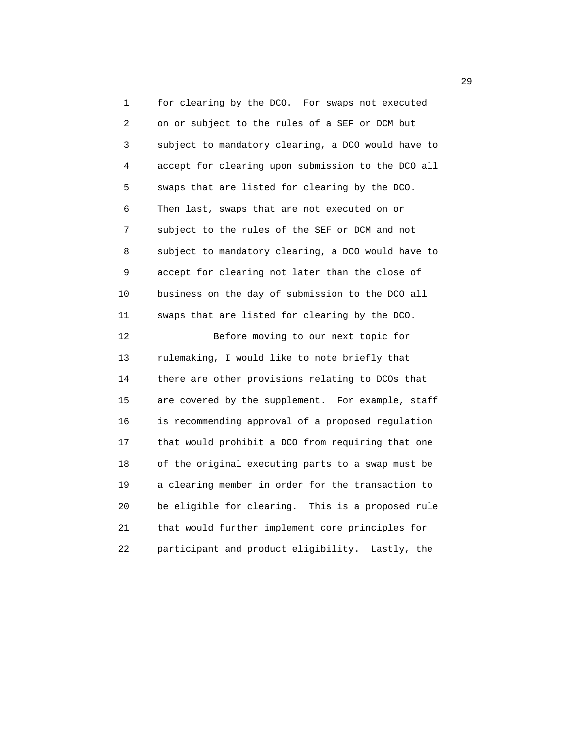for clearing by the DCO. For swaps not executed on or subject to the rules of a SEF or DCM but subject to mandatory clearing, a DCO would have to accept for clearing upon submission to the DCO all swaps that are listed for clearing by the DCO. Then last, swaps that are not executed on or subject to the rules of the SEF or DCM and not subject to mandatory clearing, a DCO would have to accept for clearing not later than the close of business on the day of submission to the DCO all swaps that are listed for clearing by the DCO.

Before moving to our next topic for rulemaking, I would like to note briefly that there are other provisions relating to DCOs that are covered by the supplement. For example, staff is recommending approval of a proposed regulation that would prohibit a DCO from requiring that one of the original executing parts to a swap must be a clearing member in order for the transaction to be eligible for clearing. This is a proposed rule that would further implement core principles for participant and product eligibility. Lastly, the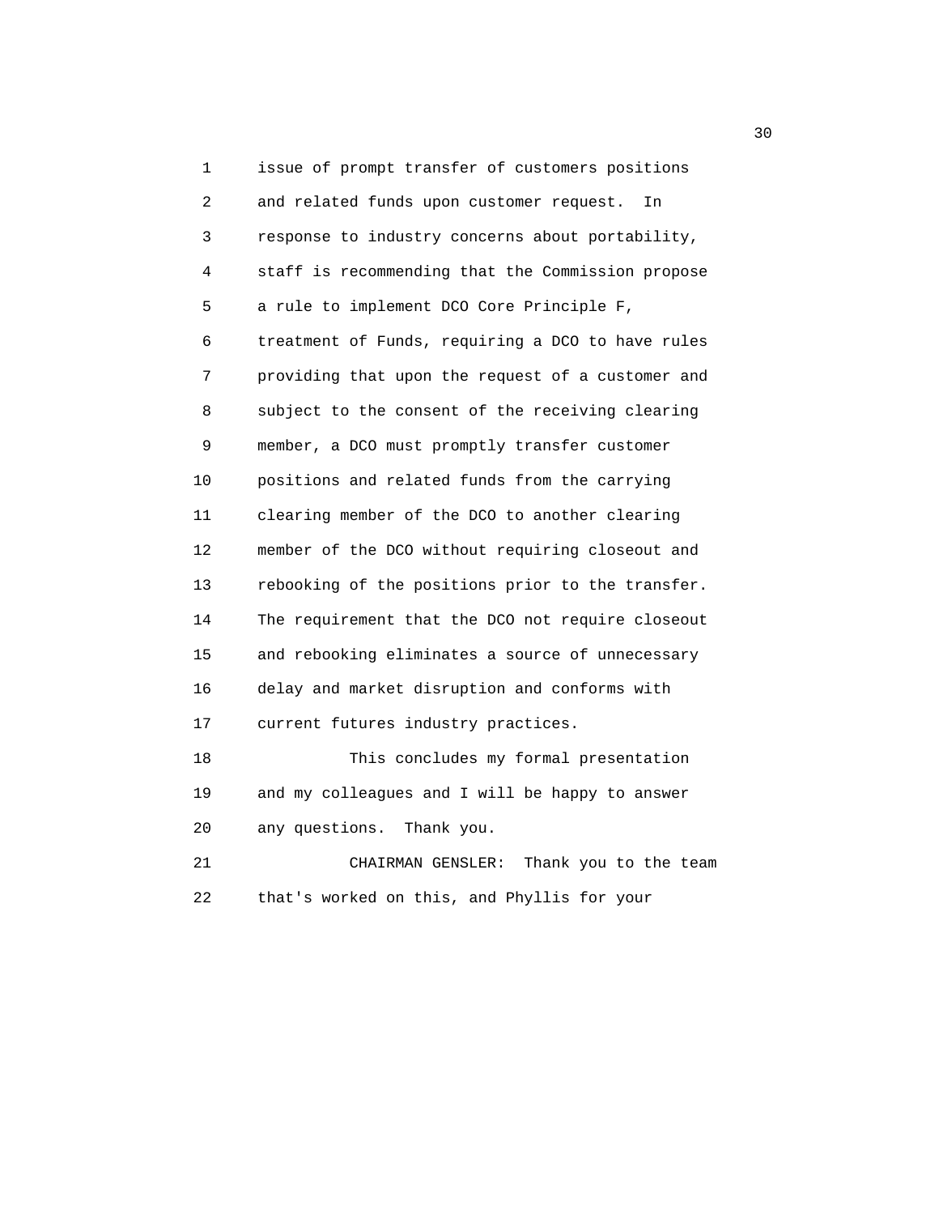issue of prompt transfer of customers positions and related funds upon customer request. In response to industry concerns about portability, staff is recommending that the Commission propose a rule to implement DCO Core Principle F, treatment of Funds, requiring a DCO to have rules providing that upon the request of a customer and subject to the consent of the receiving clearing member, a DCO must promptly transfer customer positions and related funds from the carrying clearing member of the DCO to another clearing member of the DCO without requiring closeout and rebooking of the positions prior to the transfer. The requirement that the DCO not require closeout and rebooking eliminates a source of unnecessary delay and market disruption and conforms with current futures industry practices.

This concludes my formal presentation and my colleagues and I will be happy to answer any questions. Thank you.

CHAIRMAN GENSLER: Thank you to the team that's worked on this, and Phyllis for your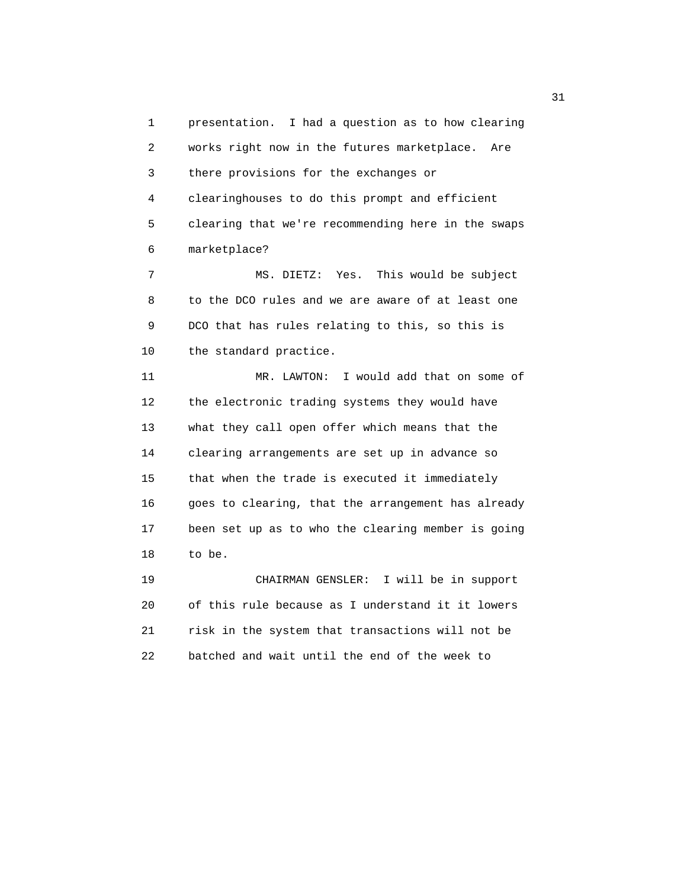presentation. I had a question as to how clearing works right now in the futures marketplace. Are there provisions for the exchanges or clearinghouses to do this prompt and efficient clearing that we're recommending here in the swaps marketplace?

MS. DIETZ: Yes. This would be subject to the DCO rules and we are aware of at least one DCO that has rules relating to this, so this is the standard practice.

MR. LAWTON: I would add that on some of the electronic trading systems they would have what they call open offer which means that the clearing arrangements are set up in advance so that when the trade is executed it immediately goes to clearing, that the arrangement has already been set up as to who the clearing member is going to be.

CHAIRMAN GENSLER: I will be in support of this rule because as I understand it it lowers risk in the system that transactions will not be batched and wait until the end of the week to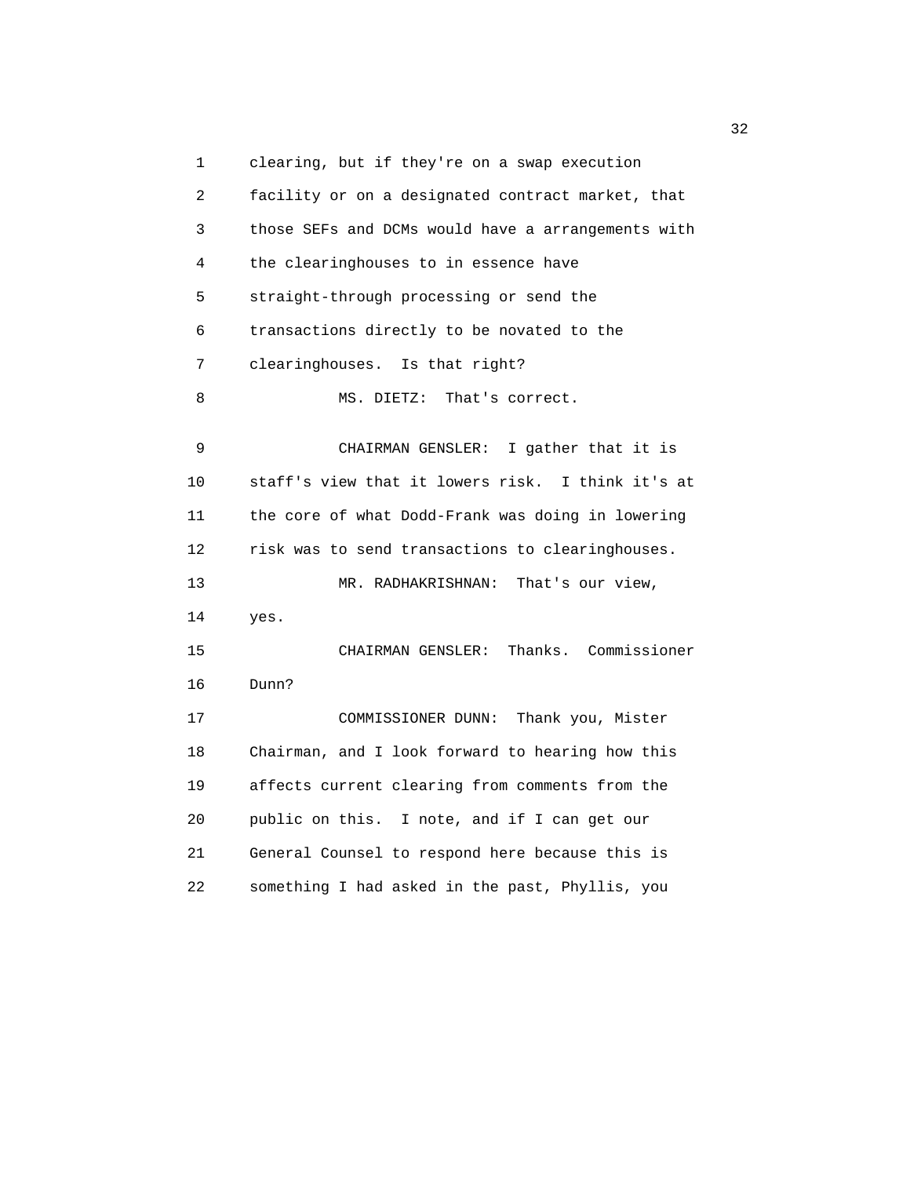clearing, but if they're on a swap execution facility or on a designated contract market, that those SEFs and DCMs would have a arrangements with the clearinghouses to in essence have straight-through processing or send the transactions directly to be novated to the clearinghouses. Is that right?

MS. DIETZ: That's correct.

CHAIRMAN GENSLER: I gather that it is staff's view that it lowers risk. I think it's at the core of what Dodd-Frank was doing in lowering risk was to send transactions to clearinghouses.

MR. RADHAKRISHNAN: That's our view, yes.

CHAIRMAN GENSLER: Thanks. Commissioner Dunn?

COMMISSIONER DUNN: Thank you, Mister Chairman, and I look forward to hearing how this affects current clearing from comments from the public on this. I note, and if I can get our General Counsel to respond here because this is something I had asked in the past, Phyllis, you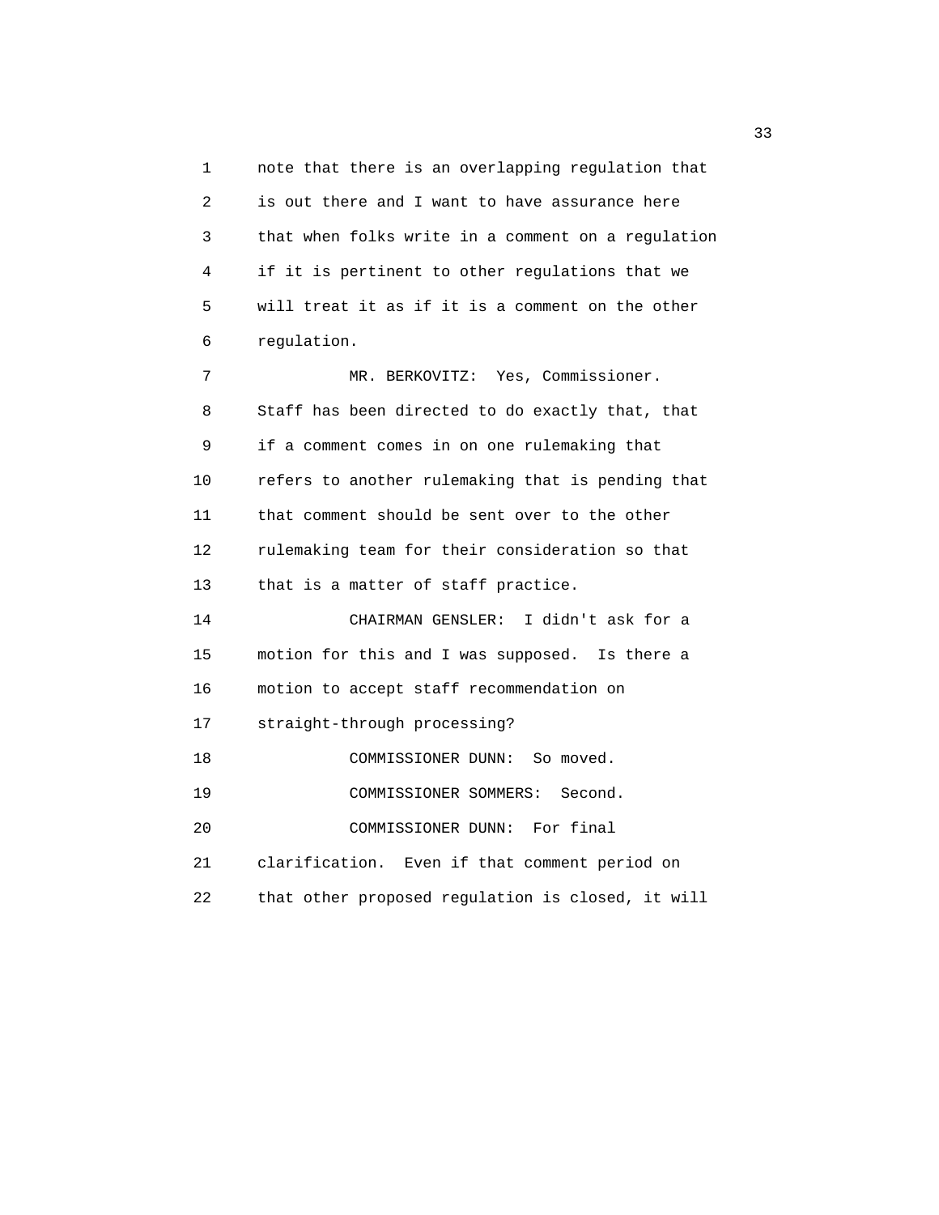note that there is an overlapping regulation that is out there and I want to have assurance here that when folks write in a comment on a regulation if it is pertinent to other regulations that we will treat it as if it is a comment on the other regulation.

MR. BERKOVITZ: Yes, Commissioner. Staff has been directed to do exactly that, that if a comment comes in on one rulemaking that refers to another rulemaking that is pending that that comment should be sent over to the other rulemaking team for their consideration so that that is a matter of staff practice.

CHAIRMAN GENSLER: I didn't ask for a motion for this and I was supposed. Is there a motion to accept staff recommendation on straight-through processing?

COMMISSIONER DUNN: So moved.

COMMISSIONER SOMMERS: Second.

COMMISSIONER DUNN: For final clarification. Even if that comment period on that other proposed regulation is closed, it will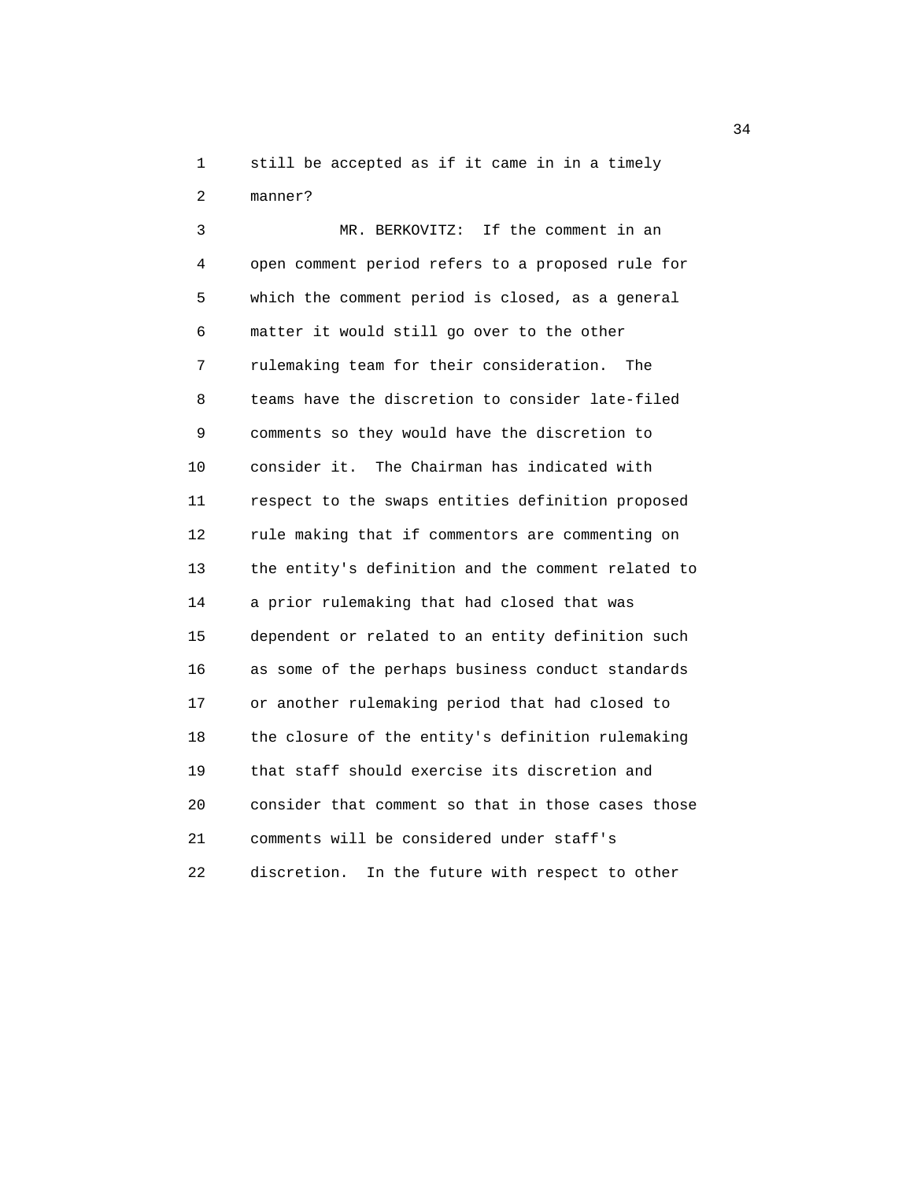still be accepted as if it came in in a timely manner?

MR. BERKOVITZ: If the comment in an open comment period refers to a proposed rule for which the comment period is closed, as a general matter it would still go over to the other rulemaking team for their consideration. The teams have the discretion to consider late-filed comments so they would have the discretion to consider it. The Chairman has indicated with respect to the swaps entities definition proposed rule making that if commentors are commenting on the entity's definition and the comment related to a prior rulemaking that had closed that was dependent or related to an entity definition such as some of the perhaps business conduct standards or another rulemaking period that had closed to the closure of the entity's definition rulemaking that staff should exercise its discretion and consider that comment so that in those cases those comments will be considered under staff's discretion. In the future with respect to other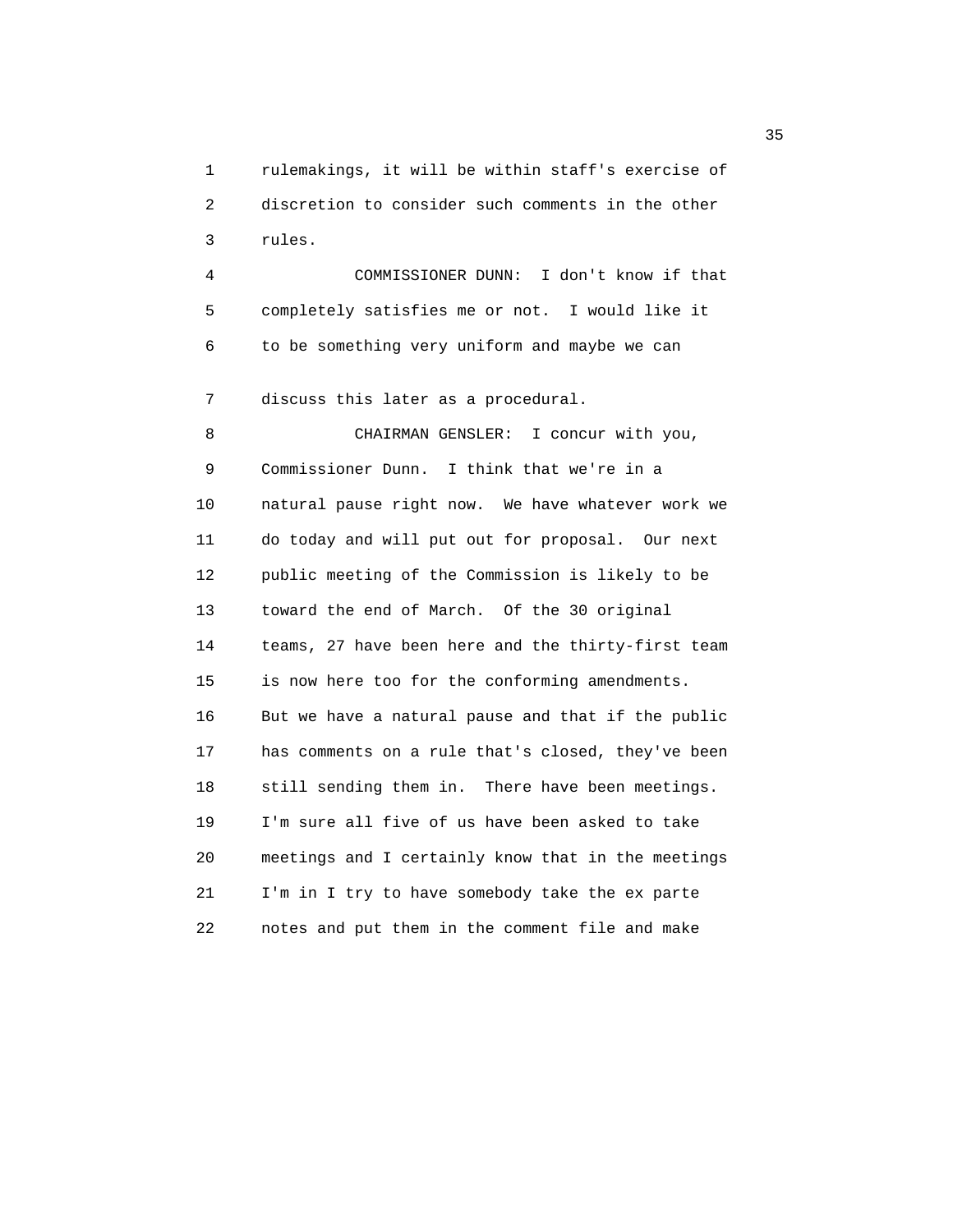rulemakings, it will be within staff's exercise of discretion to consider such comments in the other rules.

COMMISSIONER DUNN: I don't know if that completely satisfies me or not. I would like it to be something very uniform and maybe we can discuss this later as a procedural.

CHAIRMAN GENSLER: I concur with you, Commissioner Dunn. I think that we're in a natural pause right now. We have whatever work we do today and will put out for proposal. Our next public meeting of the Commission is likely to be toward the end of March. Of the 30 original teams, 27 have been here and the thirty-first team is now here too for the conforming amendments. But we have a natural pause and that if the public has comments on a rule that's closed, they've been still sending them in. There have been meetings. I'm sure all five of us have been asked to take meetings and I certainly know that in the meetings I'm in I try to have somebody take the ex parte notes and put them in the comment file and make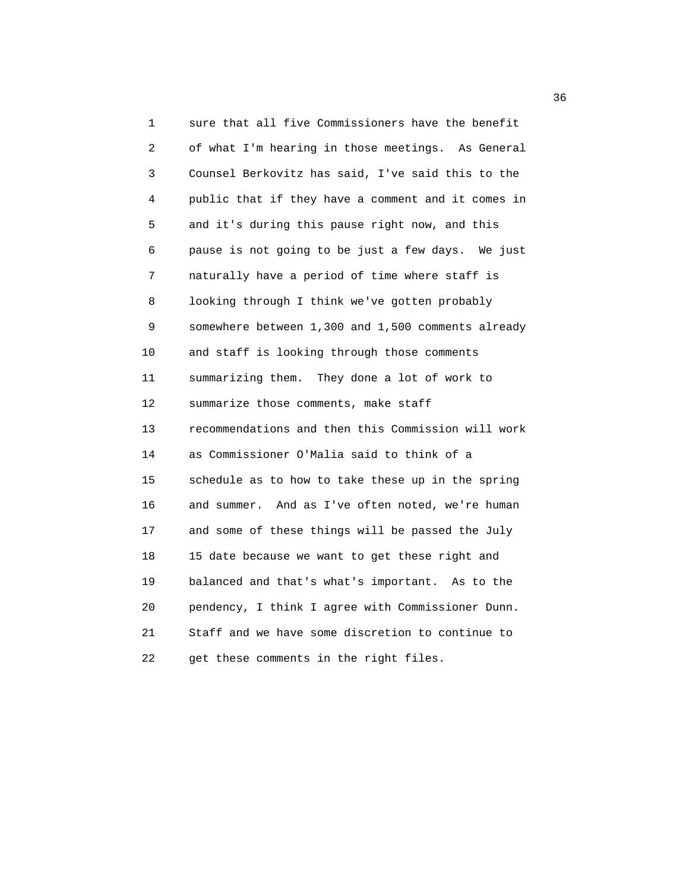sure that all five Commissioners have the benefit of what I'm hearing in those meetings. As General Counsel Berkovitz has said, I've said this to the public that if they have a comment and it comes in and it's during this pause right now, and this pause is not going to be just a few days. We just naturally have a period of time where staff is looking through I think we've gotten probably somewhere between 1,300 and 1,500 comments already and staff is looking through those comments summarizing them. They done a lot of work to summarize those comments, make staff recommendations and then this Commission will work as Commissioner O'Malia said to think of a schedule as to how to take these up in the spring and summer. And as I've often noted, we're human and some of these things will be passed the July 15 date because we want to get these right and balanced and that's what's important. As to the pendency, I think I agree with Commissioner Dunn. Staff and we have some discretion to continue to get these comments in the right files.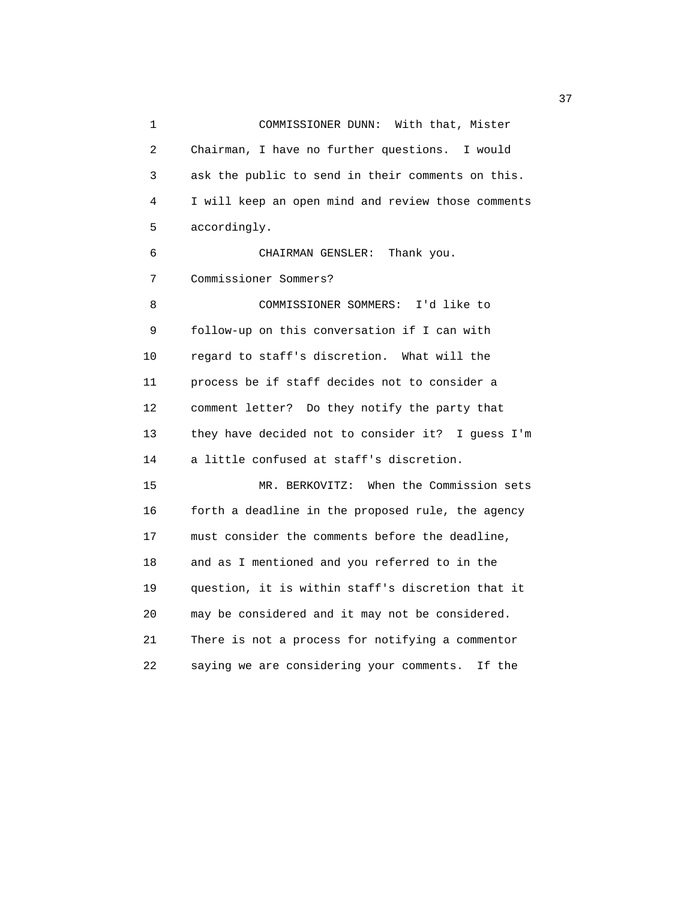COMMISSIONER DUNN: With that, Mister Chairman, I have no further questions. I would ask the public to send in their comments on this. I will keep an open mind and review those comments accordingly.

CHAIRMAN GENSLER: Thank you. Commissioner Sommers?

COMMISSIONER SOMMERS: I'd like to follow-up on this conversation if I can with regard to staff's discretion. What will the process be if staff decides not to consider a comment letter? Do they notify the party that they have decided not to consider it? I guess I'm a little confused at staff's discretion.

MR. BERKOVITZ: When the Commission sets forth a deadline in the proposed rule, the agency must consider the comments before the deadline, and as I mentioned and you referred to in the question, it is within staff's discretion that it may be considered and it may not be considered. There is not a process for notifying a commentor saying we are considering your comments. If the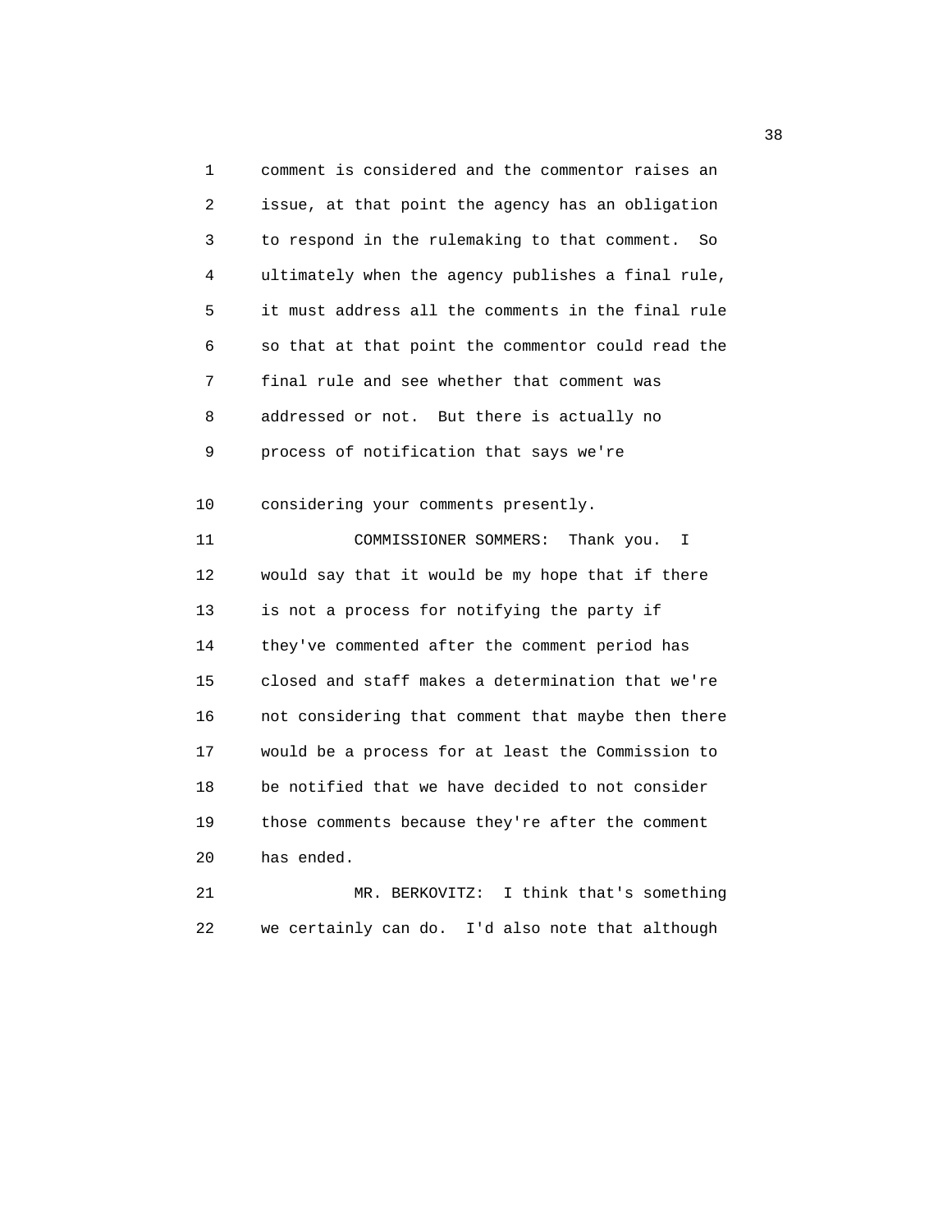comment is considered and the commentor raises an issue, at that point the agency has an obligation to respond in the rulemaking to that comment. So ultimately when the agency publishes a final rule, it must address all the comments in the final rule so that at that point the commentor could read the final rule and see whether that comment was addressed or not. But there is actually no process of notification that says we're considering your comments presently.

COMMISSIONER SOMMERS: Thank you. I would say that it would be my hope that if there is not a process for notifying the party if they've commented after the comment period has closed and staff makes a determination that we're not considering that comment that maybe then there would be a process for at least the Commission to be notified that we have decided to not consider those comments because they're after the comment has ended.

MR. BERKOVITZ: I think that's something we certainly can do. I'd also note that although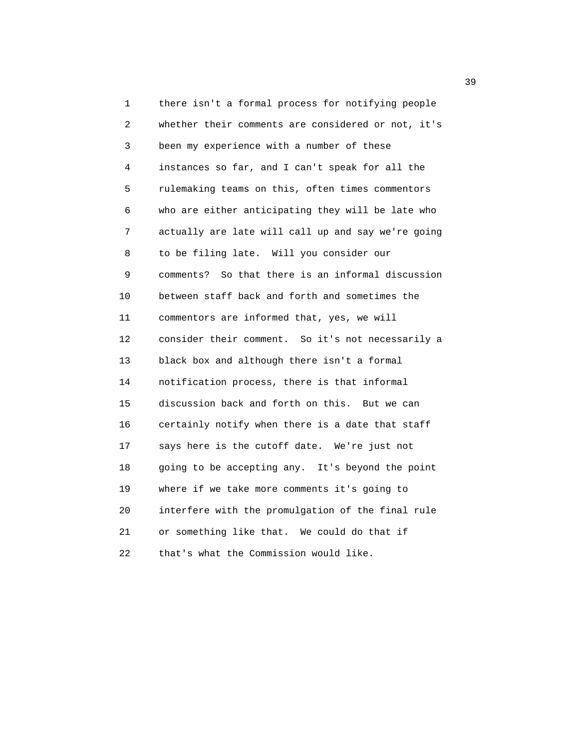there isn't a formal process for notifying people whether their comments are considered or not, it's been my experience with a number of these instances so far, and I can't speak for all the rulemaking teams on this, often times commentors who are either anticipating they will be late who actually are late will call up and say we're going to be filing late. Will you consider our comments? So that there is an informal discussion between staff back and forth and sometimes the commentors are informed that, yes, we will consider their comment. So it's not necessarily a black box and although there isn't a formal notification process, there is that informal discussion back and forth on this. But we can certainly notify when there is a date that staff says here is the cutoff date. We're just not going to be accepting any. It's beyond the point where if we take more comments it's going to interfere with the promulgation of the final rule or something like that. We could do that if that's what the Commission would like.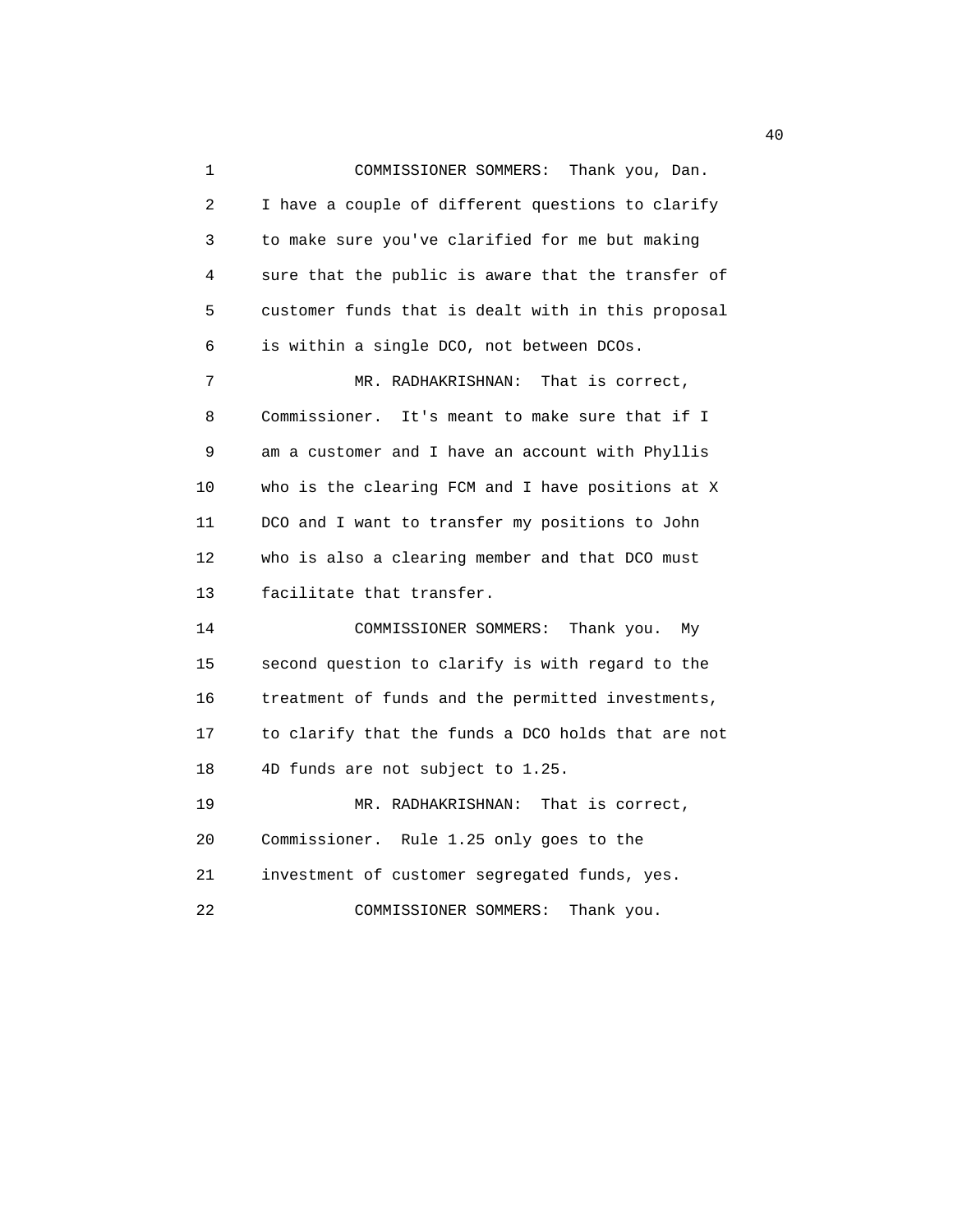COMMISSIONER SOMMERS: Thank you, Dan. I have a couple of different questions to clarify to make sure you've clarified for me but making sure that the public is aware that the transfer of customer funds that is dealt with in this proposal is within a single DCO, not between DCOs.

MR. RADHAKRISHNAN: That is correct, Commissioner. It's meant to make sure that if I am a customer and I have an account with Phyllis who is the clearing FCM and I have positions at X DCO and I want to transfer my positions to John who is also a clearing member and that DCO must facilitate that transfer.

COMMISSIONER SOMMERS: Thank you. My second question to clarify is with regard to the treatment of funds and the permitted investments, to clarify that the funds a DCO holds that are not 4D funds are not subject to 1.25.

MR. RADHAKRISHNAN: That is correct, Commissioner. Rule 1.25 only goes to the investment of customer segregated funds, yes.

COMMISSIONER SOMMERS: Thank you.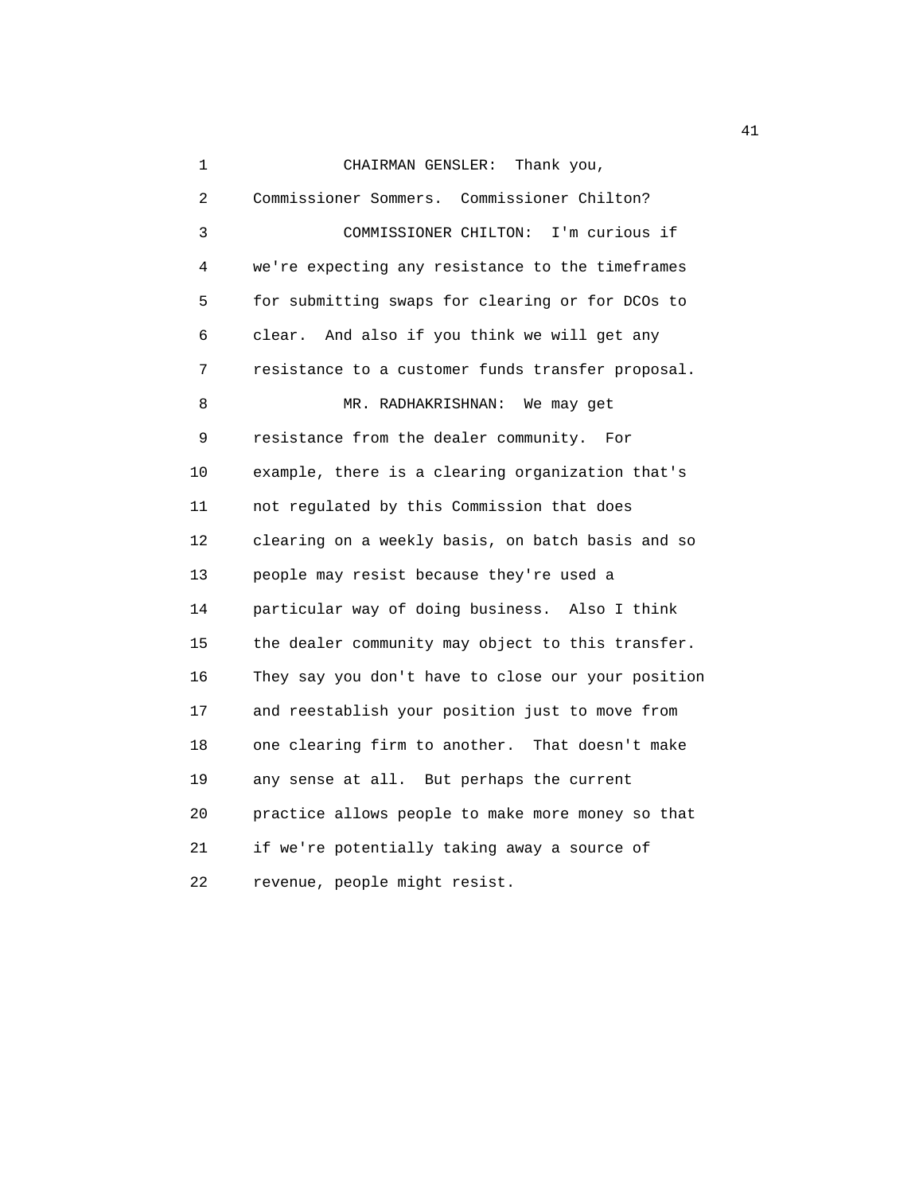CHAIRMAN GENSLER: Thank you, Commissioner Sommers. Commissioner Chilton?

COMMISSIONER CHILTON: I'm curious if we're expecting any resistance to the timeframes for submitting swaps for clearing or for DCOs to clear. And also if you think we will get any resistance to a customer funds transfer proposal.

MR. RADHAKRISHNAN: We may get resistance from the dealer community. For example, there is a clearing organization that's not regulated by this Commission that does clearing on a weekly basis, on batch basis and so people may resist because they're used a particular way of doing business. Also I think the dealer community may object to this transfer. They say you don't have to close our your position and reestablish your position just to move from one clearing firm to another. That doesn't make any sense at all. But perhaps the current practice allows people to make more money so that if we're potentially taking away a source of revenue, people might resist.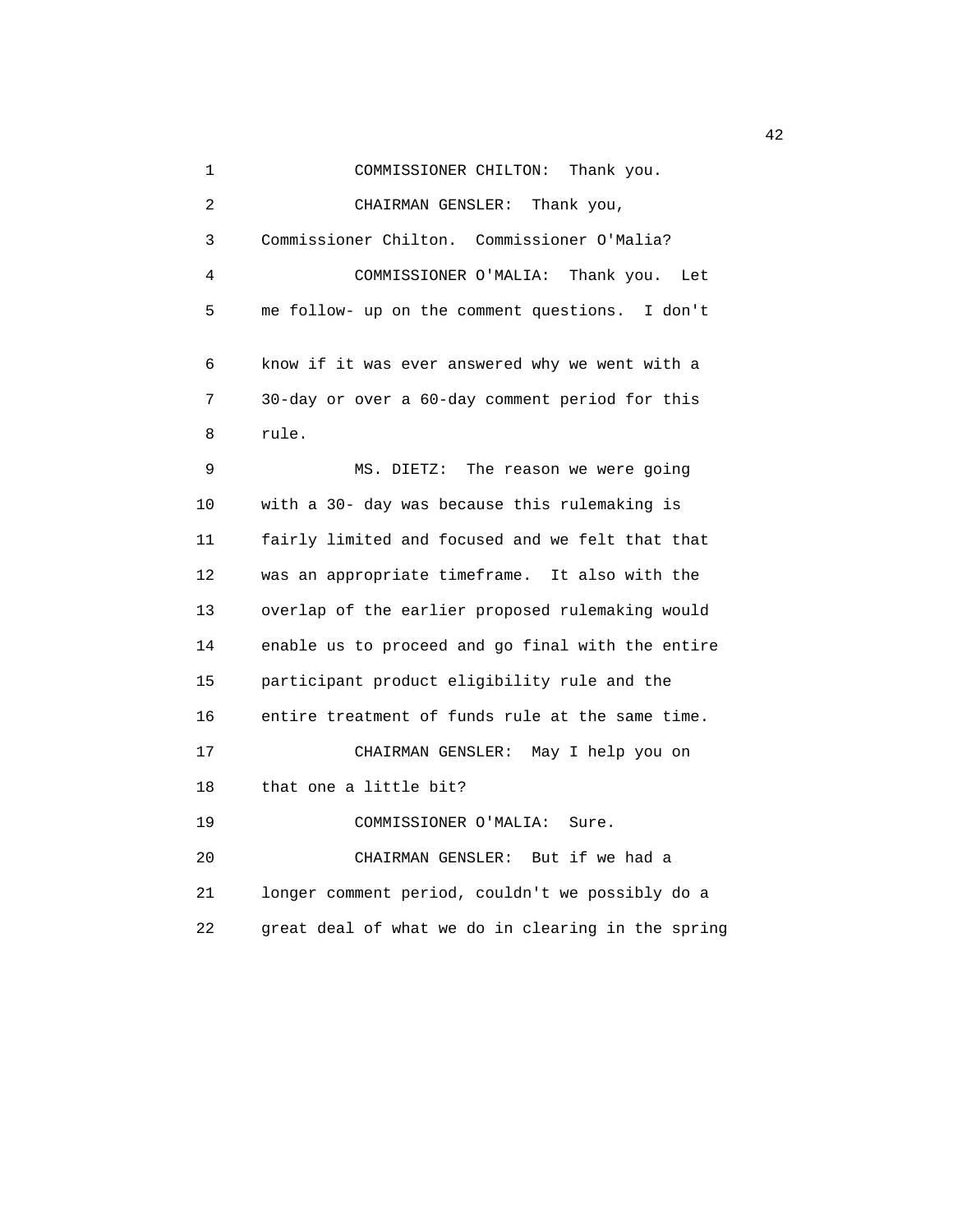1 COMMISSIONER CHILTON: Thank you.

2 CHAIRMAN GENSLER: Thank you,

3 Commissioner Chilton. Commissioner O'Malia?

4 COMMISSIONER O'MALIA: Thank you. Let

5 me follow- up on the comment questions. I don't

6 know if it was ever answered why we went with a

7 30-day or over a 60-day comment period for this

8 rule.

9 MS. DIETZ: The reason we were going

10 with a 30- day was because this rulemaking is

11 fairly limited and focused and we felt that that

12 was an appropriate timeframe. It also with the

13 overlap of the earlier proposed rulemaking would

14 enable us to proceed and go final with the entire

15 participant product eligibility rule and the

16 entire treatment of funds rule at the same time.

17 CHAIRMAN GENSLER: May I help you on

18 that one a little bit?

19 COMMISSIONER O'MALIA: Sure.

20 CHAIRMAN GENSLER: But if we had a

21 longer comment period, couldn't we possibly do a

22 great deal of what we do in clearing in the spring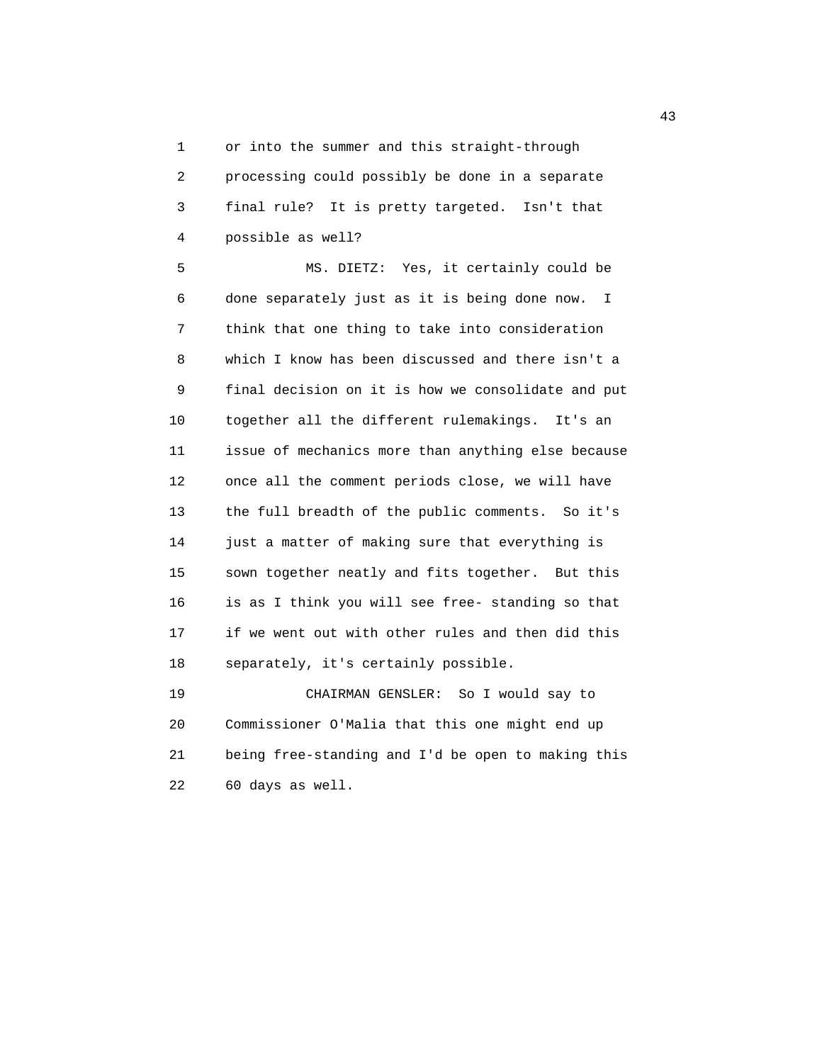or into the summer and this straight-through processing could possibly be done in a separate final rule? It is pretty targeted. Isn't that possible as well?

MS. DIETZ: Yes, it certainly could be done separately just as it is being done now. I think that one thing to take into consideration which I know has been discussed and there isn't a final decision on it is how we consolidate and put together all the different rulemakings. It's an issue of mechanics more than anything else because once all the comment periods close, we will have the full breadth of the public comments. So it's just a matter of making sure that everything is sown together neatly and fits together. But this is as I think you will see free- standing so that if we went out with other rules and then did this separately, it's certainly possible.

CHAIRMAN GENSLER: So I would say to Commissioner O'Malia that this one might end up being free-standing and I'd be open to making this 60 days as well.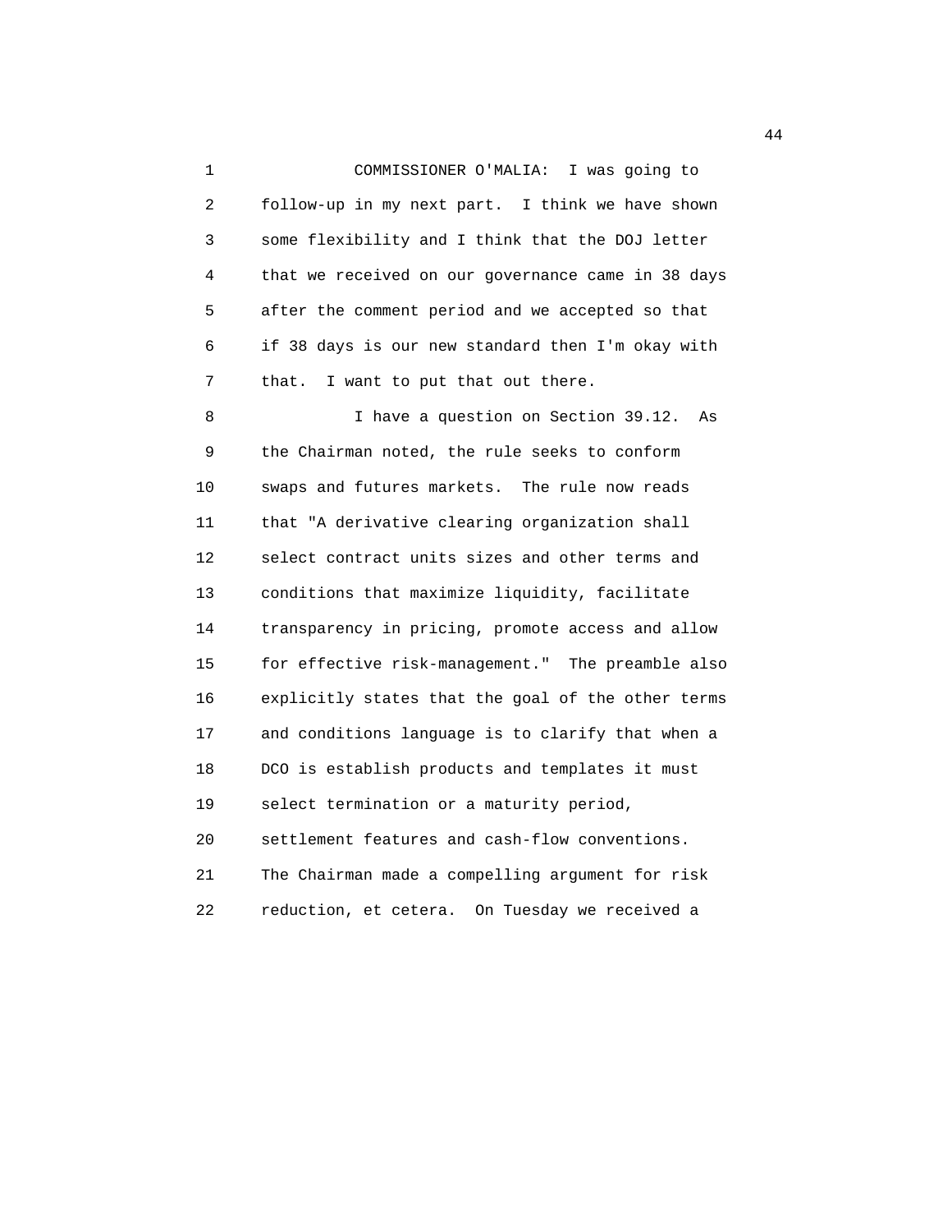COMMISSIONER O'MALIA: I was going to follow-up in my next part. I think we have shown some flexibility and I think that the DOJ letter that we received on our governance came in 38 days after the comment period and we accepted so that if 38 days is our new standard then I'm okay with that. I want to put that out there.

I have a question on Section 39.12. As the Chairman noted, the rule seeks to conform swaps and futures markets. The rule now reads that "A derivative clearing organization shall select contract units sizes and other terms and conditions that maximize liquidity, facilitate transparency in pricing, promote access and allow for effective risk-management." The preamble also explicitly states that the goal of the other terms and conditions language is to clarify that when a DCO is establish products and templates it must select termination or a maturity period, settlement features and cash-flow conventions. The Chairman made a compelling argument for risk reduction, et cetera. On Tuesday we received a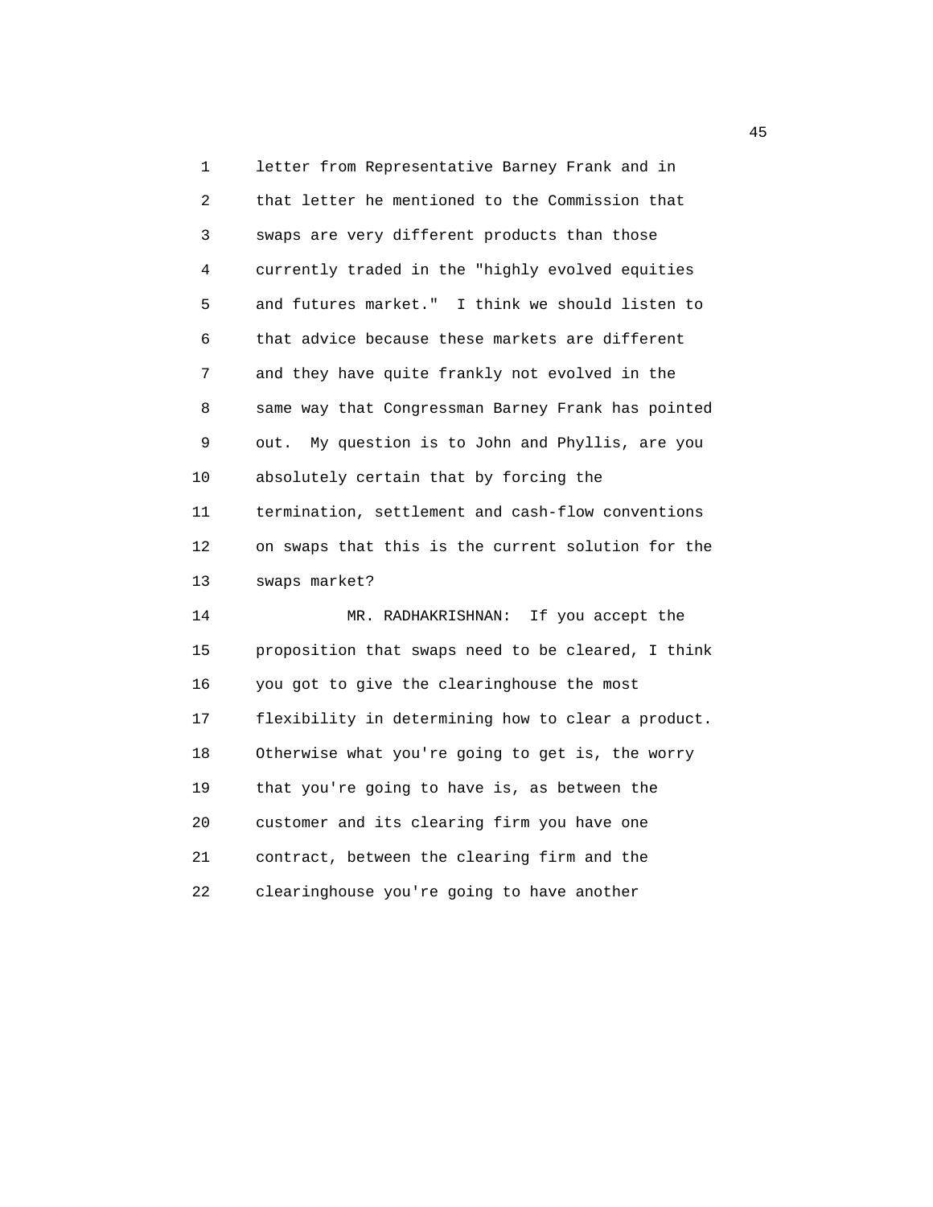letter from Representative Barney Frank and in that letter he mentioned to the Commission that swaps are very different products than those currently traded in the "highly evolved equities and futures market." I think we should listen to that advice because these markets are different and they have quite frankly not evolved in the same way that Congressman Barney Frank has pointed out. My question is to John and Phyllis, are you absolutely certain that by forcing the termination, settlement and cash-flow conventions on swaps that this is the current solution for the swaps market?

MR. RADHAKRISHNAN: If you accept the proposition that swaps need to be cleared, I think you got to give the clearinghouse the most flexibility in determining how to clear a product. Otherwise what you're going to get is, the worry that you're going to have is, as between the customer and its clearing firm you have one contract, between the clearing firm and the clearinghouse you're going to have another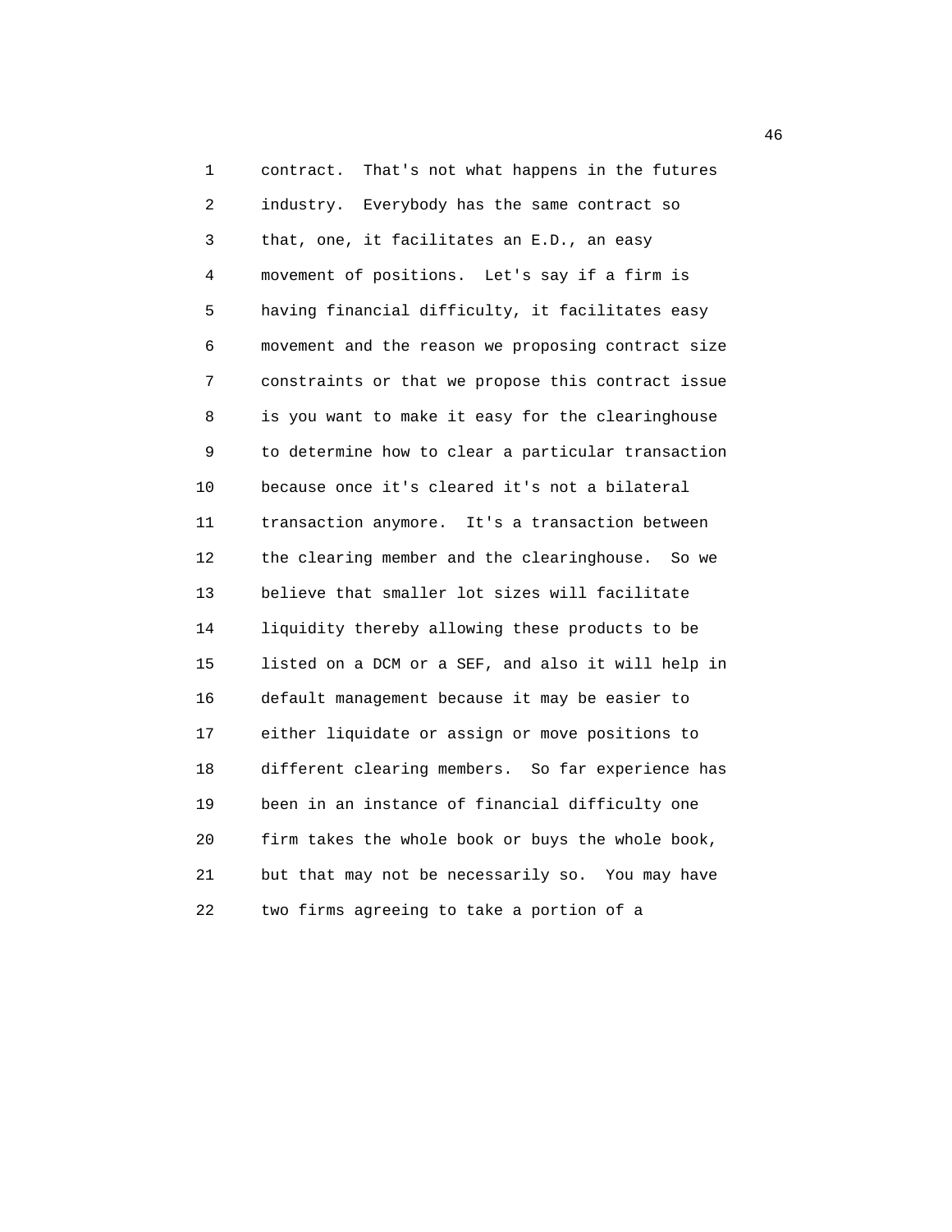contract. That's not what happens in the futures industry. Everybody has the same contract so that, one, it facilitates an E.D., an easy movement of positions. Let's say if a firm is having financial difficulty, it facilitates easy movement and the reason we proposing contract size constraints or that we propose this contract issue is you want to make it easy for the clearinghouse to determine how to clear a particular transaction because once it's cleared it's not a bilateral transaction anymore. It's a transaction between the clearing member and the clearinghouse. So we believe that smaller lot sizes will facilitate liquidity thereby allowing these products to be listed on a DCM or a SEF, and also it will help in default management because it may be easier to either liquidate or assign or move positions to different clearing members. So far experience has been in an instance of financial difficulty one firm takes the whole book or buys the whole book, but that may not be necessarily so. You may have two firms agreeing to take a portion of a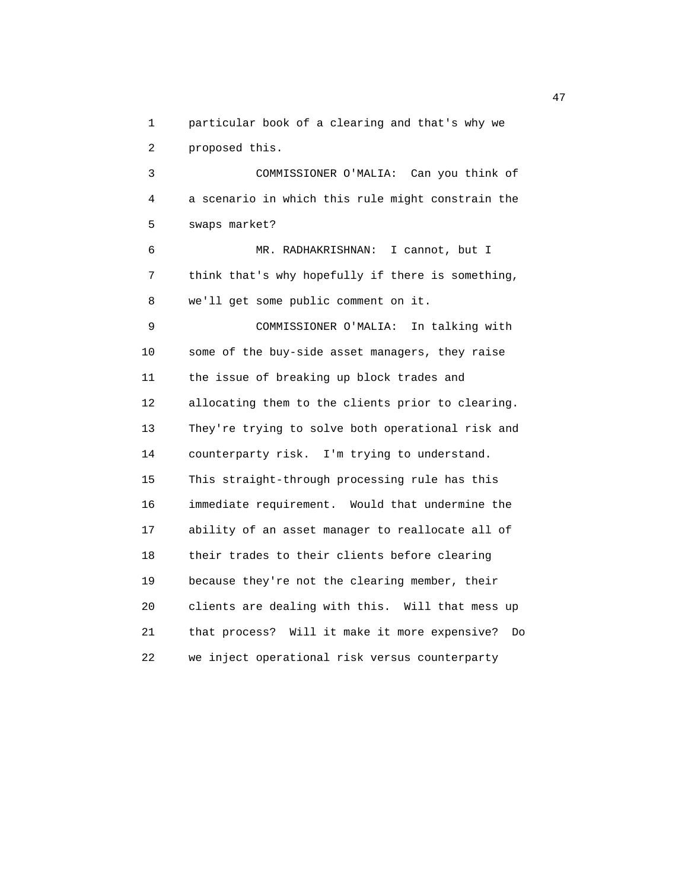particular book of a clearing and that's why we proposed this.

COMMISSIONER O'MALIA: Can you think of a scenario in which this rule might constrain the swaps market?

MR. RADHAKRISHNAN: I cannot, but I think that's why hopefully if there is something, we'll get some public comment on it.

COMMISSIONER O'MALIA: In talking with some of the buy-side asset managers, they raise the issue of breaking up block trades and allocating them to the clients prior to clearing. They're trying to solve both operational risk and counterparty risk. I'm trying to understand. This straight-through processing rule has this immediate requirement. Would that undermine the ability of an asset manager to reallocate all of their trades to their clients before clearing because they're not the clearing member, their clients are dealing with this. Will that mess up that process? Will it make it more expensive? Do we inject operational risk versus counterparty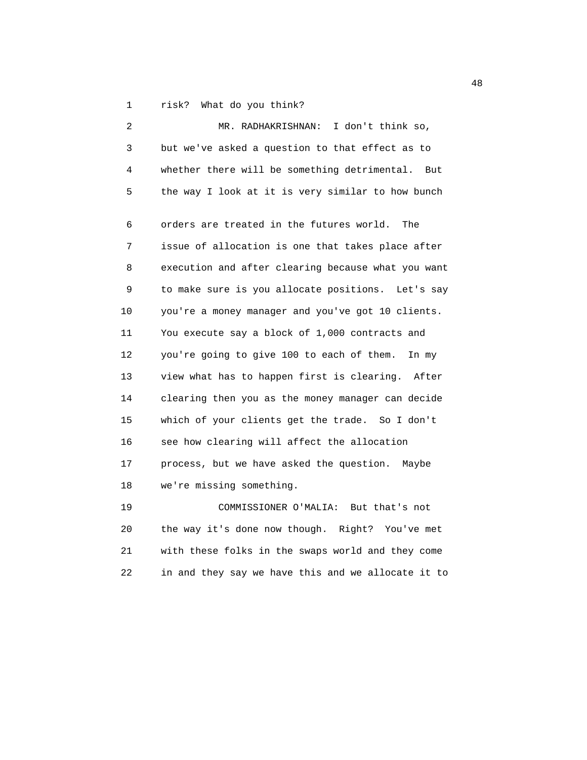risk? What do you think?

MR. RADHAKRISHNAN: I don't think so, but we've asked a question to that effect as to whether there will be something detrimental. But the way I look at it is very similar to how bunch orders are treated in the futures world. The issue of allocation is one that takes place after execution and after clearing because what you want to make sure is you allocate positions. Let's say you're a money manager and you've got 10 clients. You execute say a block of 1,000 contracts and you're going to give 100 to each of them. In my view what has to happen first is clearing. After clearing then you as the money manager can decide which of your clients get the trade. So I don't see how clearing will affect the allocation process, but we have asked the question. Maybe we're missing something.

COMMISSIONER O'MALIA: But that's not the way it's done now though. Right? You've met with these folks in the swaps world and they come in and they say we have this and we allocate it to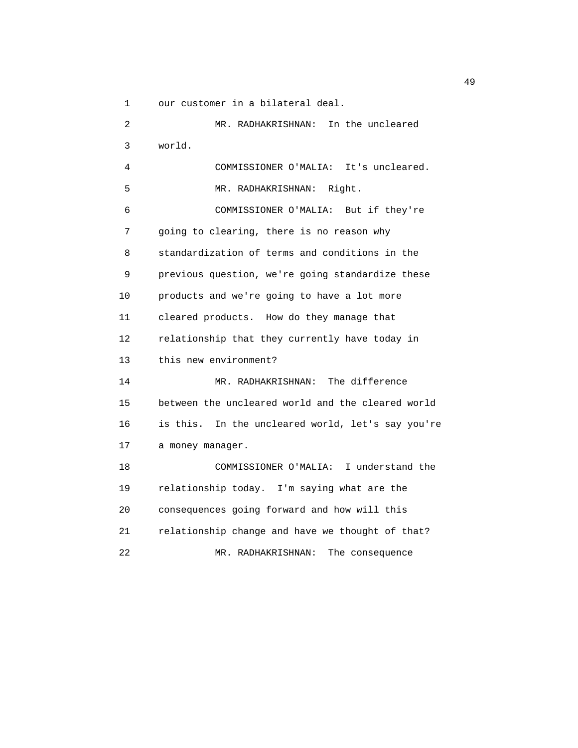our customer in a bilateral deal.

MR. RADHAKRISHNAN: In the uncleared world.

COMMISSIONER O'MALIA: It's uncleared.

MR. RADHAKRISHNAN: Right.

COMMISSIONER O'MALIA: But if they're going to clearing, there is no reason why standardization of terms and conditions in the previous question, we're going standardize these products and we're going to have a lot more cleared products. How do they manage that relationship that they currently have today in this new environment?

MR. RADHAKRISHNAN: The difference between the uncleared world and the cleared world is this. In the uncleared world, let's say you're a money manager.

COMMISSIONER O'MALIA: I understand the relationship today. I'm saying what are the consequences going forward and how will this relationship change and have we thought of that?

MR. RADHAKRISHNAN: The consequence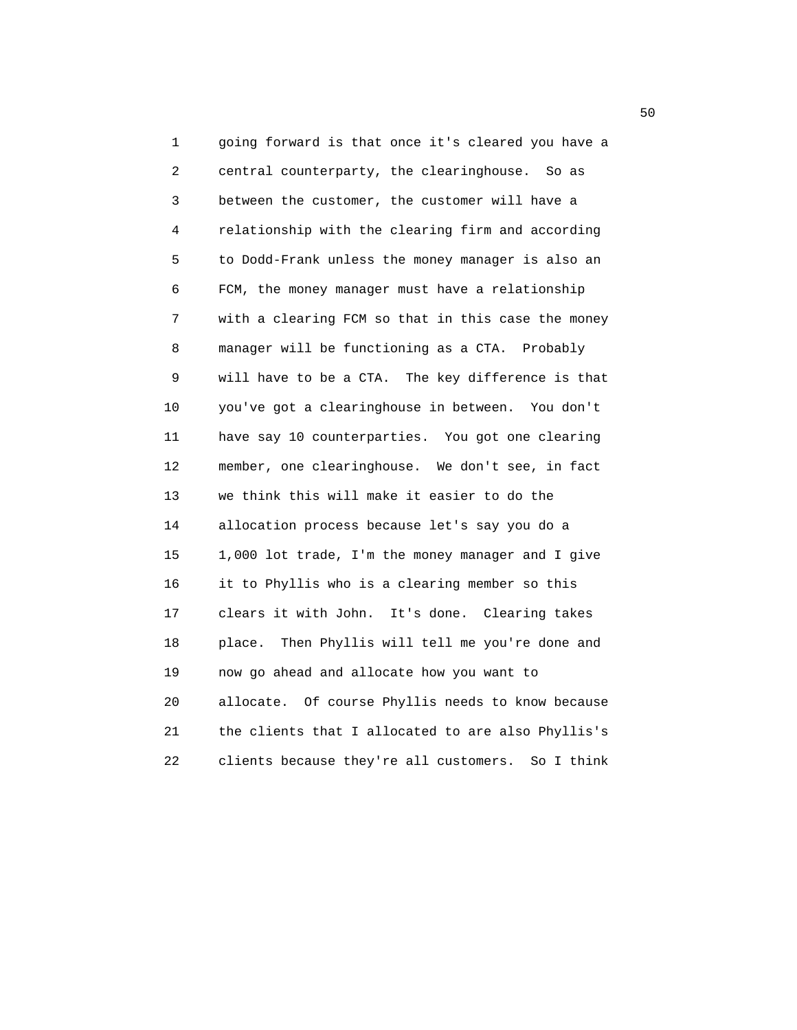going forward is that once it's cleared you have a central counterparty, the clearinghouse. So as between the customer, the customer will have a relationship with the clearing firm and according to Dodd-Frank unless the money manager is also an FCM, the money manager must have a relationship with a clearing FCM so that in this case the money manager will be functioning as a CTA. Probably will have to be a CTA. The key difference is that you've got a clearinghouse in between. You don't have say 10 counterparties. You got one clearing member, one clearinghouse. We don't see, in fact we think this will make it easier to do the allocation process because let's say you do a 1,000 lot trade, I'm the money manager and I give it to Phyllis who is a clearing member so this clears it with John. It's done. Clearing takes place. Then Phyllis will tell me you're done and now go ahead and allocate how you want to allocate. Of course Phyllis needs to know because the clients that I allocated to are also Phyllis's clients because they're all customers. So I think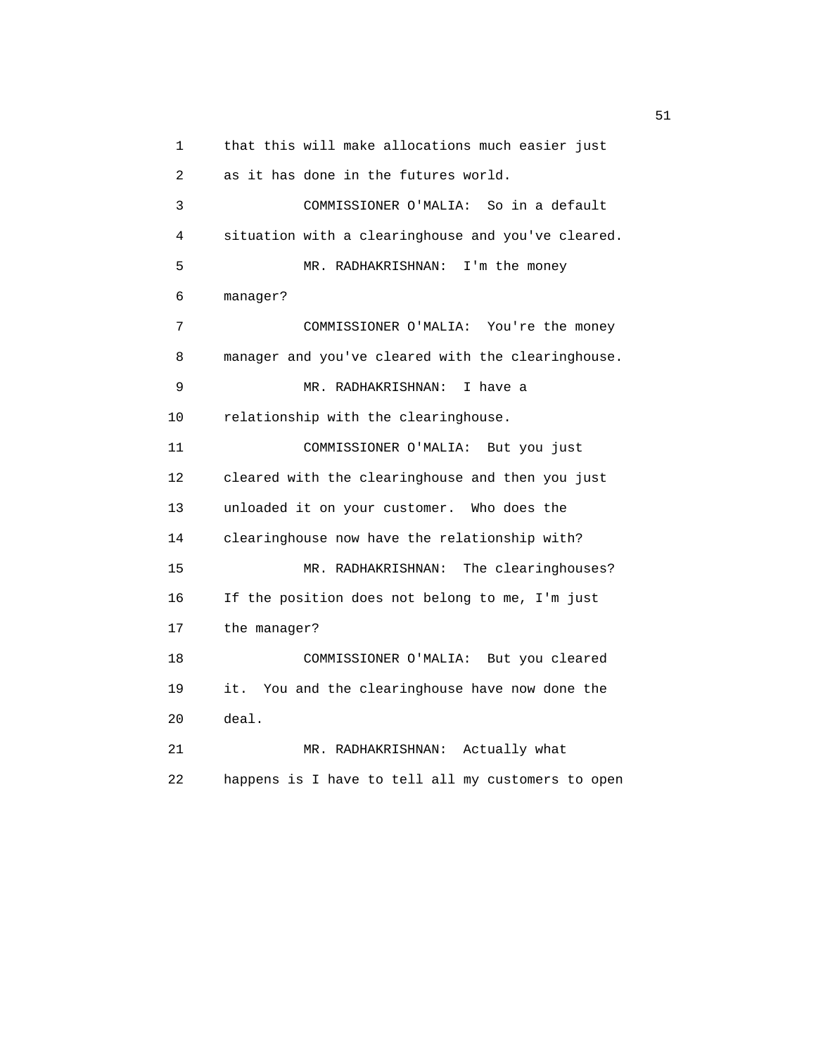that this will make allocations much easier just as it has done in the futures world.

COMMISSIONER O'MALIA: So in a default situation with a clearinghouse and you've cleared.

MR. RADHAKRISHNAN: I'm the money manager?

COMMISSIONER O'MALIA: You're the money manager and you've cleared with the clearinghouse.

MR. RADHAKRISHNAN: I have a relationship with the clearinghouse.

COMMISSIONER O'MALIA: But you just cleared with the clearinghouse and then you just unloaded it on your customer. Who does the clearinghouse now have the relationship with?

MR. RADHAKRISHNAN: The clearinghouses? If the position does not belong to me, I'm just the manager?

COMMISSIONER O'MALIA: But you cleared it. You and the clearinghouse have now done the deal.

MR. RADHAKRISHNAN: Actually what happens is I have to tell all my customers to open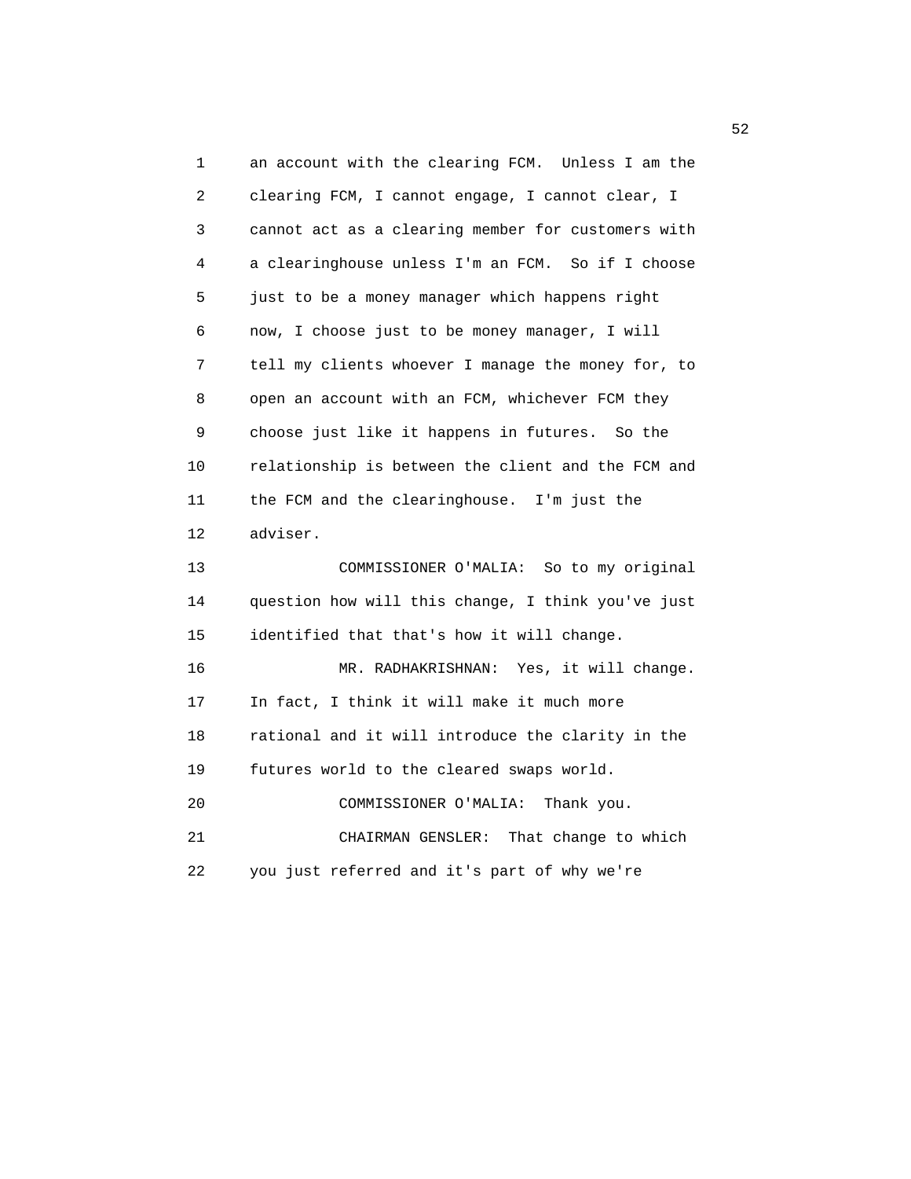an account with the clearing FCM. Unless I am the clearing FCM, I cannot engage, I cannot clear, I cannot act as a clearing member for customers with a clearinghouse unless I'm an FCM. So if I choose just to be a money manager which happens right now, I choose just to be money manager, I will tell my clients whoever I manage the money for, to open an account with an FCM, whichever FCM they choose just like it happens in futures. So the relationship is between the client and the FCM and the FCM and the clearinghouse. I'm just the adviser.

COMMISSIONER O'MALIA: So to my original question how will this change, I think you've just identified that that's how it will change.

MR. RADHAKRISHNAN: Yes, it will change. In fact, I think it will make it much more rational and it will introduce the clarity in the futures world to the cleared swaps world.

COMMISSIONER O'MALIA: Thank you.

CHAIRMAN GENSLER: That change to which you just referred and it's part of why we're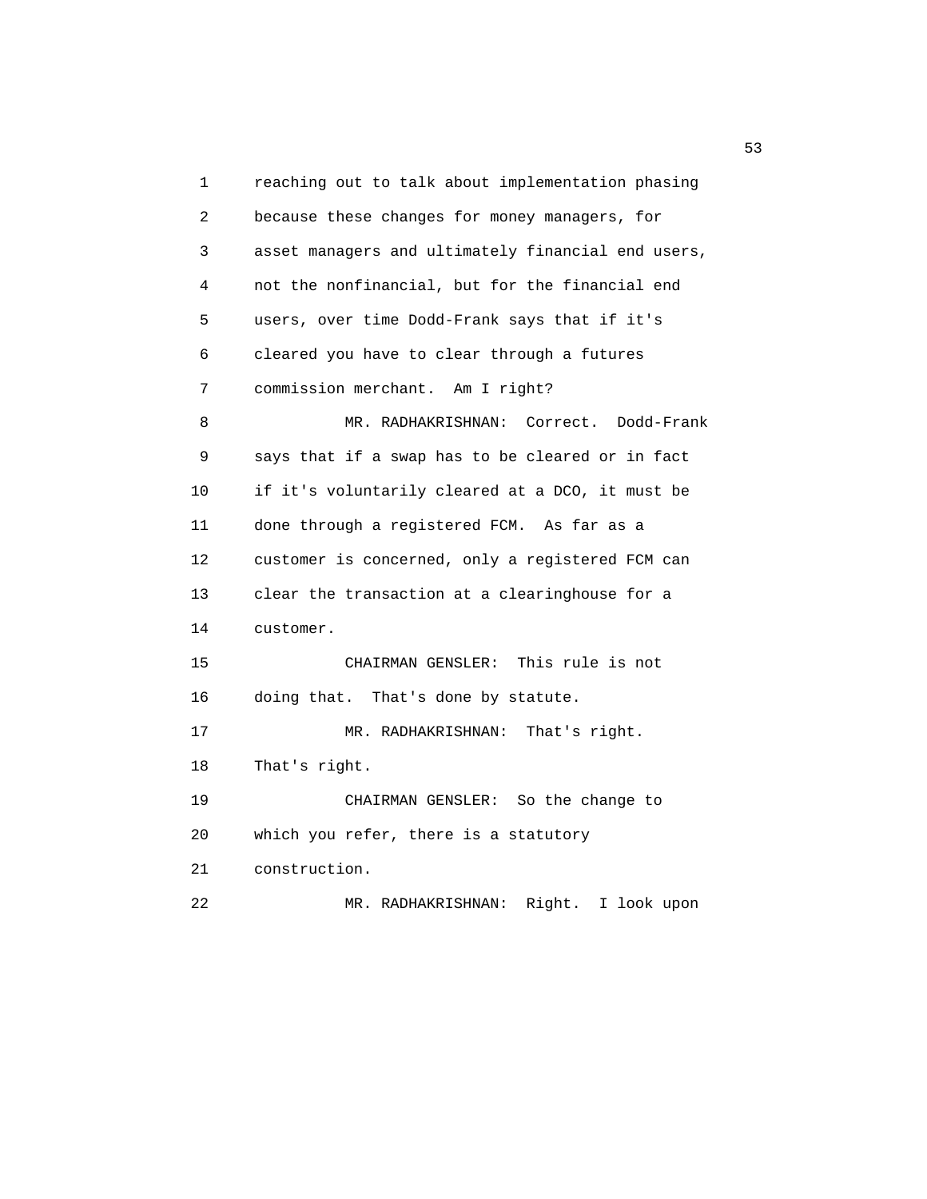reaching out to talk about implementation phasing because these changes for money managers, for asset managers and ultimately financial end users, not the nonfinancial, but for the financial end users, over time Dodd-Frank says that if it's cleared you have to clear through a futures commission merchant. Am I right?

MR. RADHAKRISHNAN: Correct. Dodd-Frank says that if a swap has to be cleared or in fact if it's voluntarily cleared at a DCO, it must be done through a registered FCM. As far as a customer is concerned, only a registered FCM can clear the transaction at a clearinghouse for a customer.

CHAIRMAN GENSLER: This rule is not doing that. That's done by statute.

MR. RADHAKRISHNAN: That's right. That's right.

CHAIRMAN GENSLER: So the change to which you refer, there is a statutory construction.

MR. RADHAKRISHNAN: Right. I look upon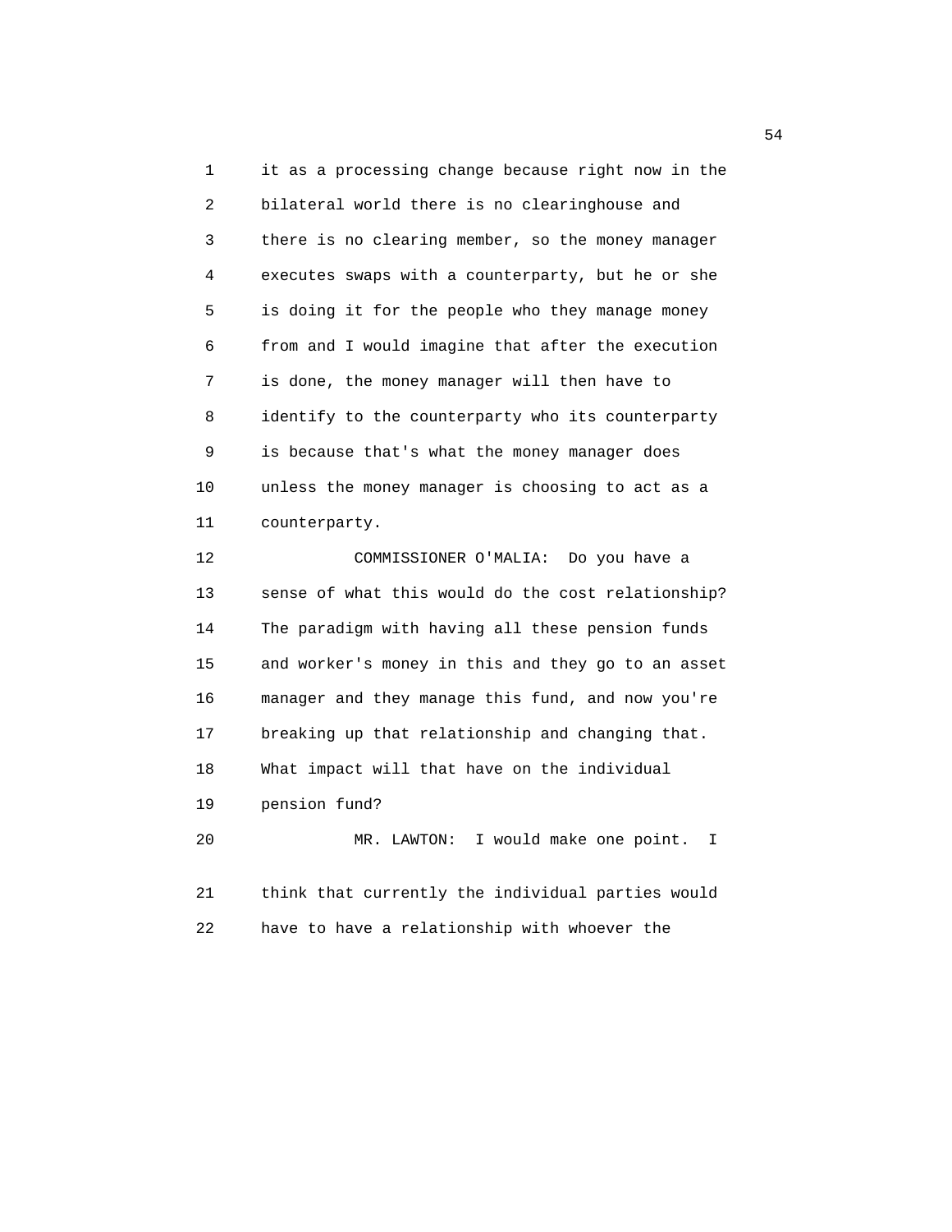it as a processing change because right now in the bilateral world there is no clearinghouse and there is no clearing member, so the money manager executes swaps with a counterparty, but he or she is doing it for the people who they manage money from and I would imagine that after the execution is done, the money manager will then have to identify to the counterparty who its counterparty is because that's what the money manager does unless the money manager is choosing to act as a counterparty.

COMMISSIONER O'MALIA: Do you have a sense of what this would do the cost relationship? The paradigm with having all these pension funds and worker's money in this and they go to an asset manager and they manage this fund, and now you're breaking up that relationship and changing that. What impact will that have on the individual pension fund?

MR. LAWTON: I would make one point. I think that currently the individual parties would have to have a relationship with whoever the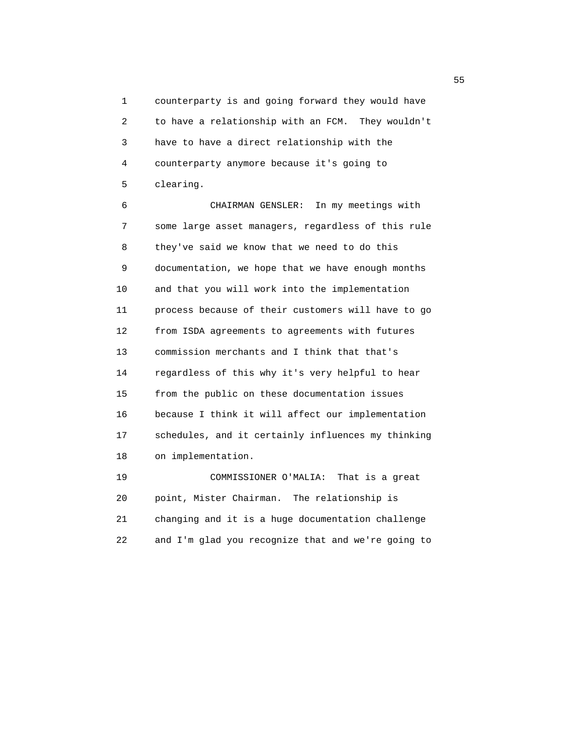counterparty is and going forward they would have to have a relationship with an FCM. They wouldn't have to have a direct relationship with the counterparty anymore because it's going to clearing.

CHAIRMAN GENSLER: In my meetings with some large asset managers, regardless of this rule they've said we know that we need to do this documentation, we hope that we have enough months and that you will work into the implementation process because of their customers will have to go from ISDA agreements to agreements with futures commission merchants and I think that that's regardless of this why it's very helpful to hear from the public on these documentation issues because I think it will affect our implementation schedules, and it certainly influences my thinking on implementation.

COMMISSIONER O'MALIA: That is a great point, Mister Chairman. The relationship is changing and it is a huge documentation challenge and I'm glad you recognize that and we're going to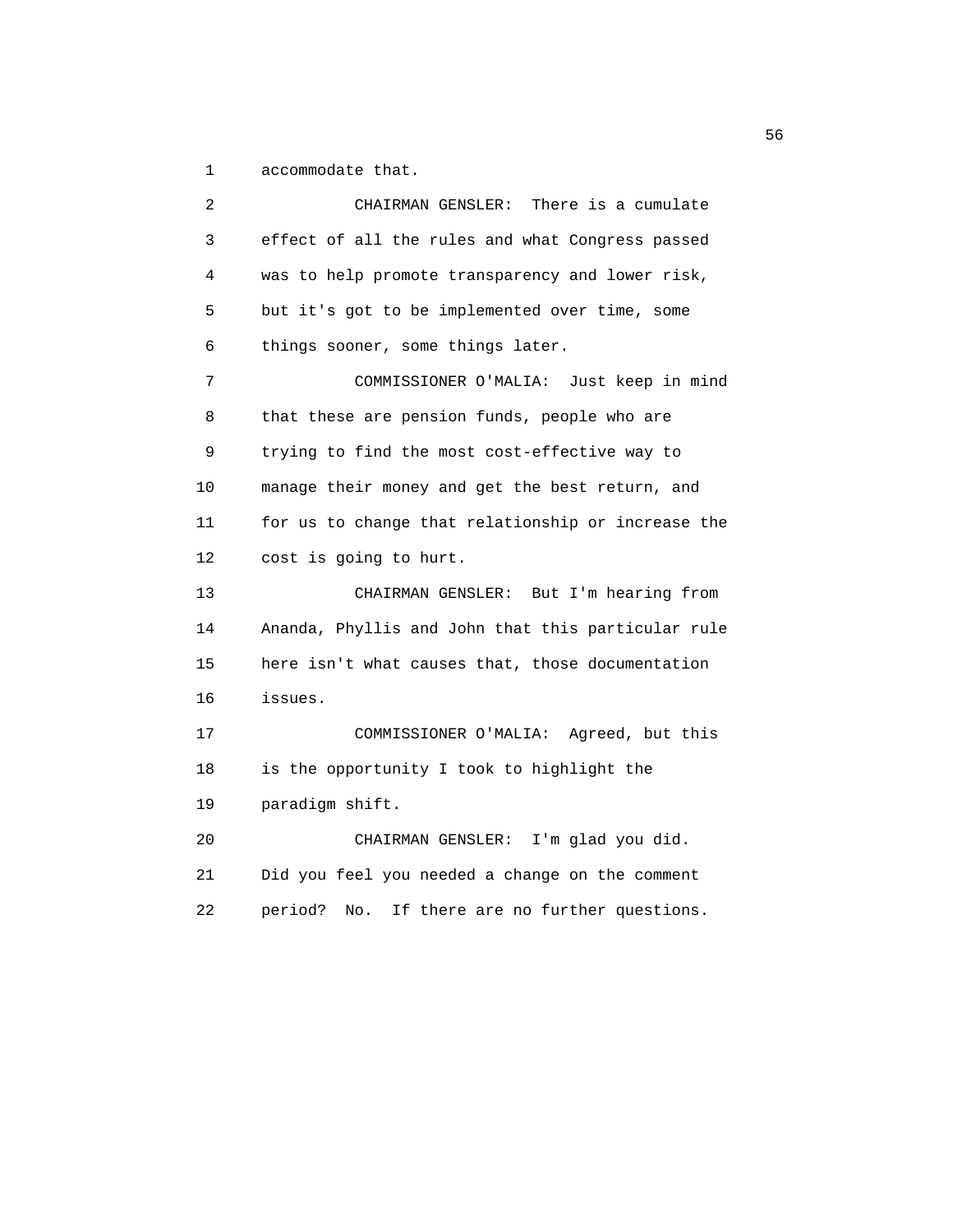accommodate that.

CHAIRMAN GENSLER: There is a cumulate effect of all the rules and what Congress passed was to help promote transparency and lower risk, but it's got to be implemented over time, some things sooner, some things later.

COMMISSIONER O'MALIA: Just keep in mind that these are pension funds, people who are trying to find the most cost-effective way to manage their money and get the best return, and for us to change that relationship or increase the cost is going to hurt.

CHAIRMAN GENSLER: But I'm hearing from Ananda, Phyllis and John that this particular rule here isn't what causes that, those documentation issues.

COMMISSIONER O'MALIA: Agreed, but this is the opportunity I took to highlight the paradigm shift.

CHAIRMAN GENSLER: I'm glad you did. Did you feel you needed a change on the comment period? No. If there are no further questions.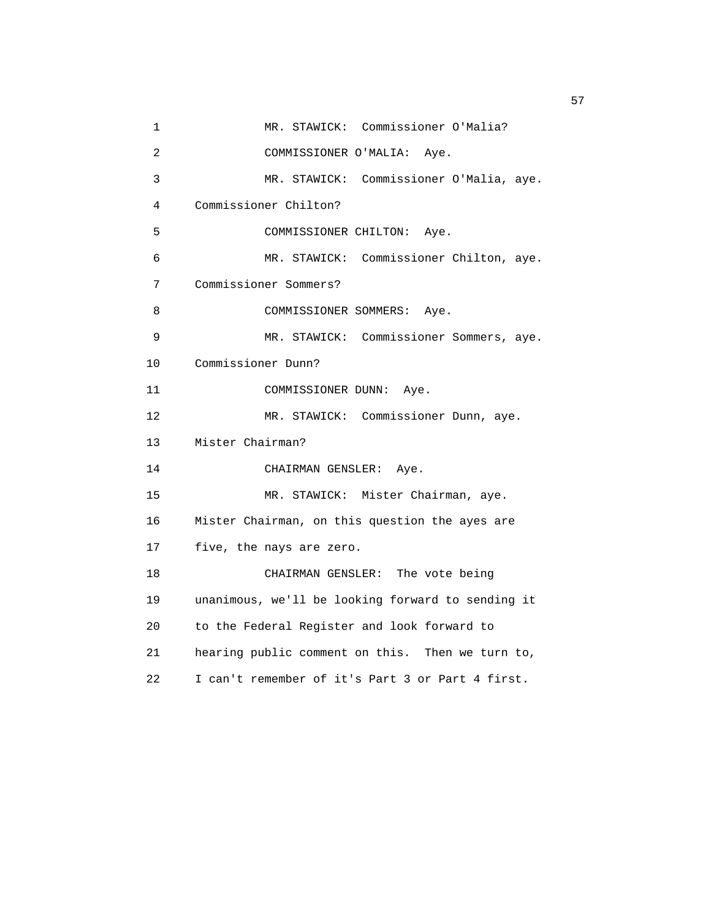MR. STAWICK: Commissioner O'Malia?

COMMISSIONER O'MALIA: Aye.

MR. STAWICK: Commissioner O'Malia, aye. Commissioner Chilton?

COMMISSIONER CHILTON: Aye.

MR. STAWICK: Commissioner Chilton, aye. Commissioner Sommers?

COMMISSIONER SOMMERS: Aye.

MR. STAWICK: Commissioner Sommers, aye. Commissioner Dunn?

COMMISSIONER DUNN: Aye.

MR. STAWICK: Commissioner Dunn, aye. Mister Chairman?

CHAIRMAN GENSLER: Aye.

MR. STAWICK: Mister Chairman, aye. Mister Chairman, on this question the ayes are five, the nays are zero.

CHAIRMAN GENSLER: The vote being unanimous, we'll be looking forward to sending it to the Federal Register and look forward to hearing public comment on this. Then we turn to, I can't remember of it's Part 3 or Part 4 first.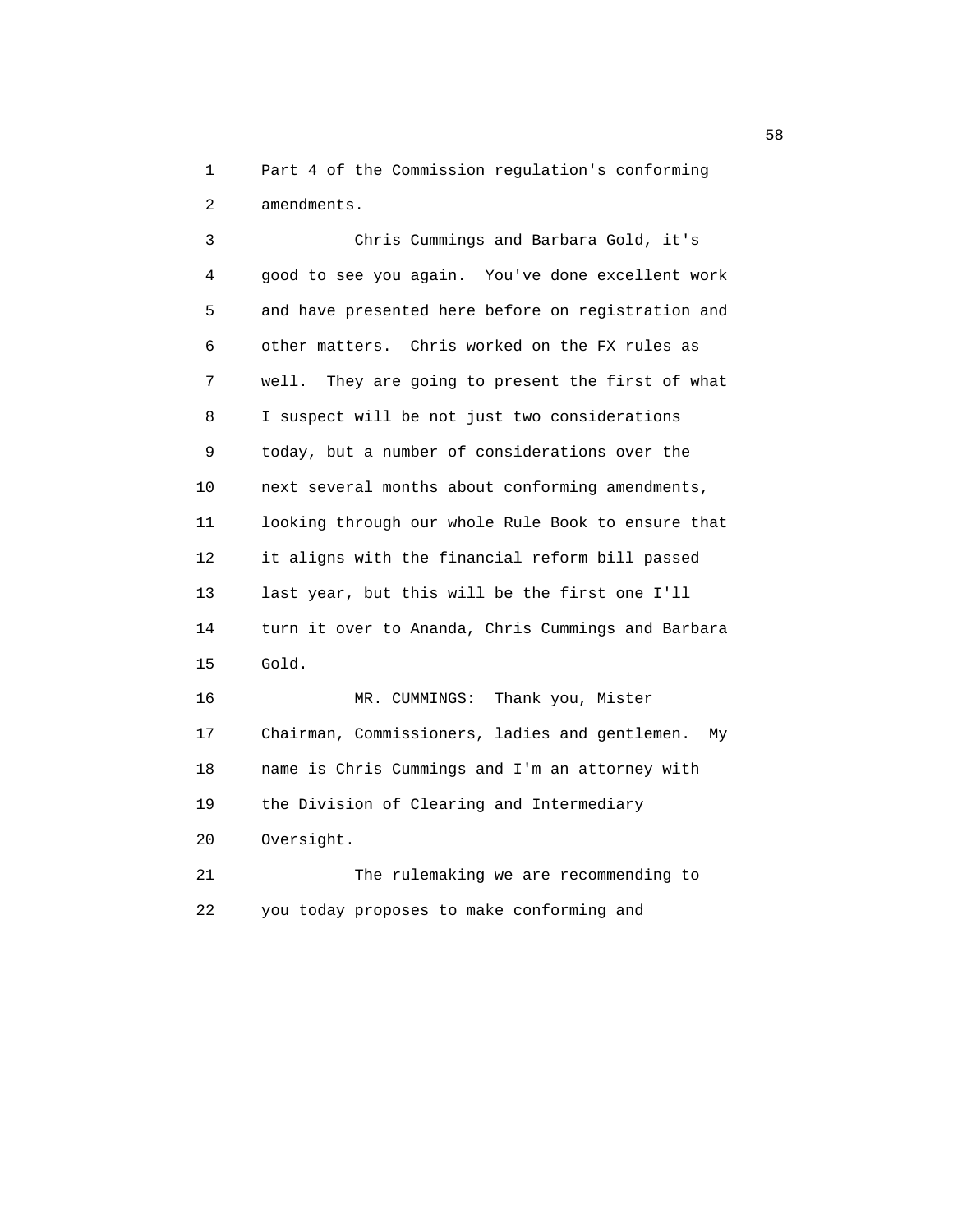Part 4 of the Commission regulation's conforming amendments.

Chris Cummings and Barbara Gold, it's good to see you again. You've done excellent work and have presented here before on registration and other matters. Chris worked on the FX rules as well. They are going to present the first of what I suspect will be not just two considerations today, but a number of considerations over the next several months about conforming amendments, looking through our whole Rule Book to ensure that it aligns with the financial reform bill passed last year, but this will be the first one I'll turn it over to Ananda, Chris Cummings and Barbara Gold.

MR. CUMMINGS: Thank you, Mister Chairman, Commissioners, ladies and gentlemen. My name is Chris Cummings and I'm an attorney with the Division of Clearing and Intermediary Oversight.

The rulemaking we are recommending to you today proposes to make conforming and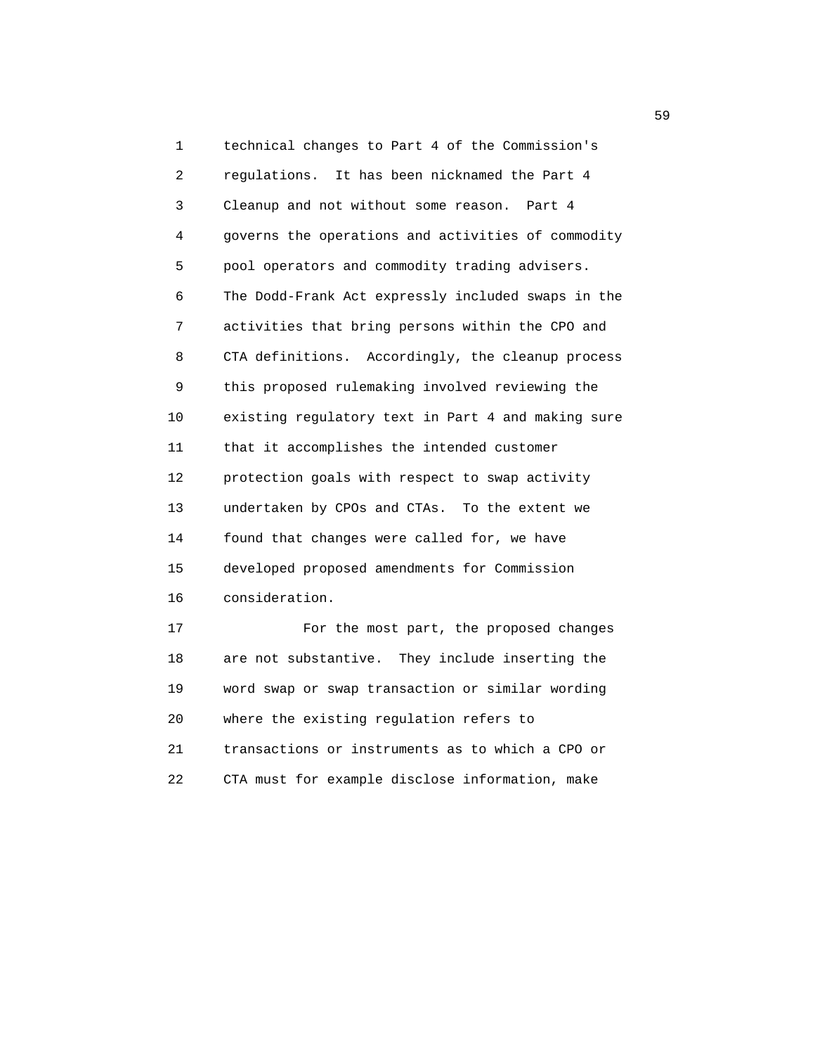technical changes to Part 4 of the Commission's regulations. It has been nicknamed the Part 4 Cleanup and not without some reason. Part 4 governs the operations and activities of commodity pool operators and commodity trading advisers. The Dodd-Frank Act expressly included swaps in the activities that bring persons within the CPO and CTA definitions. Accordingly, the cleanup process this proposed rulemaking involved reviewing the existing regulatory text in Part 4 and making sure that it accomplishes the intended customer protection goals with respect to swap activity undertaken by CPOs and CTAs. To the extent we found that changes were called for, we have developed proposed amendments for Commission consideration.

For the most part, the proposed changes are not substantive. They include inserting the word swap or swap transaction or similar wording where the existing regulation refers to transactions or instruments as to which a CPO or CTA must for example disclose information, make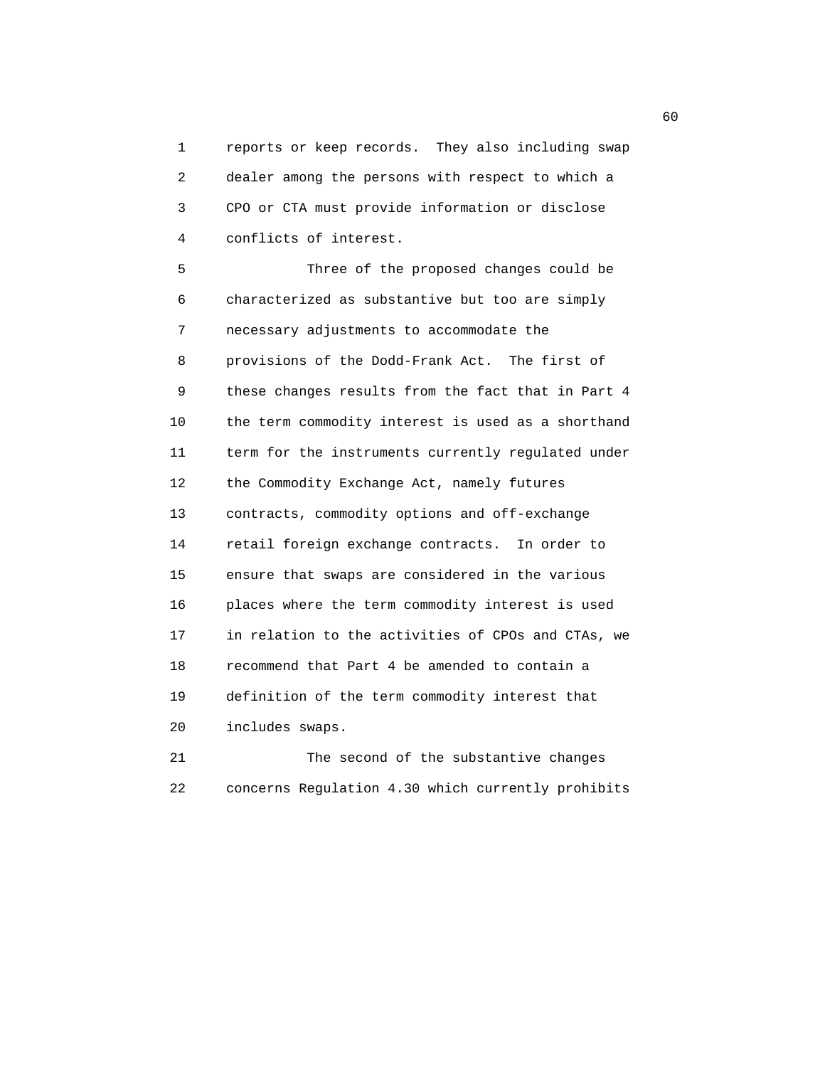reports or keep records. They also including swap dealer among the persons with respect to which a CPO or CTA must provide information or disclose conflicts of interest.

Three of the proposed changes could be characterized as substantive but too are simply necessary adjustments to accommodate the provisions of the Dodd-Frank Act. The first of these changes results from the fact that in Part 4 the term commodity interest is used as a shorthand term for the instruments currently regulated under the Commodity Exchange Act, namely futures contracts, commodity options and off-exchange retail foreign exchange contracts. In order to ensure that swaps are considered in the various places where the term commodity interest is used in relation to the activities of CPOs and CTAs, we recommend that Part 4 be amended to contain a definition of the term commodity interest that includes swaps.

The second of the substantive changes concerns Regulation 4.30 which currently prohibits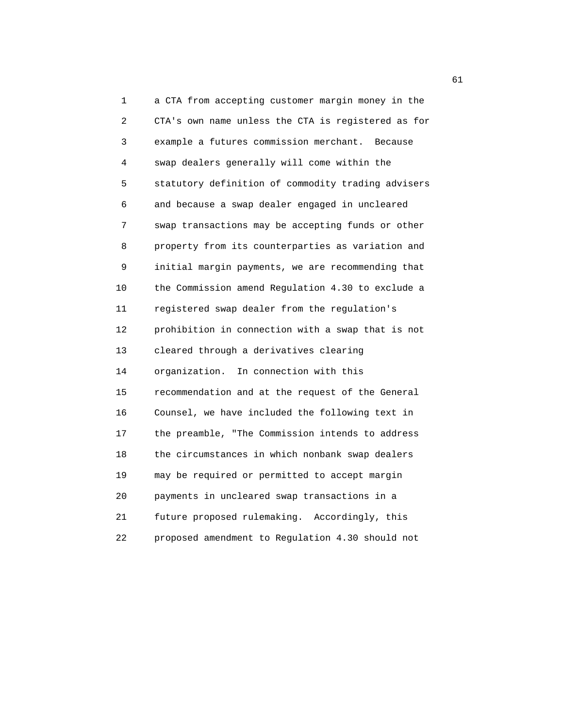a CTA from accepting customer margin money in the CTA's own name unless the CTA is registered as for example a futures commission merchant. Because swap dealers generally will come within the statutory definition of commodity trading advisers and because a swap dealer engaged in uncleared swap transactions may be accepting funds or other property from its counterparties as variation and initial margin payments, we are recommending that the Commission amend Regulation 4.30 to exclude a registered swap dealer from the regulation's prohibition in connection with a swap that is not cleared through a derivatives clearing organization. In connection with this recommendation and at the request of the General Counsel, we have included the following text in the preamble, "The Commission intends to address the circumstances in which nonbank swap dealers may be required or permitted to accept margin payments in uncleared swap transactions in a future proposed rulemaking. Accordingly, this proposed amendment to Regulation 4.30 should not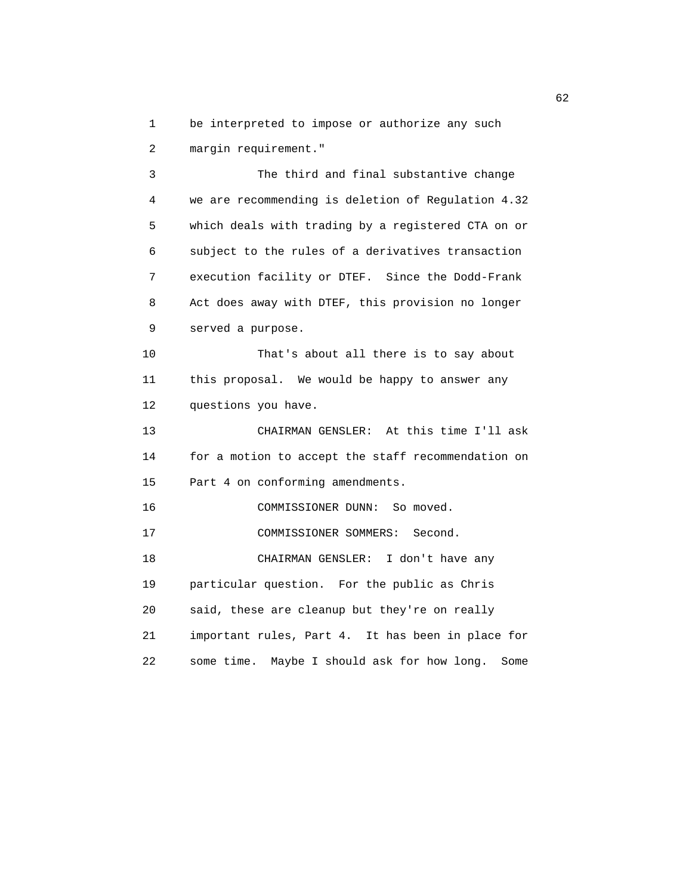be interpreted to impose or authorize any such margin requirement."

The third and final substantive change we are recommending is deletion of Regulation 4.32 which deals with trading by a registered CTA on or subject to the rules of a derivatives transaction execution facility or DTEF. Since the Dodd-Frank Act does away with DTEF, this provision no longer served a purpose.

That's about all there is to say about this proposal. We would be happy to answer any questions you have.

CHAIRMAN GENSLER: At this time I'll ask for a motion to accept the staff recommendation on Part 4 on conforming amendments.

COMMISSIONER DUNN: So moved.

COMMISSIONER SOMMERS: Second.

CHAIRMAN GENSLER: I don't have any particular question. For the public as Chris said, these are cleanup but they're on really important rules, Part 4. It has been in place for some time. Maybe I should ask for how long. Some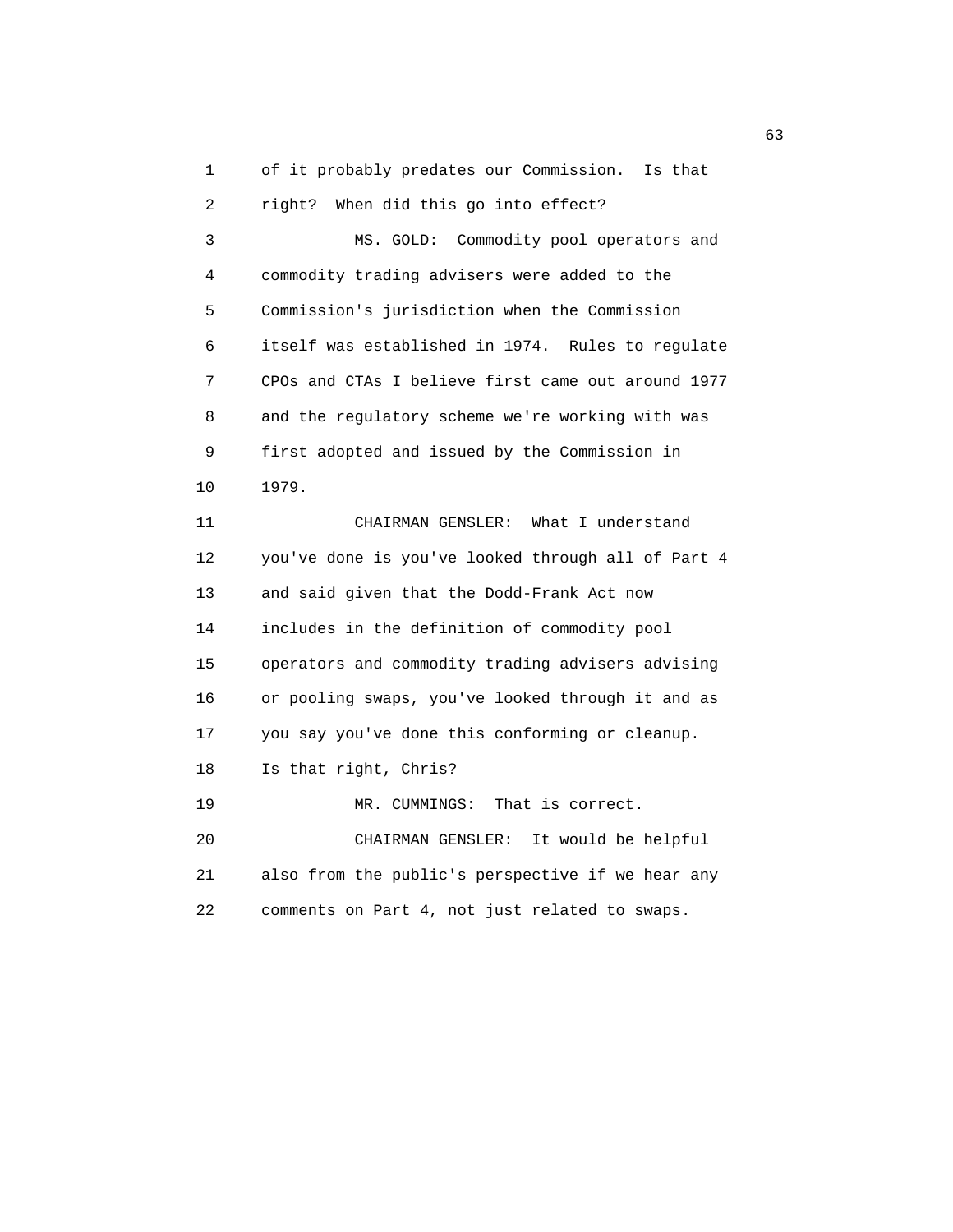of it probably predates our Commission. Is that right? When did this go into effect?

MS. GOLD: Commodity pool operators and commodity trading advisers were added to the Commission's jurisdiction when the Commission itself was established in 1974. Rules to regulate CPOs and CTAs I believe first came out around 1977 and the regulatory scheme we're working with was first adopted and issued by the Commission in 1979.

CHAIRMAN GENSLER: What I understand you've done is you've looked through all of Part 4 and said given that the Dodd-Frank Act now includes in the definition of commodity pool operators and commodity trading advisers advising or pooling swaps, you've looked through it and as you say you've done this conforming or cleanup. Is that right, Chris?

MR. CUMMINGS: That is correct.

CHAIRMAN GENSLER: It would be helpful also from the public's perspective if we hear any comments on Part 4, not just related to swaps.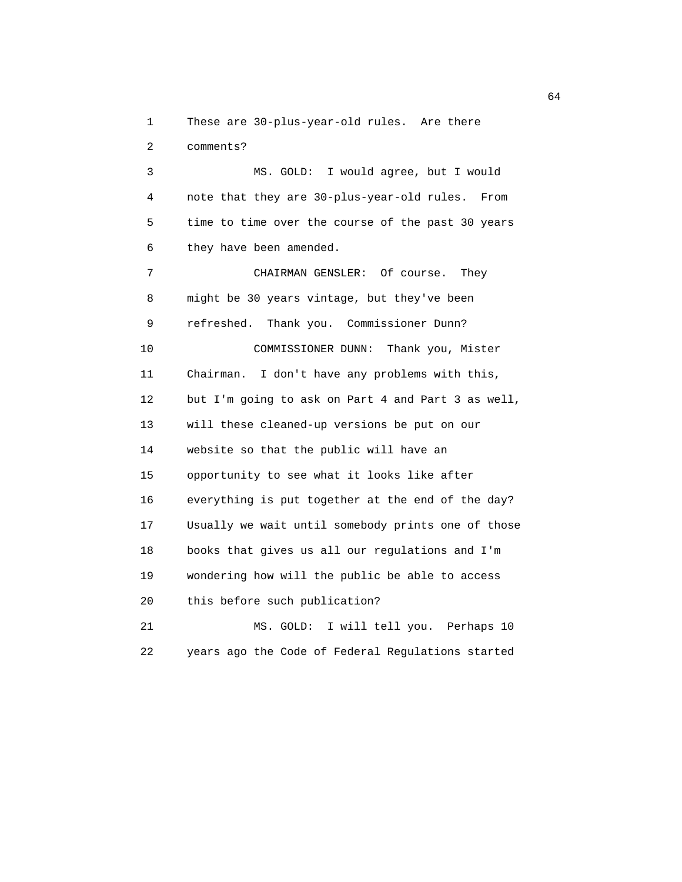These are 30-plus-year-old rules. Are there comments?

MS. GOLD: I would agree, but I would note that they are 30-plus-year-old rules. From time to time over the course of the past 30 years they have been amended.

CHAIRMAN GENSLER: Of course. They might be 30 years vintage, but they've been refreshed. Thank you. Commissioner Dunn?

COMMISSIONER DUNN: Thank you, Mister Chairman. I don't have any problems with this, but I'm going to ask on Part 4 and Part 3 as well, will these cleaned-up versions be put on our website so that the public will have an opportunity to see what it looks like after everything is put together at the end of the day? Usually we wait until somebody prints one of those books that gives us all our regulations and I'm wondering how will the public be able to access this before such publication?

MS. GOLD: I will tell you. Perhaps 10 years ago the Code of Federal Regulations started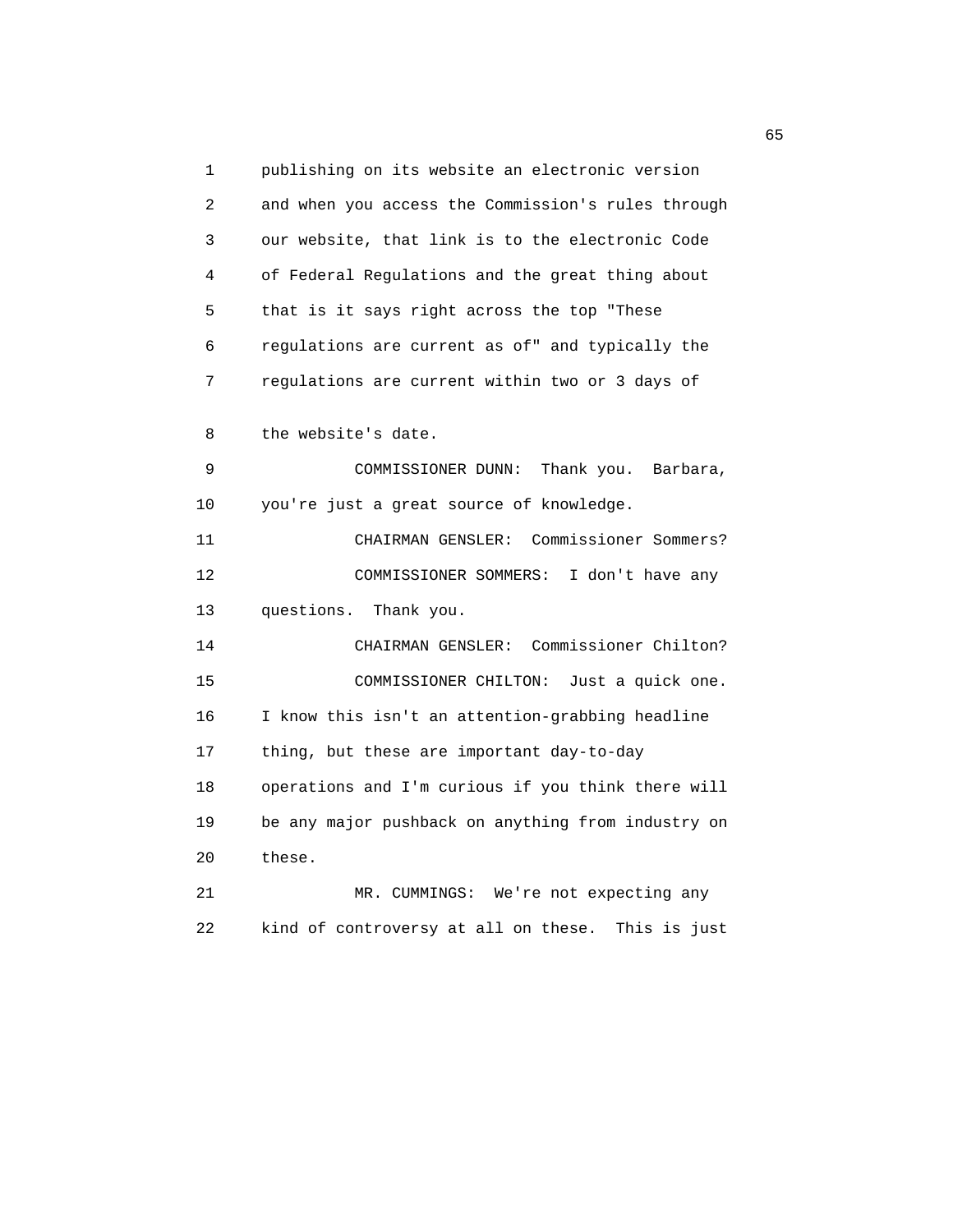publishing on its website an electronic version and when you access the Commission's rules through our website, that link is to the electronic Code of Federal Regulations and the great thing about that is it says right across the top "These regulations are current as of" and typically the regulations are current within two or 3 days of the website's date.

COMMISSIONER DUNN: Thank you. Barbara, you're just a great source of knowledge.

CHAIRMAN GENSLER: Commissioner Sommers?

COMMISSIONER SOMMERS: I don't have any questions. Thank you.

CHAIRMAN GENSLER: Commissioner Chilton?

COMMISSIONER CHILTON: Just a quick one. I know this isn't an attention-grabbing headline thing, but these are important day-to-day operations and I'm curious if you think there will be any major pushback on anything from industry on these.

MR. CUMMINGS: We're not expecting any kind of controversy at all on these. This is just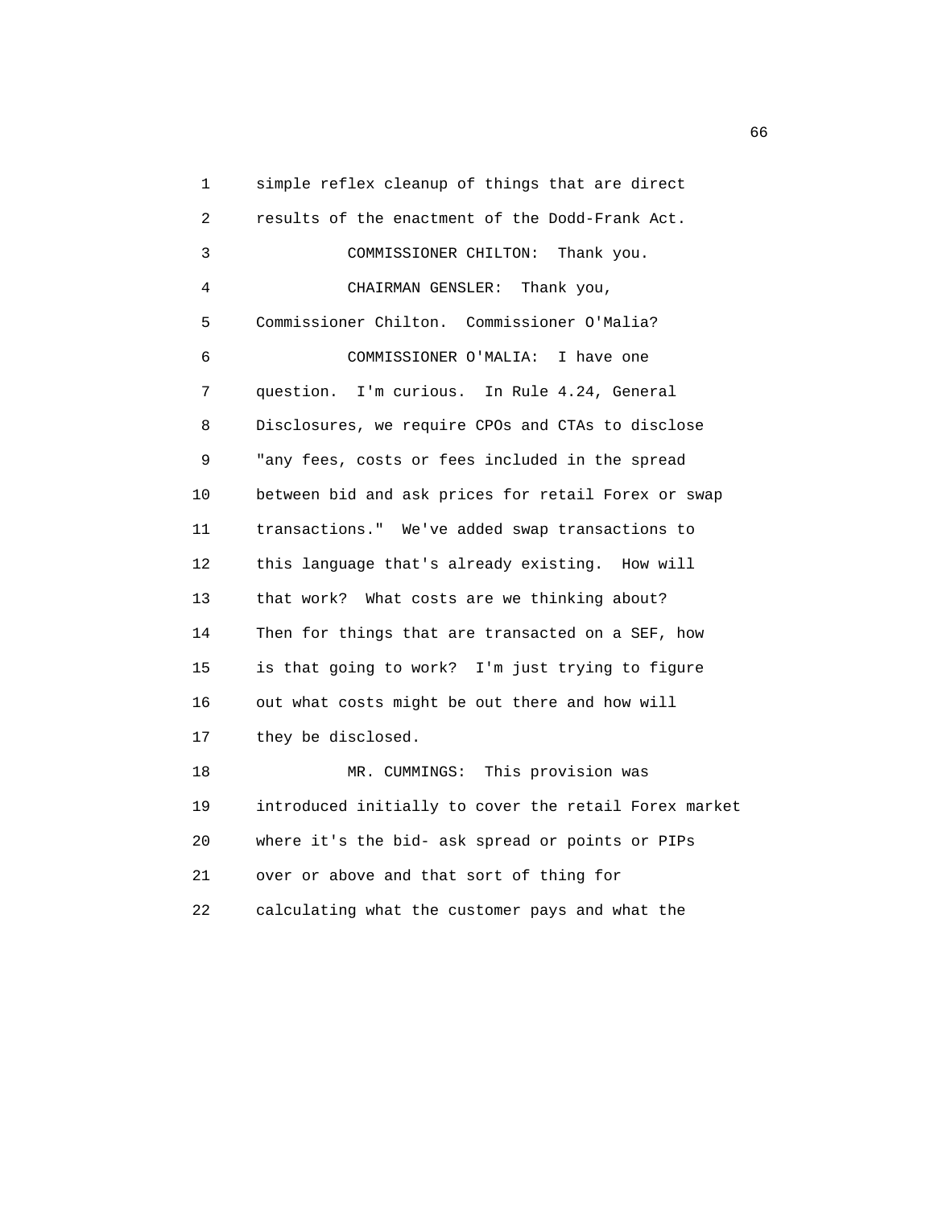simple reflex cleanup of things that are direct results of the enactment of the Dodd-Frank Act.

COMMISSIONER CHILTON: Thank you.

CHAIRMAN GENSLER: Thank you, Commissioner Chilton. Commissioner O'Malia?

COMMISSIONER O'MALIA: I have one question. I'm curious. In Rule 4.24, General Disclosures, we require CPOs and CTAs to disclose "any fees, costs or fees included in the spread between bid and ask prices for retail Forex or swap transactions." We've added swap transactions to this language that's already existing. How will that work? What costs are we thinking about? Then for things that are transacted on a SEF, how is that going to work? I'm just trying to figure out what costs might be out there and how will they be disclosed.

MR. CUMMINGS: This provision was introduced initially to cover the retail Forex market where it's the bid- ask spread or points or PIPs over or above and that sort of thing for calculating what the customer pays and what the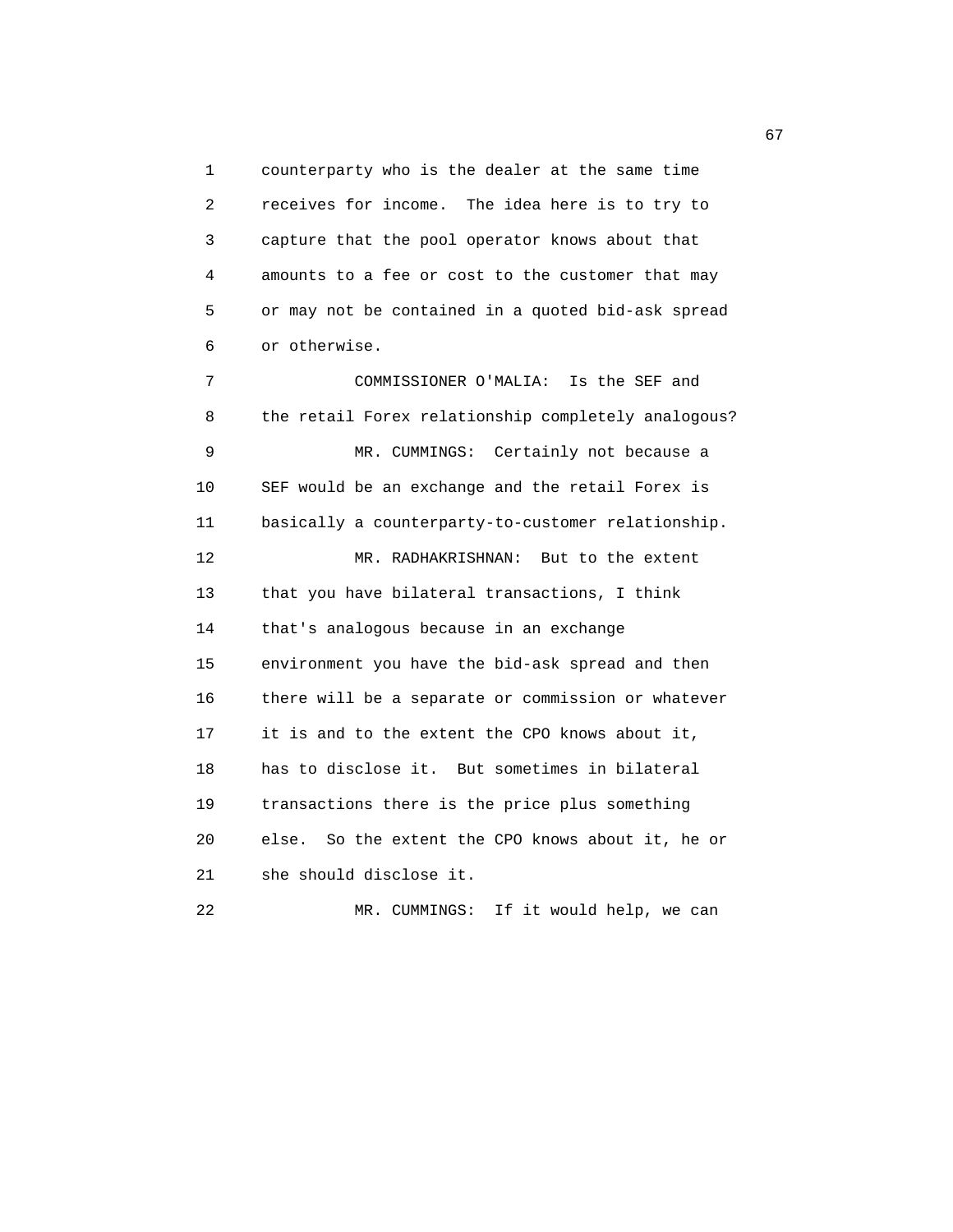1 counterparty who is the dealer at the same time
2 receives for income. The idea here is to try to
3 capture that the pool operator knows about that
4 amounts to a fee or cost to the customer that may
5 or may not be contained in a quoted bid-ask spread
6 or otherwise.

7 COMMISSIONER O'MALIA: Is the SEF and
8 the retail Forex relationship completely analogous?

9 MR. CUMMINGS: Certainly not because a
10 SEF would be an exchange and the retail Forex is
11 basically a counterparty-to-customer relationship.

12 MR. RADHAKRISHNAN: But to the extent
13 that you have bilateral transactions, I think
14 that's analogous because in an exchange
15 environment you have the bid-ask spread and then
16 there will be a separate or commission or whatever
17 it is and to the extent the CPO knows about it,
18 has to disclose it. But sometimes in bilateral
19 transactions there is the price plus something
20 else. So the extent the CPO knows about it, he or
21 she should disclose it.

22 MR. CUMMINGS: If it would help, we can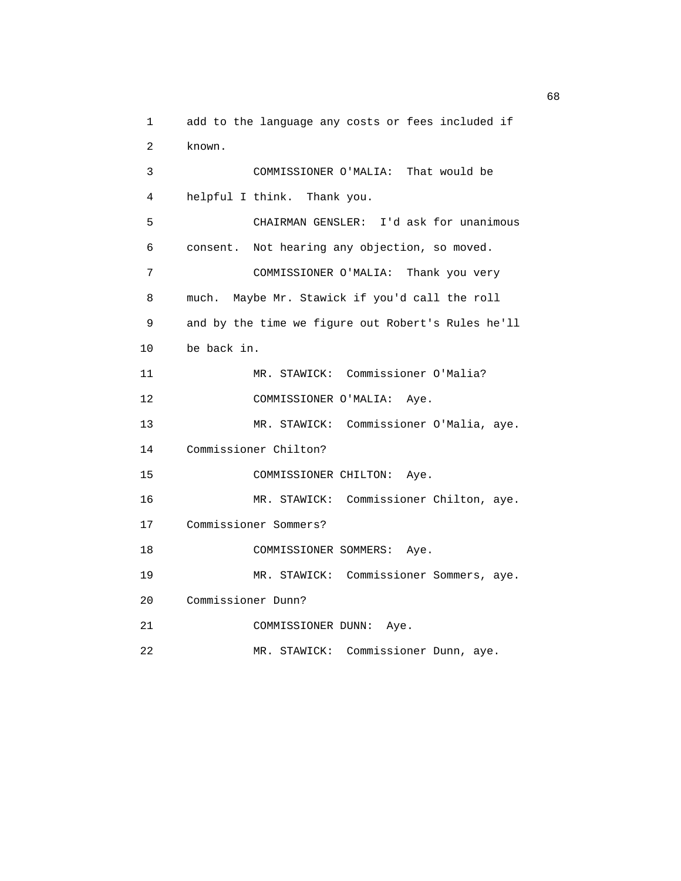add to the language any costs or fees included if known.

COMMISSIONER O'MALIA: That would be helpful I think. Thank you.

CHAIRMAN GENSLER: I'd ask for unanimous consent. Not hearing any objection, so moved.

COMMISSIONER O'MALIA: Thank you very much. Maybe Mr. Stawick if you'd call the roll and by the time we figure out Robert's Rules he'll be back in.

MR. STAWICK: Commissioner O'Malia?

COMMISSIONER O'MALIA: Aye.

MR. STAWICK: Commissioner O'Malia, aye. Commissioner Chilton?

COMMISSIONER CHILTON: Aye.

MR. STAWICK: Commissioner Chilton, aye. Commissioner Sommers?

COMMISSIONER SOMMERS: Aye.

MR. STAWICK: Commissioner Sommers, aye. Commissioner Dunn?

COMMISSIONER DUNN: Aye.

MR. STAWICK: Commissioner Dunn, aye.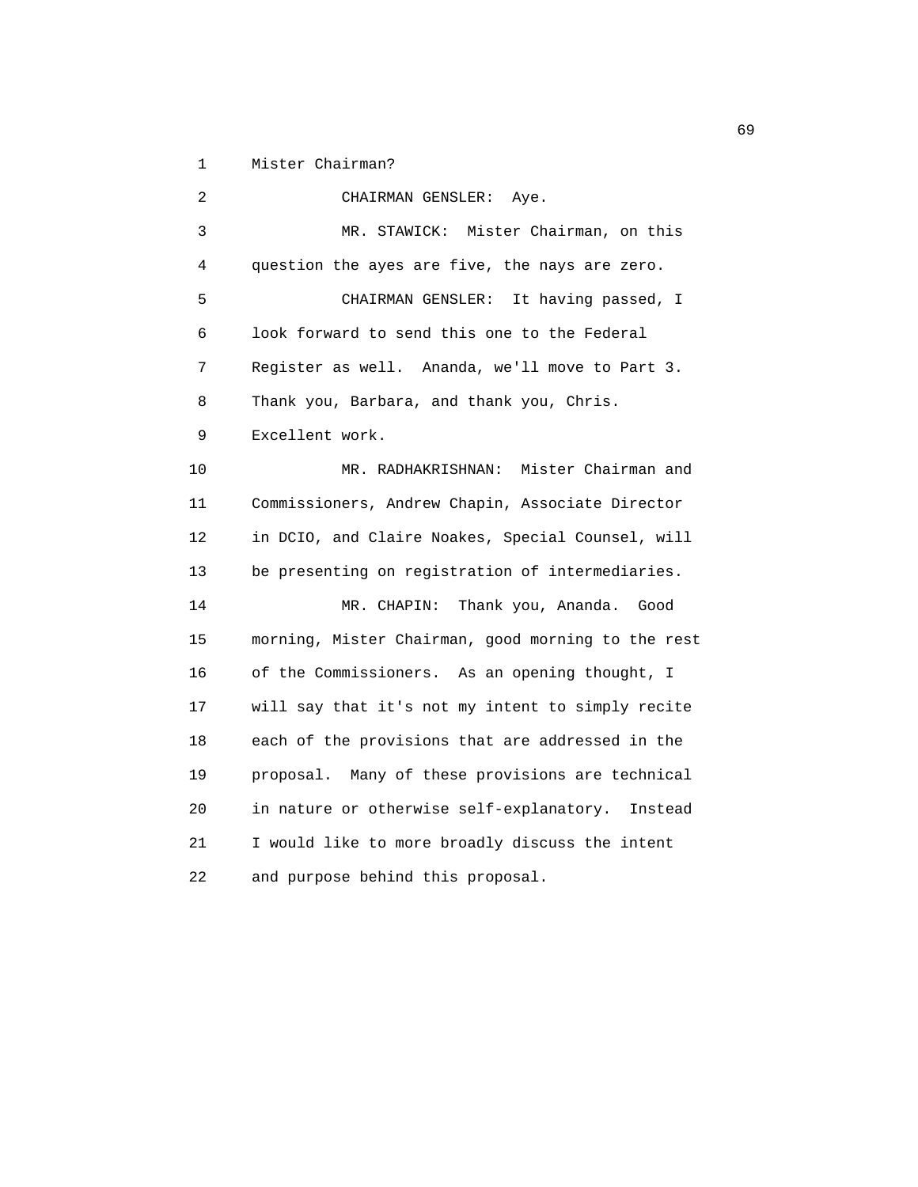Mister Chairman?

CHAIRMAN GENSLER: Aye.

MR. STAWICK: Mister Chairman, on this question the ayes are five, the nays are zero.

CHAIRMAN GENSLER: It having passed, I look forward to send this one to the Federal Register as well. Ananda, we'll move to Part 3. Thank you, Barbara, and thank you, Chris. Excellent work.

MR. RADHAKRISHNAN: Mister Chairman and Commissioners, Andrew Chapin, Associate Director in DCIO, and Claire Noakes, Special Counsel, will be presenting on registration of intermediaries.

MR. CHAPIN: Thank you, Ananda. Good morning, Mister Chairman, good morning to the rest of the Commissioners. As an opening thought, I will say that it's not my intent to simply recite each of the provisions that are addressed in the proposal. Many of these provisions are technical in nature or otherwise self-explanatory. Instead I would like to more broadly discuss the intent and purpose behind this proposal.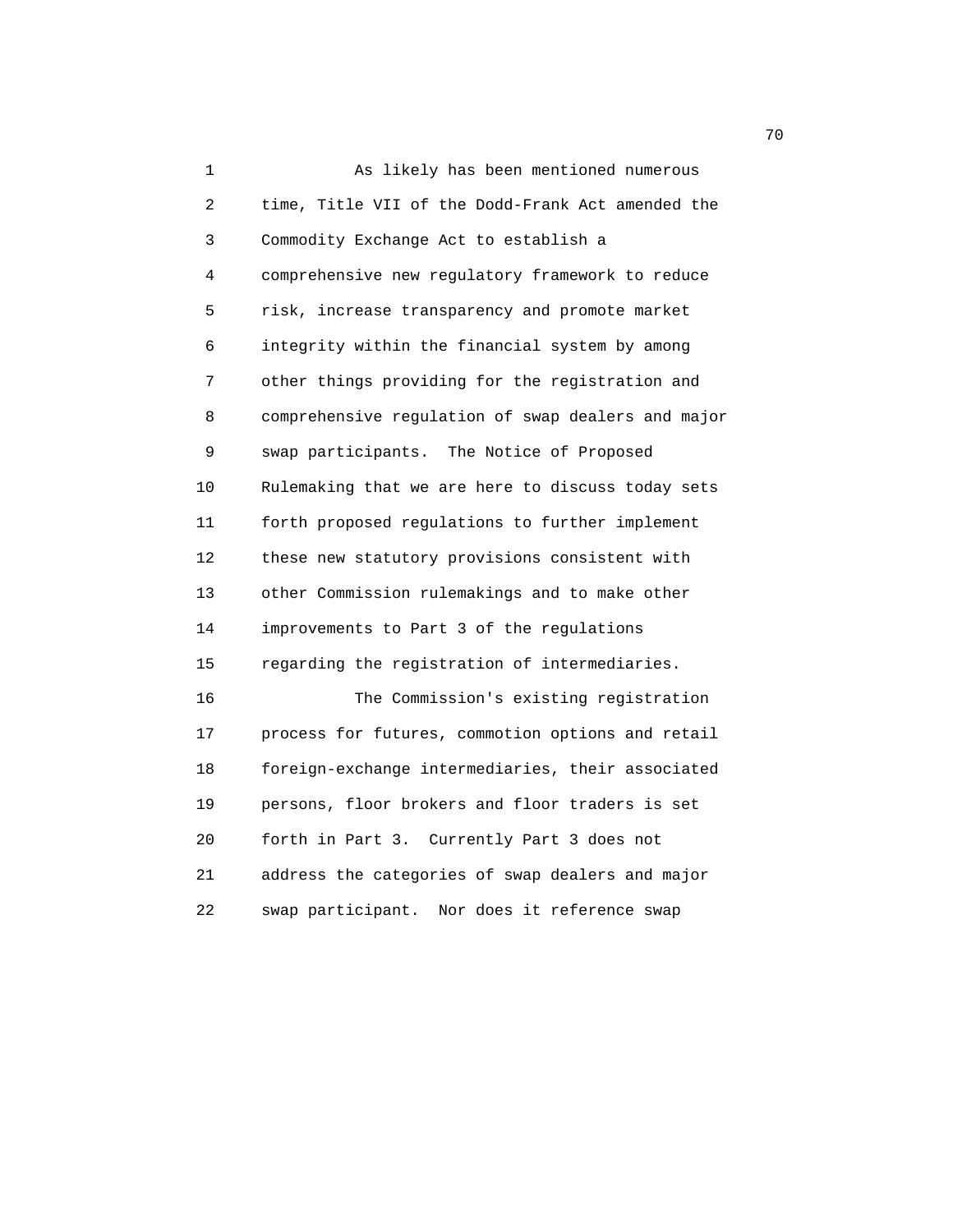As likely has been mentioned numerous time, Title VII of the Dodd-Frank Act amended the Commodity Exchange Act to establish a comprehensive new regulatory framework to reduce risk, increase transparency and promote market integrity within the financial system by among other things providing for the registration and comprehensive regulation of swap dealers and major swap participants. The Notice of Proposed Rulemaking that we are here to discuss today sets forth proposed regulations to further implement these new statutory provisions consistent with other Commission rulemakings and to make other improvements to Part 3 of the regulations regarding the registration of intermediaries.

The Commission's existing registration process for futures, commotion options and retail foreign-exchange intermediaries, their associated persons, floor brokers and floor traders is set forth in Part 3. Currently Part 3 does not address the categories of swap dealers and major swap participant. Nor does it reference swap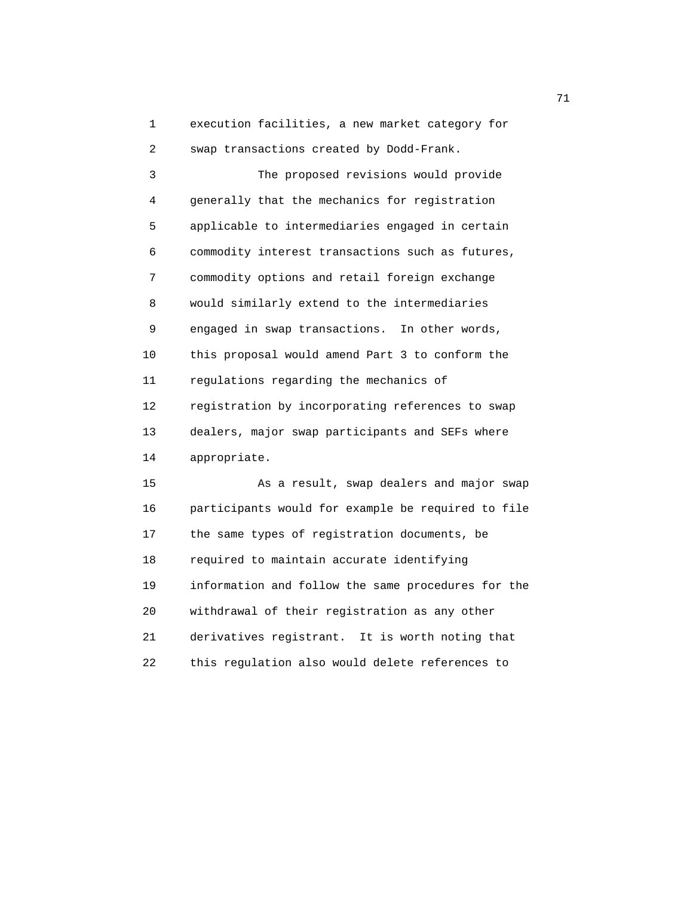execution facilities, a new market category for swap transactions created by Dodd-Frank.

The proposed revisions would provide generally that the mechanics for registration applicable to intermediaries engaged in certain commodity interest transactions such as futures, commodity options and retail foreign exchange would similarly extend to the intermediaries engaged in swap transactions. In other words, this proposal would amend Part 3 to conform the regulations regarding the mechanics of registration by incorporating references to swap dealers, major swap participants and SEFs where appropriate.

As a result, swap dealers and major swap participants would for example be required to file the same types of registration documents, be required to maintain accurate identifying information and follow the same procedures for the withdrawal of their registration as any other derivatives registrant. It is worth noting that this regulation also would delete references to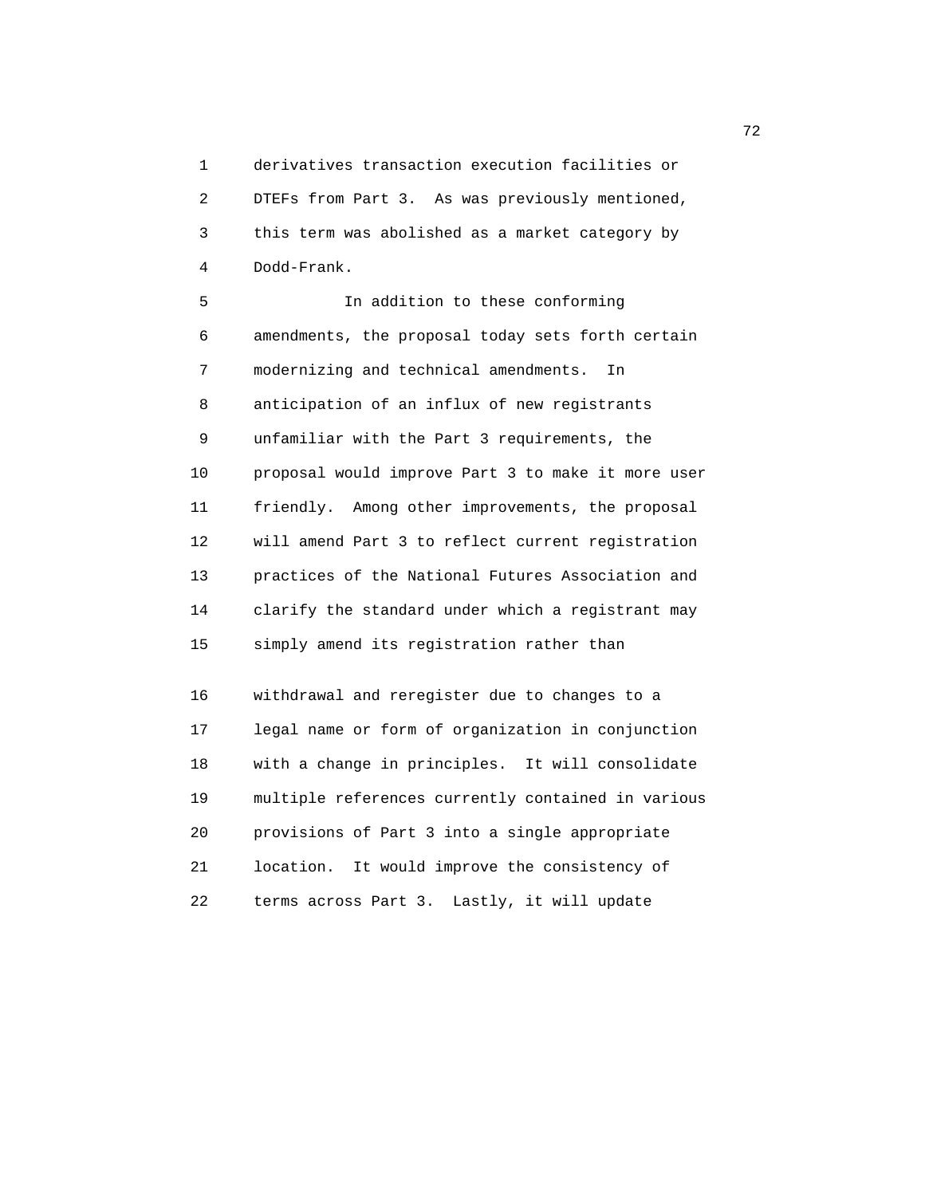derivatives transaction execution facilities or DTEFs from Part 3. As was previously mentioned, this term was abolished as a market category by Dodd-Frank.

In addition to these conforming amendments, the proposal today sets forth certain modernizing and technical amendments. In anticipation of an influx of new registrants unfamiliar with the Part 3 requirements, the proposal would improve Part 3 to make it more user friendly. Among other improvements, the proposal will amend Part 3 to reflect current registration practices of the National Futures Association and clarify the standard under which a registrant may simply amend its registration rather than withdrawal and reregister due to changes to a legal name or form of organization in conjunction with a change in principles. It will consolidate multiple references currently contained in various provisions of Part 3 into a single appropriate location. It would improve the consistency of terms across Part 3. Lastly, it will update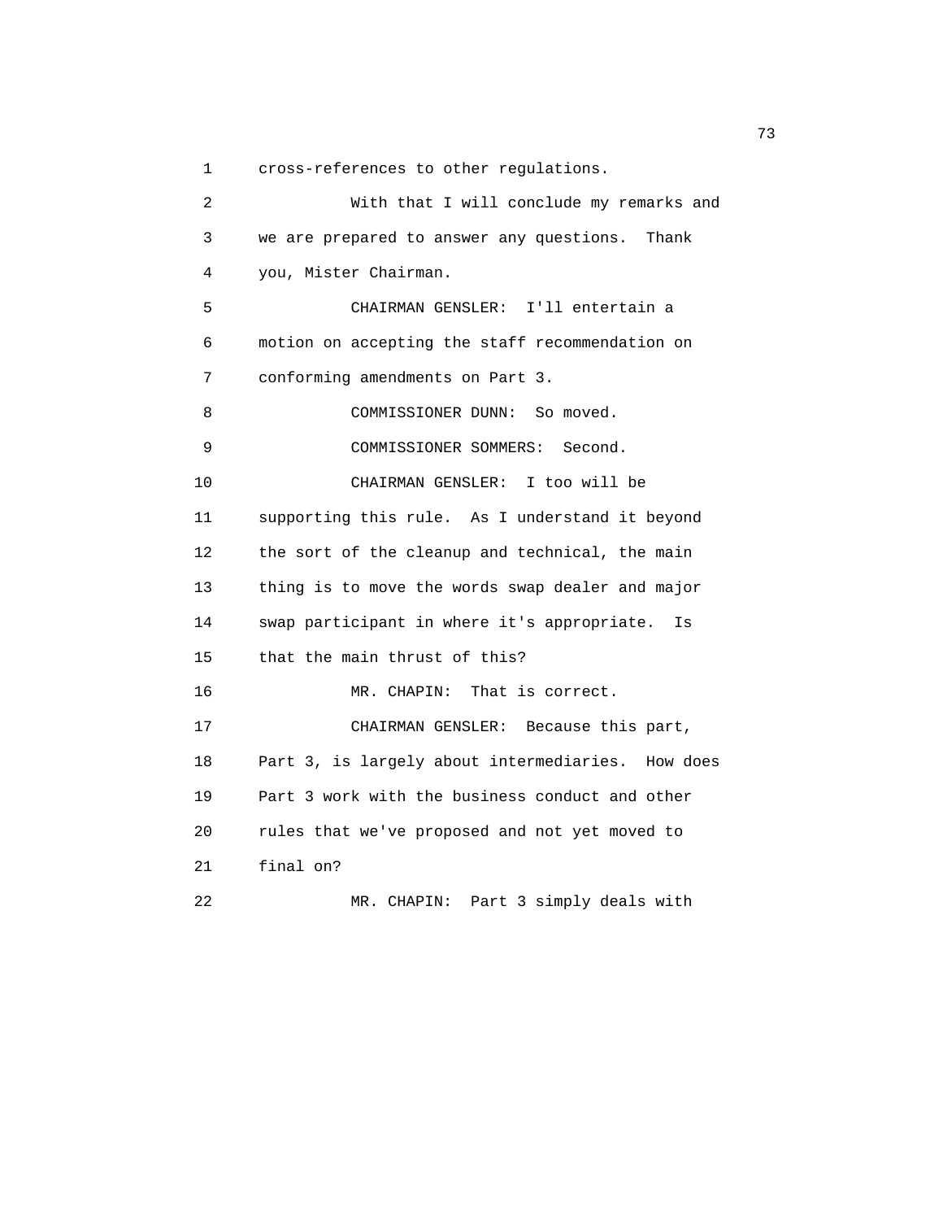cross-references to other regulations.

With that I will conclude my remarks and we are prepared to answer any questions. Thank you, Mister Chairman.

CHAIRMAN GENSLER: I'll entertain a motion on accepting the staff recommendation on conforming amendments on Part 3.

COMMISSIONER DUNN: So moved.

COMMISSIONER SOMMERS: Second.

CHAIRMAN GENSLER: I too will be supporting this rule. As I understand it beyond the sort of the cleanup and technical, the main thing is to move the words swap dealer and major swap participant in where it's appropriate. Is that the main thrust of this?

MR. CHAPIN: That is correct.

CHAIRMAN GENSLER: Because this part, Part 3, is largely about intermediaries. How does Part 3 work with the business conduct and other rules that we've proposed and not yet moved to final on?

MR. CHAPIN: Part 3 simply deals with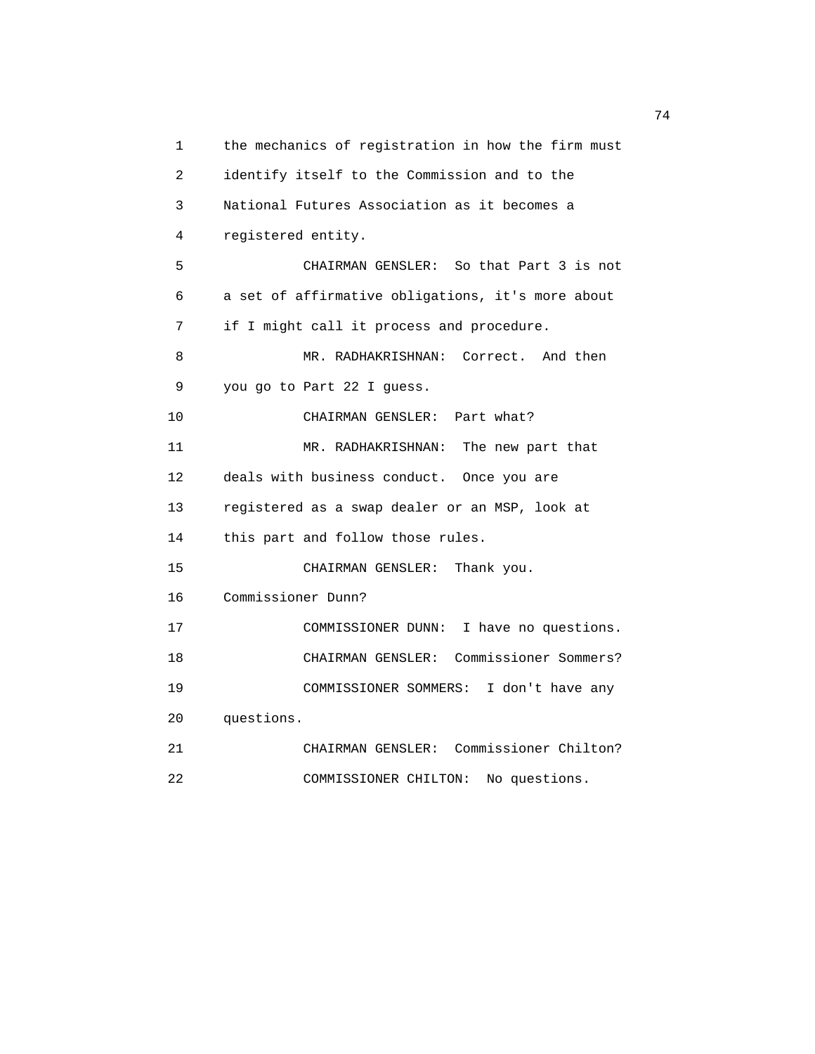the mechanics of registration in how the firm must identify itself to the Commission and to the National Futures Association as it becomes a registered entity.

CHAIRMAN GENSLER: So that Part 3 is not a set of affirmative obligations, it's more about if I might call it process and procedure.

MR. RADHAKRISHNAN: Correct. And then you go to Part 22 I guess.

CHAIRMAN GENSLER: Part what?

MR. RADHAKRISHNAN: The new part that deals with business conduct. Once you are registered as a swap dealer or an MSP, look at this part and follow those rules.

CHAIRMAN GENSLER: Thank you. Commissioner Dunn?

COMMISSIONER DUNN: I have no questions.

CHAIRMAN GENSLER: Commissioner Sommers?

COMMISSIONER SOMMERS: I don't have any questions.

CHAIRMAN GENSLER: Commissioner Chilton?

COMMISSIONER CHILTON: No questions.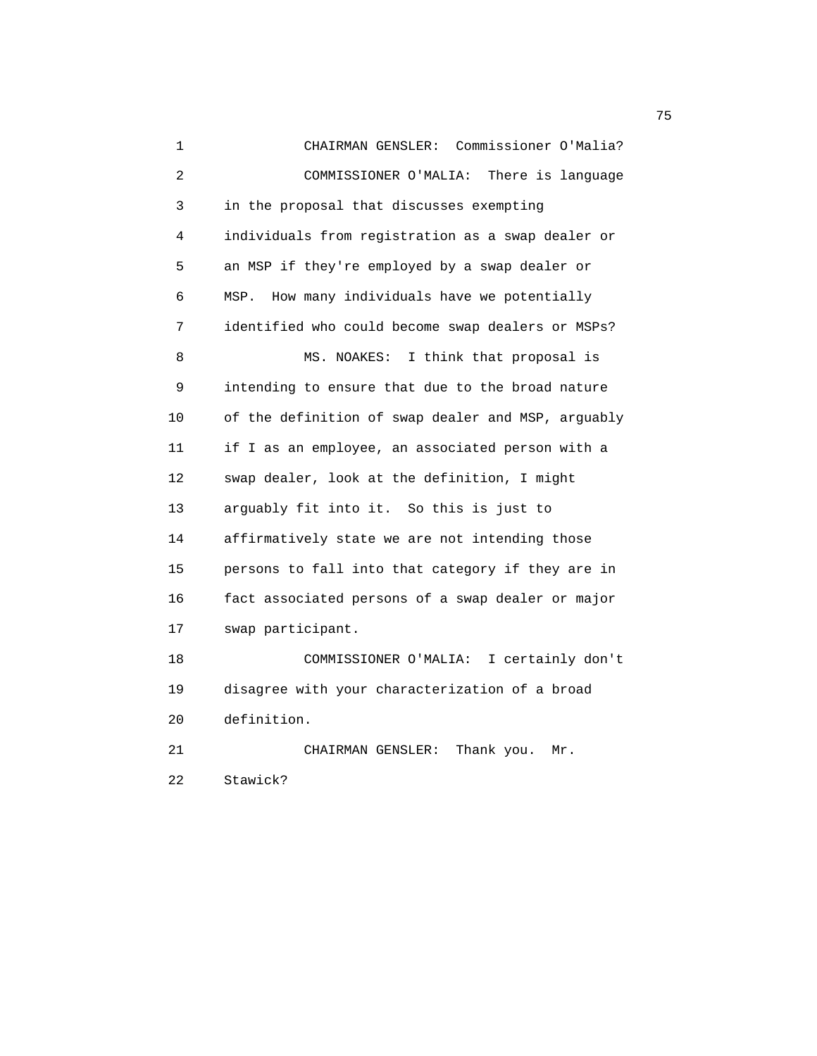CHAIRMAN GENSLER: Commissioner O'Malia?

COMMISSIONER O'MALIA: There is language in the proposal that discusses exempting individuals from registration as a swap dealer or an MSP if they're employed by a swap dealer or MSP. How many individuals have we potentially identified who could become swap dealers or MSPs?

MS. NOAKES: I think that proposal is intending to ensure that due to the broad nature of the definition of swap dealer and MSP, arguably if I as an employee, an associated person with a swap dealer, look at the definition, I might arguably fit into it. So this is just to affirmatively state we are not intending those persons to fall into that category if they are in fact associated persons of a swap dealer or major swap participant.

COMMISSIONER O'MALIA: I certainly don't disagree with your characterization of a broad definition.

CHAIRMAN GENSLER: Thank you. Mr. Stawick?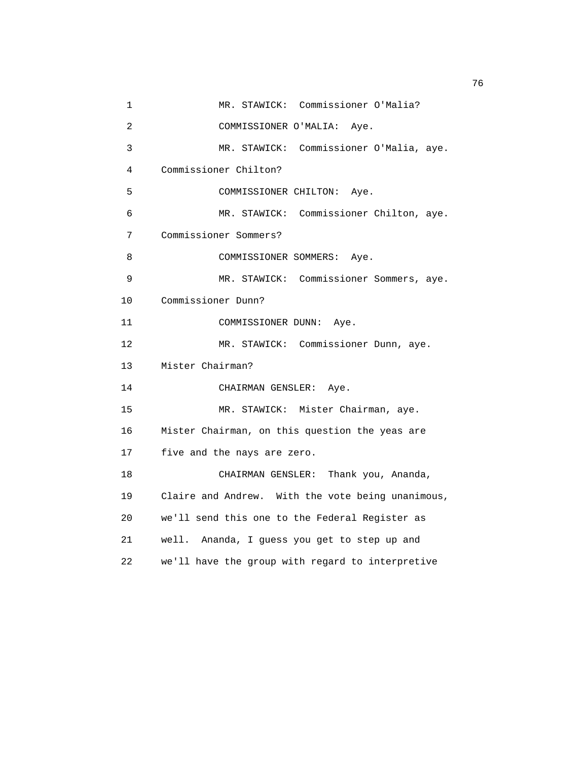MR. STAWICK: Commissioner O'Malia?

COMMISSIONER O'MALIA: Aye.

MR. STAWICK: Commissioner O'Malia, aye. Commissioner Chilton?

COMMISSIONER CHILTON: Aye.

MR. STAWICK: Commissioner Chilton, aye. Commissioner Sommers?

COMMISSIONER SOMMERS: Aye.

MR. STAWICK: Commissioner Sommers, aye. Commissioner Dunn?

COMMISSIONER DUNN: Aye.

MR. STAWICK: Commissioner Dunn, aye. Mister Chairman?

CHAIRMAN GENSLER: Aye.

MR. STAWICK: Mister Chairman, aye. Mister Chairman, on this question the yeas are five and the nays are zero.

CHAIRMAN GENSLER: Thank you, Ananda, Claire and Andrew. With the vote being unanimous, we'll send this one to the Federal Register as well. Ananda, I guess you get to step up and we'll have the group with regard to interpretive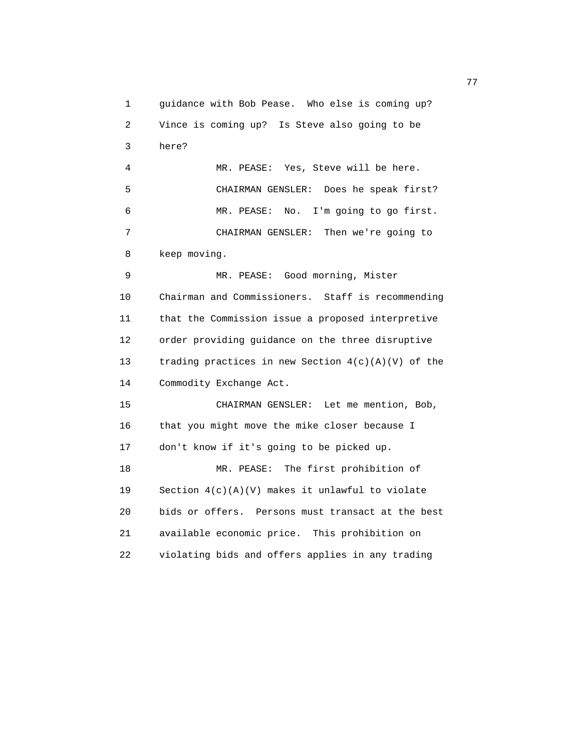guidance with Bob Pease. Who else is coming up? Vince is coming up? Is Steve also going to be here?

MR. PEASE: Yes, Steve will be here.

CHAIRMAN GENSLER: Does he speak first?

MR. PEASE: No. I'm going to go first.

CHAIRMAN GENSLER: Then we're going to keep moving.

MR. PEASE: Good morning, Mister Chairman and Commissioners. Staff is recommending that the Commission issue a proposed interpretive order providing guidance on the three disruptive trading practices in new Section 4(c)(A)(V) of the Commodity Exchange Act.

CHAIRMAN GENSLER: Let me mention, Bob, that you might move the mike closer because I don't know if it's going to be picked up.

MR. PEASE: The first prohibition of Section 4(c)(A)(V) makes it unlawful to violate bids or offers. Persons must transact at the best available economic price. This prohibition on violating bids and offers applies in any trading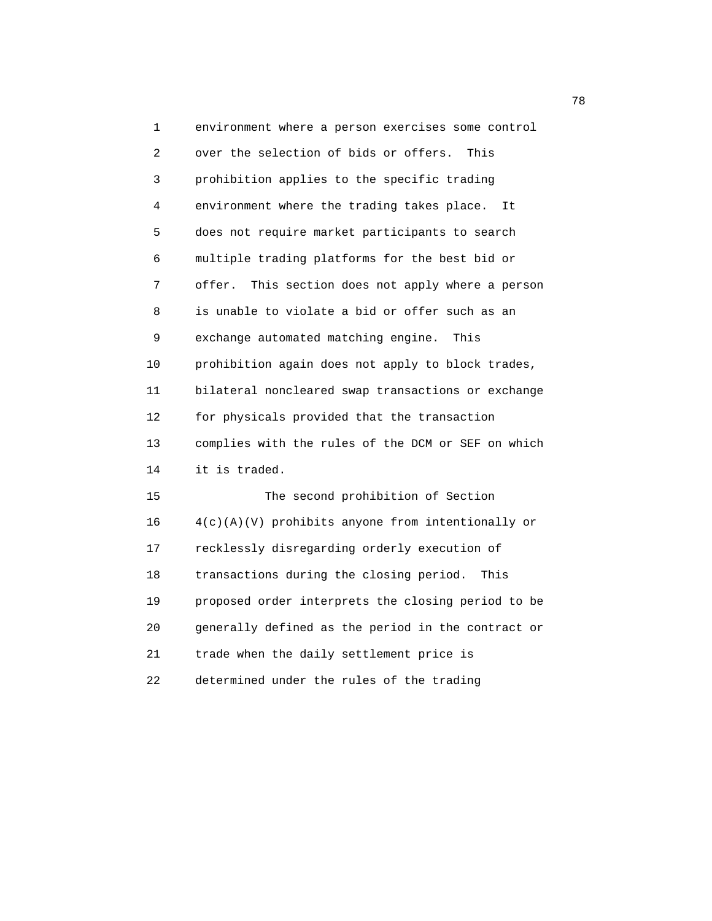environment where a person exercises some control over the selection of bids or offers. This prohibition applies to the specific trading environment where the trading takes place. It does not require market participants to search multiple trading platforms for the best bid or offer. This section does not apply where a person is unable to violate a bid or offer such as an exchange automated matching engine. This prohibition again does not apply to block trades, bilateral noncleared swap transactions or exchange for physicals provided that the transaction complies with the rules of the DCM or SEF on which it is traded.

The second prohibition of Section 4(c)(A)(V) prohibits anyone from intentionally or recklessly disregarding orderly execution of transactions during the closing period. This proposed order interprets the closing period to be generally defined as the period in the contract or trade when the daily settlement price is determined under the rules of the trading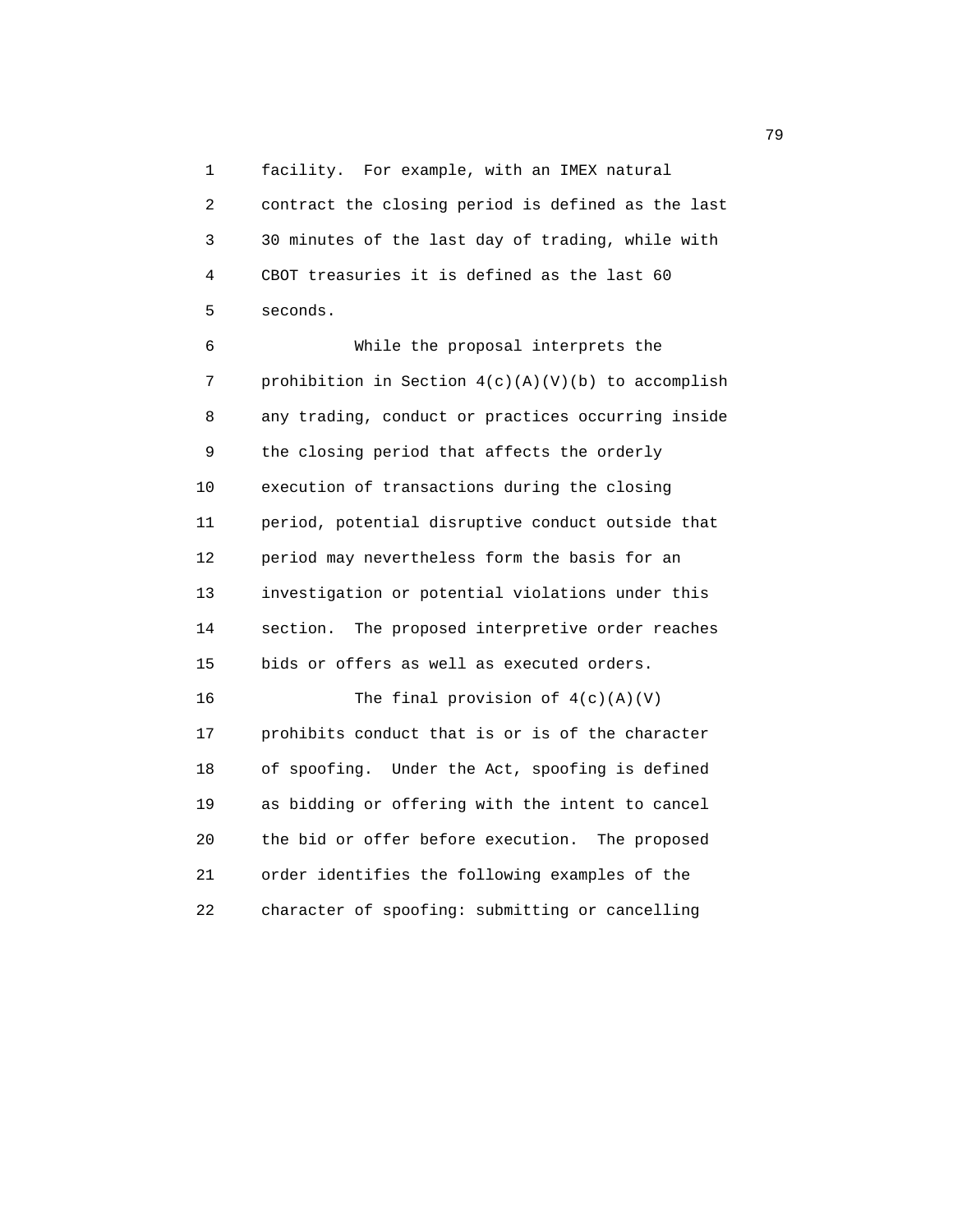facility. For example, with an IMEX natural contract the closing period is defined as the last 30 minutes of the last day of trading, while with CBOT treasuries it is defined as the last 60 seconds.

While the proposal interprets the prohibition in Section 4(c)(A)(V)(b) to accomplish any trading, conduct or practices occurring inside the closing period that affects the orderly execution of transactions during the closing period, potential disruptive conduct outside that period may nevertheless form the basis for an investigation or potential violations under this section. The proposed interpretive order reaches bids or offers as well as executed orders.

The final provision of 4(c)(A)(V) prohibits conduct that is or is of the character of spoofing. Under the Act, spoofing is defined as bidding or offering with the intent to cancel the bid or offer before execution. The proposed order identifies the following examples of the character of spoofing: submitting or cancelling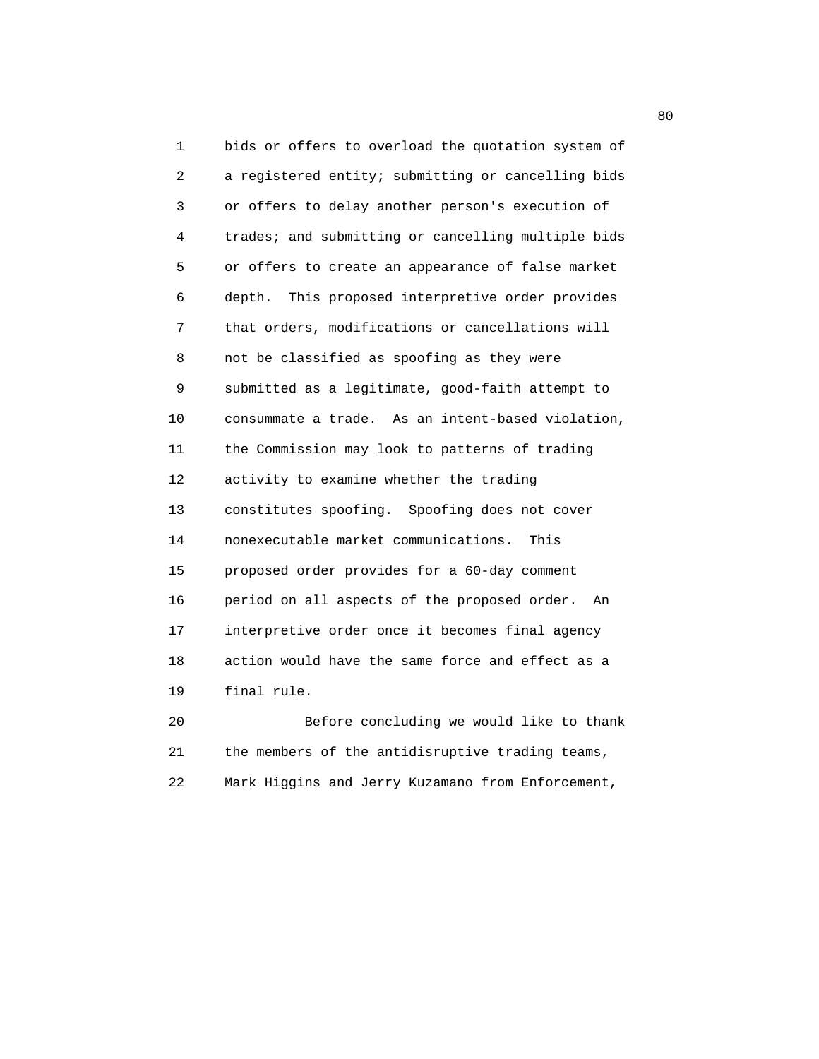bids or offers to overload the quotation system of a registered entity; submitting or cancelling bids or offers to delay another person's execution of trades; and submitting or cancelling multiple bids or offers to create an appearance of false market depth. This proposed interpretive order provides that orders, modifications or cancellations will not be classified as spoofing as they were submitted as a legitimate, good-faith attempt to consummate a trade. As an intent-based violation, the Commission may look to patterns of trading activity to examine whether the trading constitutes spoofing. Spoofing does not cover nonexecutable market communications. This proposed order provides for a 60-day comment period on all aspects of the proposed order. An interpretive order once it becomes final agency action would have the same force and effect as a final rule.

Before concluding we would like to thank the members of the antidisruptive trading teams, Mark Higgins and Jerry Kuzamano from Enforcement,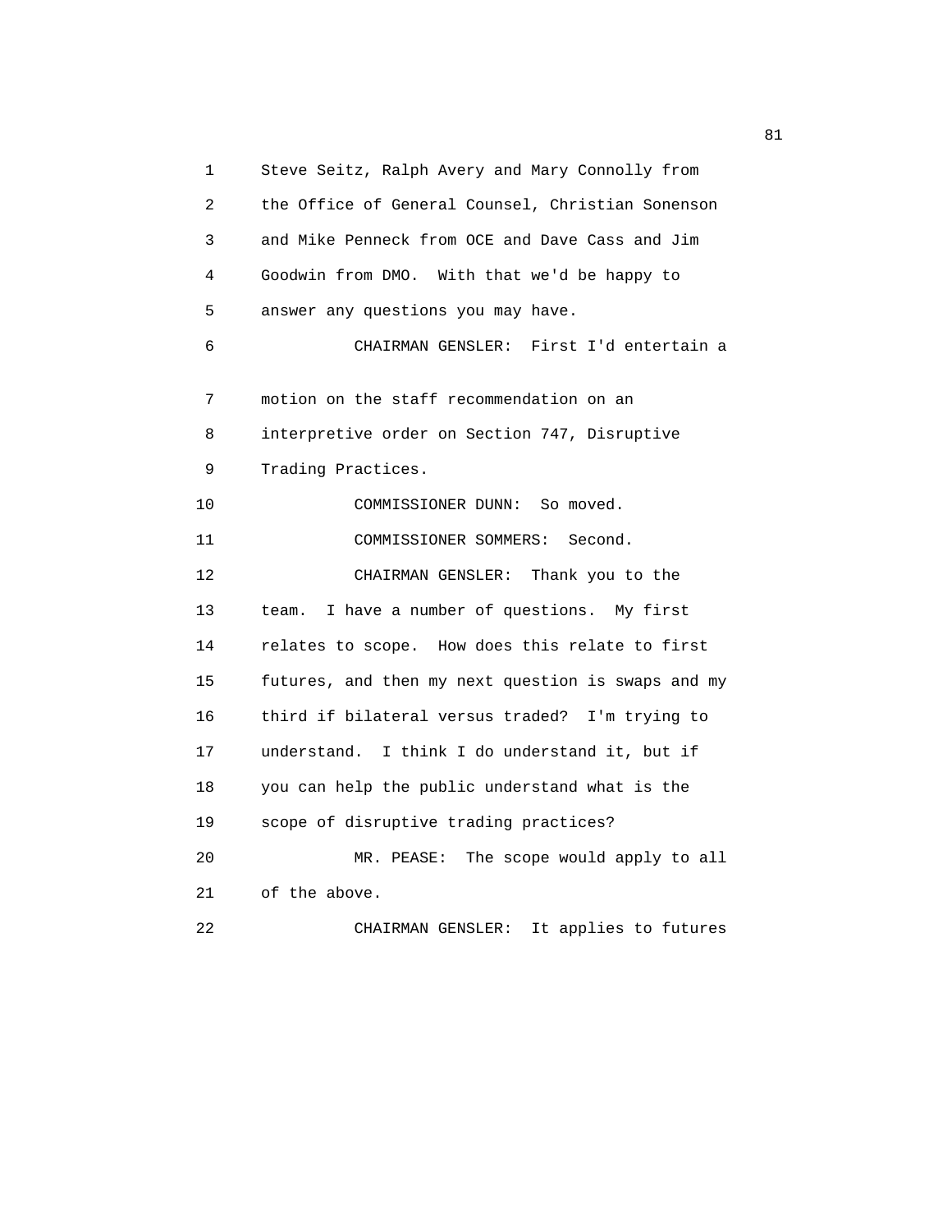1 Steve Seitz, Ralph Avery and Mary Connolly from
2 the Office of General Counsel, Christian Sonenson
3 and Mike Penneck from OCE and Dave Cass and Jim
4 Goodwin from DMO. With that we'd be happy to
5 answer any questions you may have.
6 CHAIRMAN GENSLER: First I'd entertain a
7 motion on the staff recommendation on an
8 interpretive order on Section 747, Disruptive
9 Trading Practices.
10 COMMISSIONER DUNN: So moved.
11 COMMISSIONER SOMMERS: Second.
12 CHAIRMAN GENSLER: Thank you to the
13 team. I have a number of questions. My first
14 relates to scope. How does this relate to first
15 futures, and then my next question is swaps and my
16 third if bilateral versus traded? I'm trying to
17 understand. I think I do understand it, but if
18 you can help the public understand what is the
19 scope of disruptive trading practices?
20 MR. PEASE: The scope would apply to all
21 of the above.
22 CHAIRMAN GENSLER: It applies to futures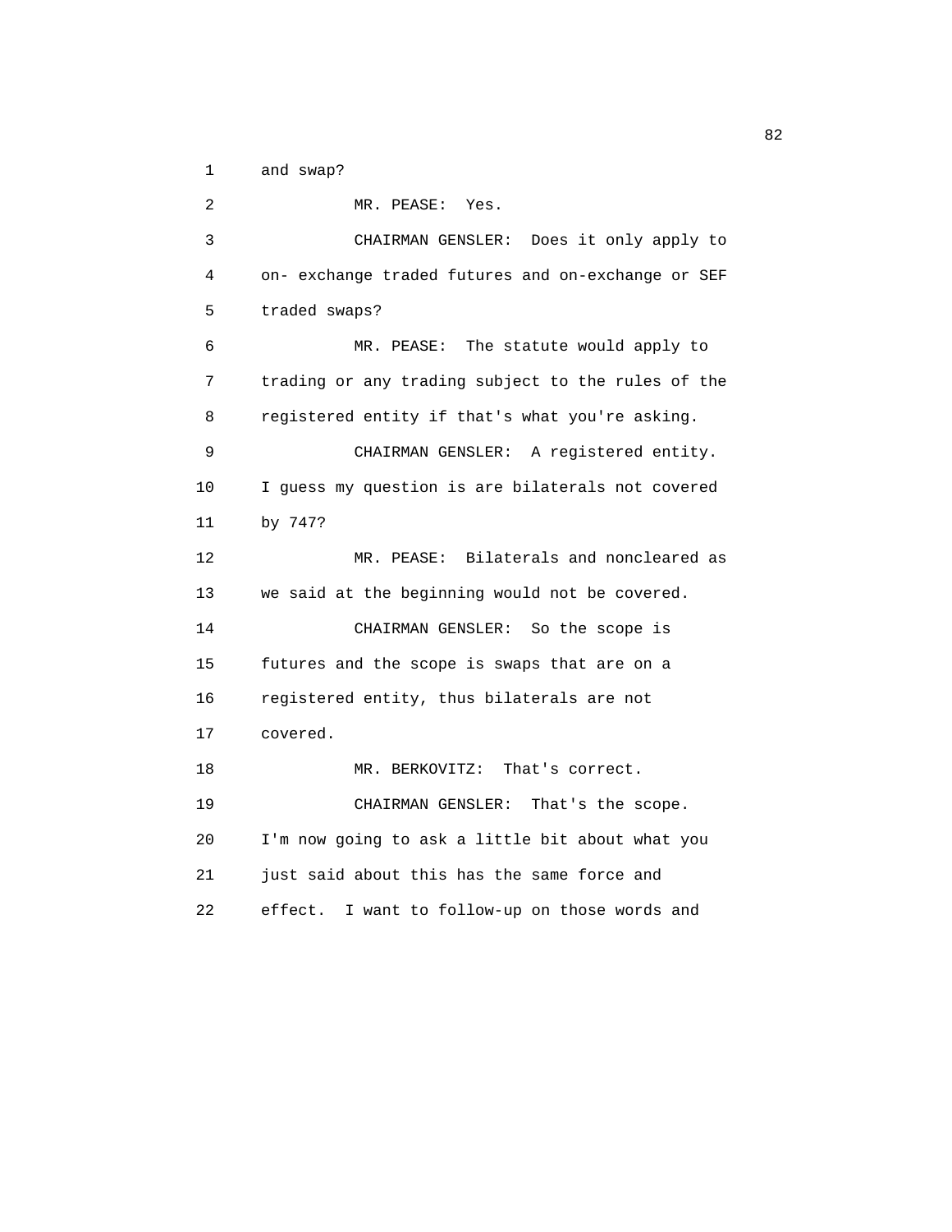and swap?

MR. PEASE: Yes.

CHAIRMAN GENSLER: Does it only apply to on- exchange traded futures and on-exchange or SEF traded swaps?

MR. PEASE: The statute would apply to trading or any trading subject to the rules of the registered entity if that's what you're asking.

CHAIRMAN GENSLER: A registered entity. I guess my question is are bilaterals not covered by 747?

MR. PEASE: Bilaterals and noncleared as we said at the beginning would not be covered.

CHAIRMAN GENSLER: So the scope is futures and the scope is swaps that are on a registered entity, thus bilaterals are not covered.

MR. BERKOVITZ: That's correct.

CHAIRMAN GENSLER: That's the scope. I'm now going to ask a little bit about what you just said about this has the same force and effect. I want to follow-up on those words and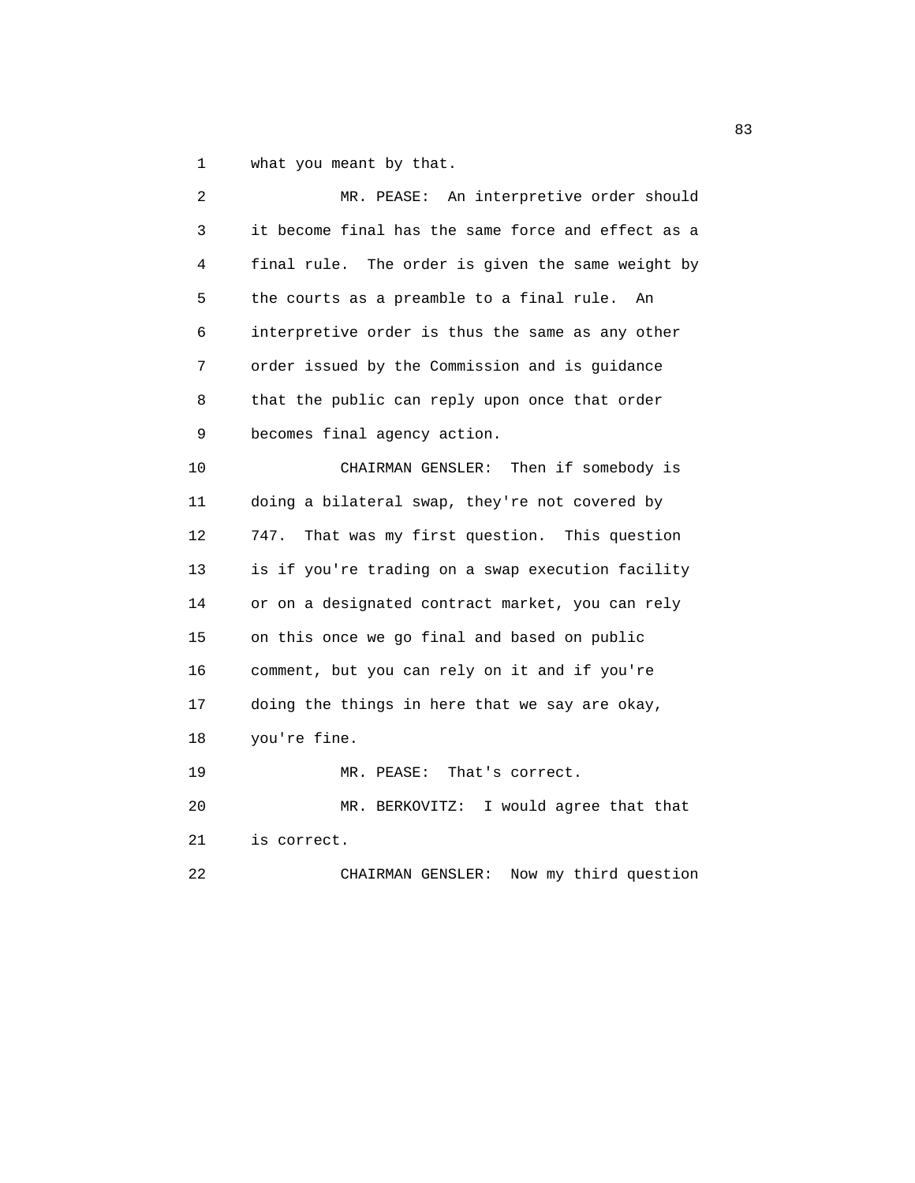what you meant by that.

MR. PEASE: An interpretive order should it become final has the same force and effect as a final rule. The order is given the same weight by the courts as a preamble to a final rule. An interpretive order is thus the same as any other order issued by the Commission and is guidance that the public can reply upon once that order becomes final agency action.

CHAIRMAN GENSLER: Then if somebody is doing a bilateral swap, they're not covered by 747. That was my first question. This question is if you're trading on a swap execution facility or on a designated contract market, you can rely on this once we go final and based on public comment, but you can rely on it and if you're doing the things in here that we say are okay, you're fine.

MR. PEASE: That's correct.

MR. BERKOVITZ: I would agree that that is correct.

CHAIRMAN GENSLER: Now my third question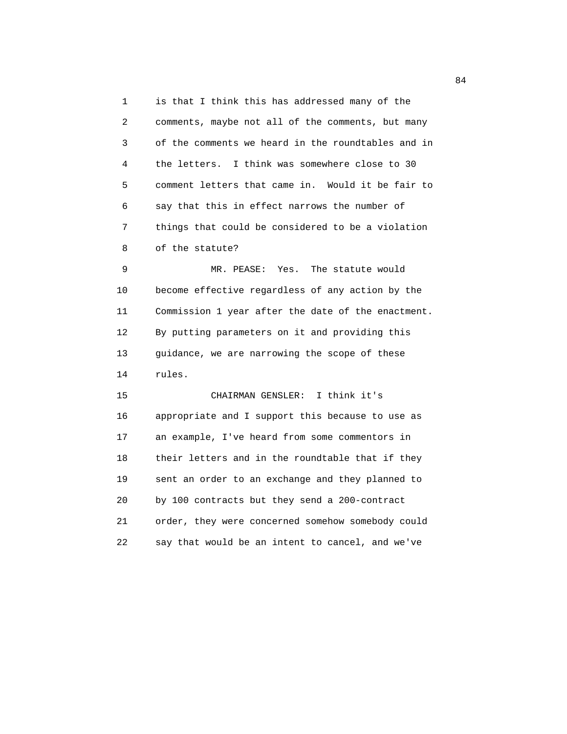is that I think this has addressed many of the comments, maybe not all of the comments, but many of the comments we heard in the roundtables and in the letters. I think was somewhere close to 30 comment letters that came in. Would it be fair to say that this in effect narrows the number of things that could be considered to be a violation of the statute?

MR. PEASE: Yes. The statute would become effective regardless of any action by the Commission 1 year after the date of the enactment. By putting parameters on it and providing this guidance, we are narrowing the scope of these rules.

CHAIRMAN GENSLER: I think it's appropriate and I support this because to use as an example, I've heard from some commentors in their letters and in the roundtable that if they sent an order to an exchange and they planned to by 100 contracts but they send a 200-contract order, they were concerned somehow somebody could say that would be an intent to cancel, and we've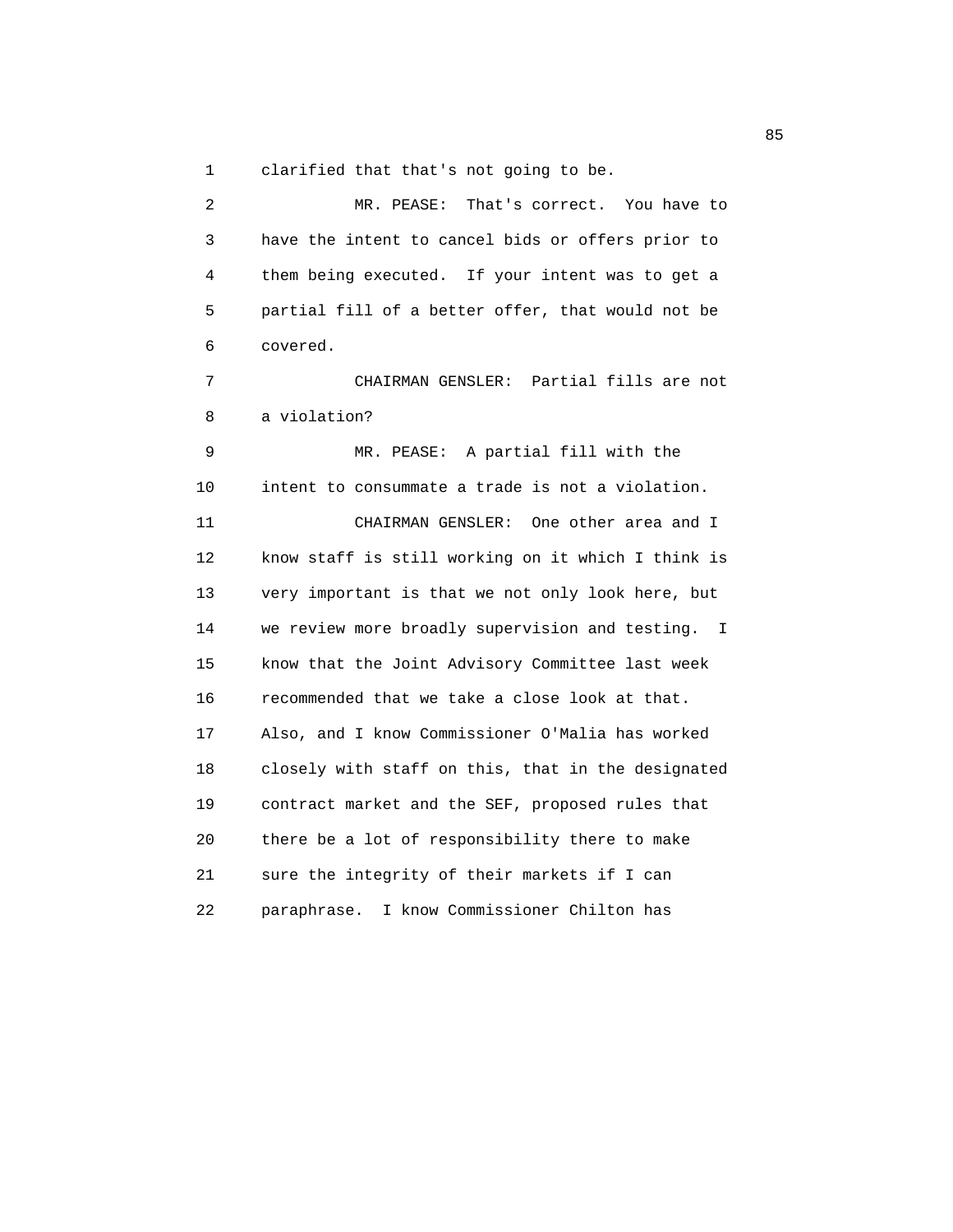clarified that that's not going to be.

MR. PEASE: That's correct. You have to have the intent to cancel bids or offers prior to them being executed. If your intent was to get a partial fill of a better offer, that would not be covered.

CHAIRMAN GENSLER: Partial fills are not a violation?

MR. PEASE: A partial fill with the intent to consummate a trade is not a violation.

CHAIRMAN GENSLER: One other area and I know staff is still working on it which I think is very important is that we not only look here, but we review more broadly supervision and testing. I know that the Joint Advisory Committee last week recommended that we take a close look at that. Also, and I know Commissioner O'Malia has worked closely with staff on this, that in the designated contract market and the SEF, proposed rules that there be a lot of responsibility there to make sure the integrity of their markets if I can paraphrase. I know Commissioner Chilton has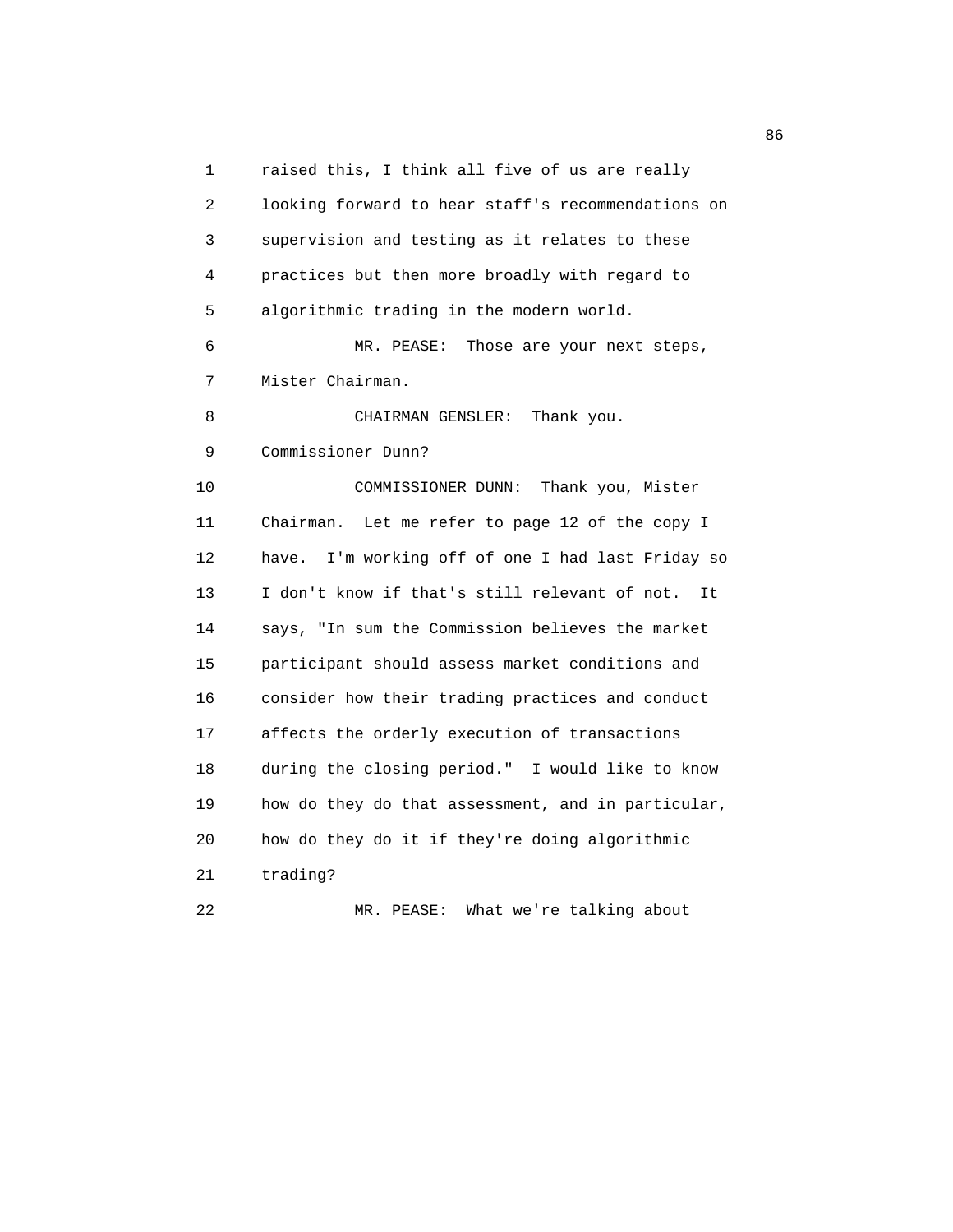raised this, I think all five of us are really looking forward to hear staff's recommendations on supervision and testing as it relates to these practices but then more broadly with regard to algorithmic trading in the modern world.

MR. PEASE: Those are your next steps, Mister Chairman.

CHAIRMAN GENSLER: Thank you. Commissioner Dunn?

COMMISSIONER DUNN: Thank you, Mister Chairman. Let me refer to page 12 of the copy I have. I'm working off of one I had last Friday so I don't know if that's still relevant of not. It says, "In sum the Commission believes the market participant should assess market conditions and consider how their trading practices and conduct affects the orderly execution of transactions during the closing period." I would like to know how do they do that assessment, and in particular, how do they do it if they're doing algorithmic trading?

MR. PEASE: What we're talking about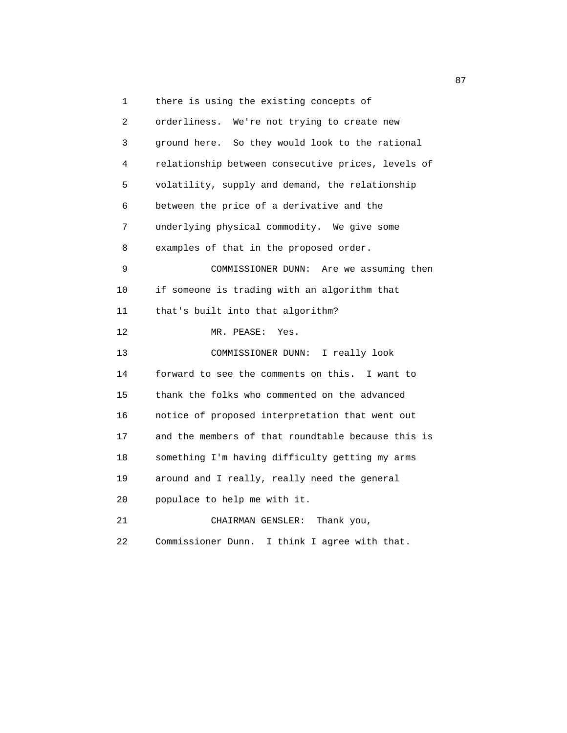1 there is using the existing concepts of
2 orderliness. We're not trying to create new
3 ground here. So they would look to the rational
4 relationship between consecutive prices, levels of
5 volatility, supply and demand, the relationship
6 between the price of a derivative and the
7 underlying physical commodity. We give some
8 examples of that in the proposed order.
9 COMMISSIONER DUNN: Are we assuming then
10 if someone is trading with an algorithm that
11 that's built into that algorithm?
12 MR. PEASE: Yes.
13 COMMISSIONER DUNN: I really look
14 forward to see the comments on this. I want to
15 thank the folks who commented on the advanced
16 notice of proposed interpretation that went out
17 and the members of that roundtable because this is
18 something I'm having difficulty getting my arms
19 around and I really, really need the general
20 populace to help me with it.
21 CHAIRMAN GENSLER: Thank you,
22 Commissioner Dunn. I think I agree with that.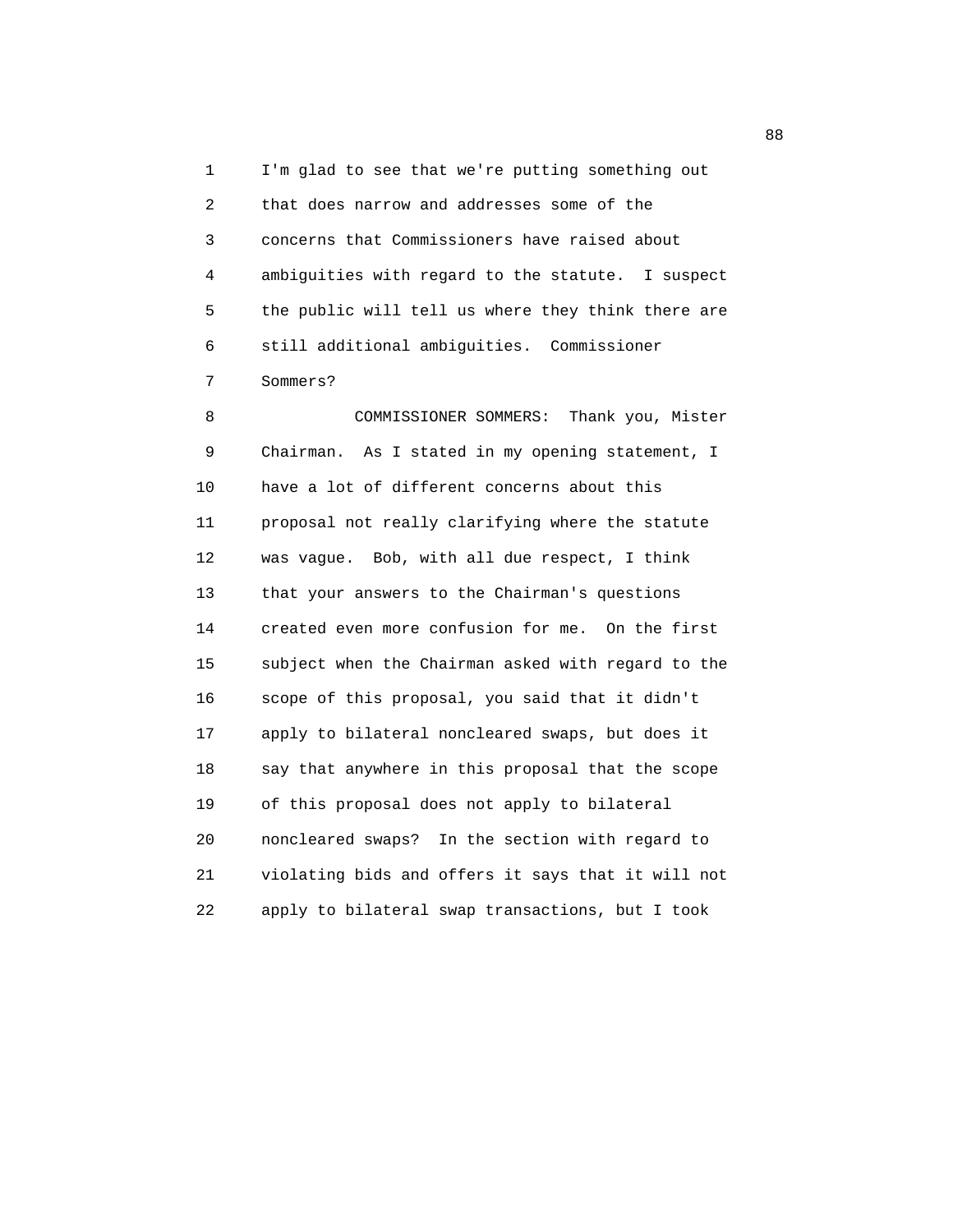I'm glad to see that we're putting something out that does narrow and addresses some of the concerns that Commissioners have raised about ambiguities with regard to the statute. I suspect the public will tell us where they think there are still additional ambiguities. Commissioner Sommers?

COMMISSIONER SOMMERS: Thank you, Mister Chairman. As I stated in my opening statement, I have a lot of different concerns about this proposal not really clarifying where the statute was vague. Bob, with all due respect, I think that your answers to the Chairman's questions created even more confusion for me. On the first subject when the Chairman asked with regard to the scope of this proposal, you said that it didn't apply to bilateral noncleared swaps, but does it say that anywhere in this proposal that the scope of this proposal does not apply to bilateral noncleared swaps? In the section with regard to violating bids and offers it says that it will not apply to bilateral swap transactions, but I took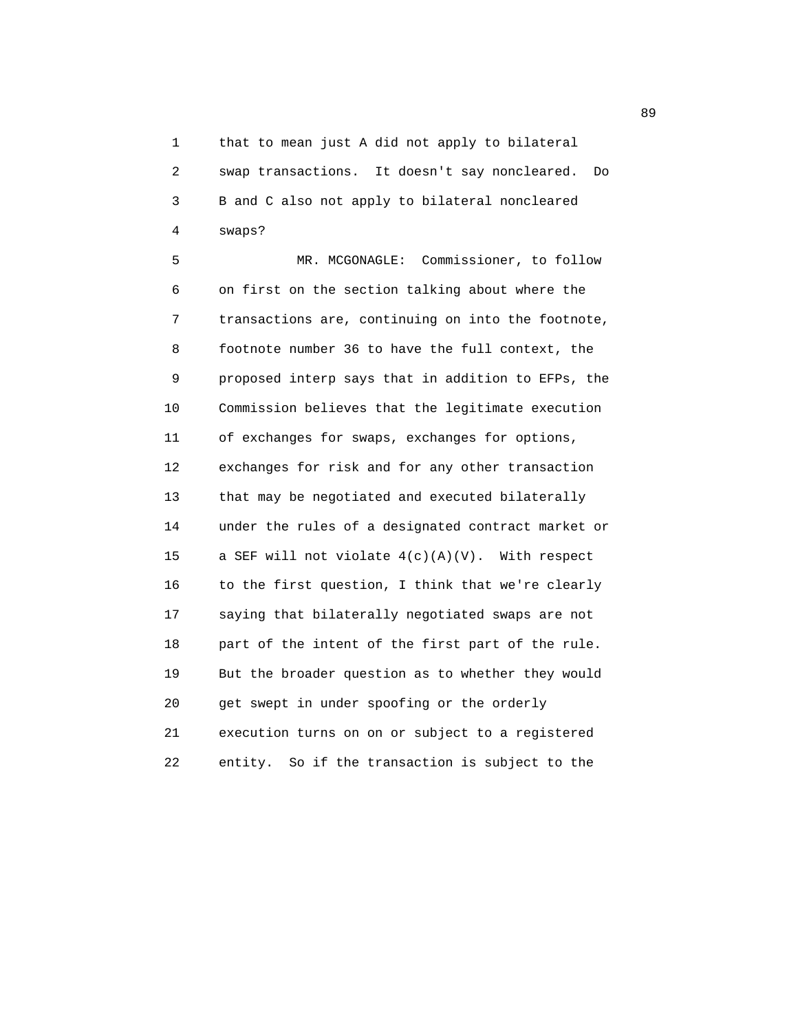that to mean just A did not apply to bilateral swap transactions. It doesn't say noncleared. Do B and C also not apply to bilateral noncleared swaps?

MR. MCGONAGLE: Commissioner, to follow on first on the section talking about where the transactions are, continuing on into the footnote, footnote number 36 to have the full context, the proposed interp says that in addition to EFPs, the Commission believes that the legitimate execution of exchanges for swaps, exchanges for options, exchanges for risk and for any other transaction that may be negotiated and executed bilaterally under the rules of a designated contract market or a SEF will not violate 4(c)(A)(V). With respect to the first question, I think that we're clearly saying that bilaterally negotiated swaps are not part of the intent of the first part of the rule. But the broader question as to whether they would get swept in under spoofing or the orderly execution turns on on or subject to a registered entity. So if the transaction is subject to the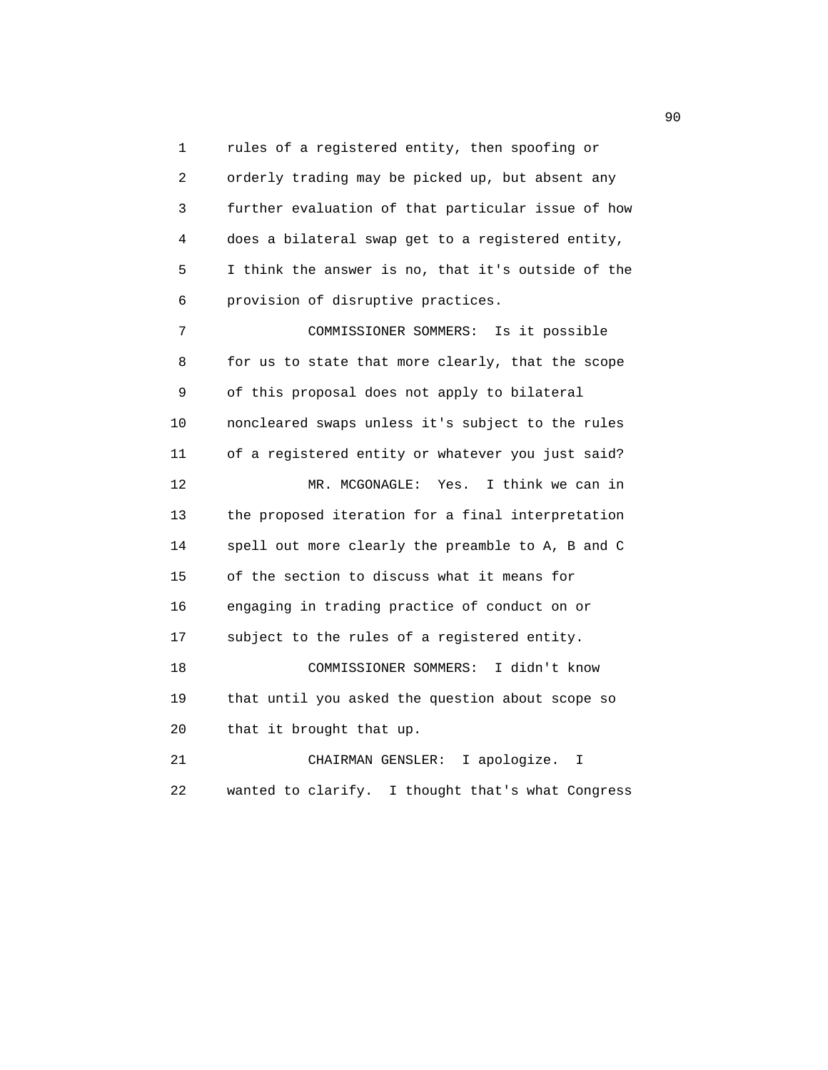rules of a registered entity, then spoofing or orderly trading may be picked up, but absent any further evaluation of that particular issue of how does a bilateral swap get to a registered entity, I think the answer is no, that it's outside of the provision of disruptive practices.

COMMISSIONER SOMMERS: Is it possible for us to state that more clearly, that the scope of this proposal does not apply to bilateral noncleared swaps unless it's subject to the rules of a registered entity or whatever you just said?

MR. MCGONAGLE: Yes. I think we can in the proposed iteration for a final interpretation spell out more clearly the preamble to A, B and C of the section to discuss what it means for engaging in trading practice of conduct on or subject to the rules of a registered entity.

COMMISSIONER SOMMERS: I didn't know that until you asked the question about scope so that it brought that up.

CHAIRMAN GENSLER: I apologize. I wanted to clarify. I thought that's what Congress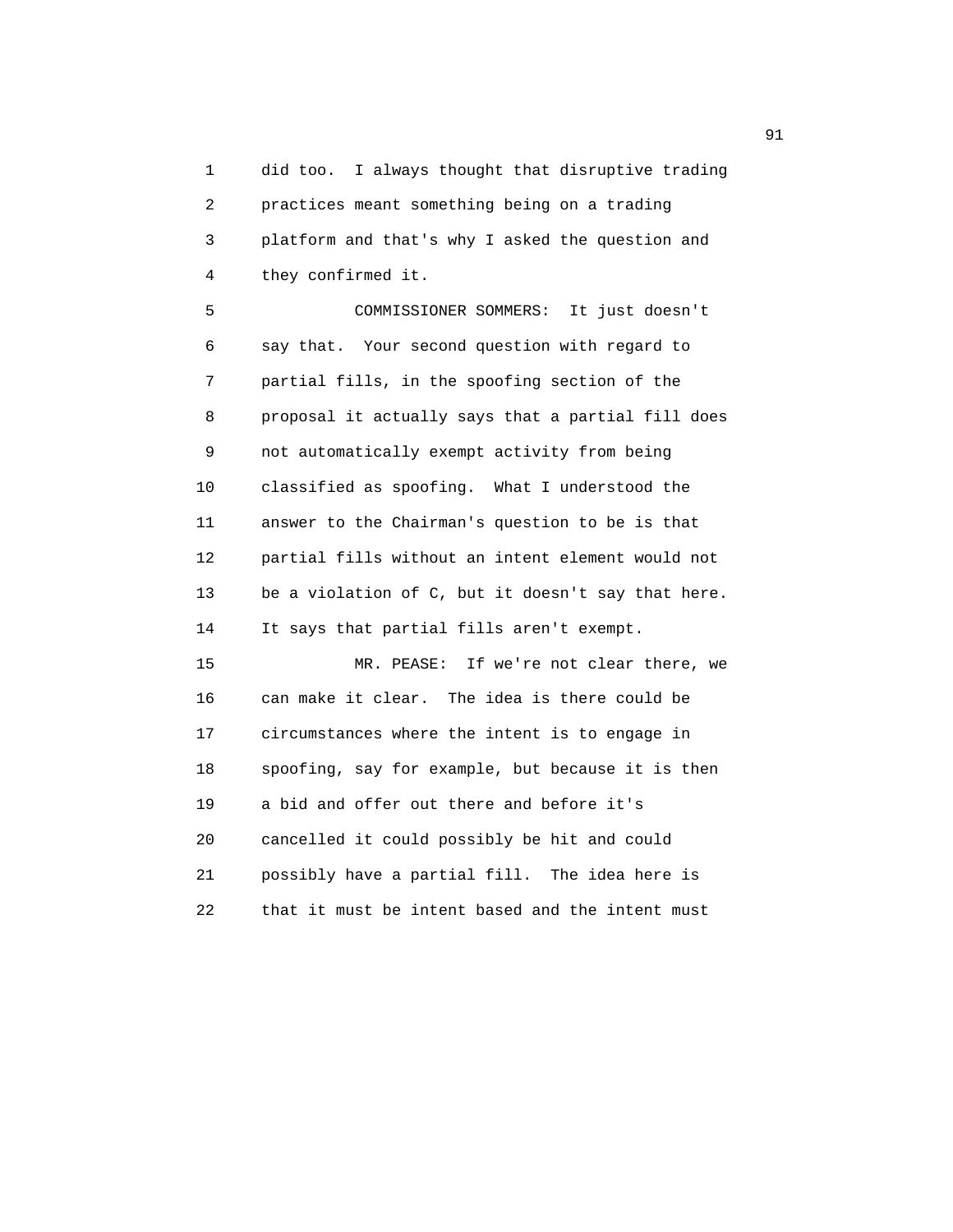did too. I always thought that disruptive trading practices meant something being on a trading platform and that's why I asked the question and they confirmed it.

COMMISSIONER SOMMERS: It just doesn't say that. Your second question with regard to partial fills, in the spoofing section of the proposal it actually says that a partial fill does not automatically exempt activity from being classified as spoofing. What I understood the answer to the Chairman's question to be is that partial fills without an intent element would not be a violation of C, but it doesn't say that here. It says that partial fills aren't exempt.

MR. PEASE: If we're not clear there, we can make it clear. The idea is there could be circumstances where the intent is to engage in spoofing, say for example, but because it is then a bid and offer out there and before it's cancelled it could possibly be hit and could possibly have a partial fill. The idea here is that it must be intent based and the intent must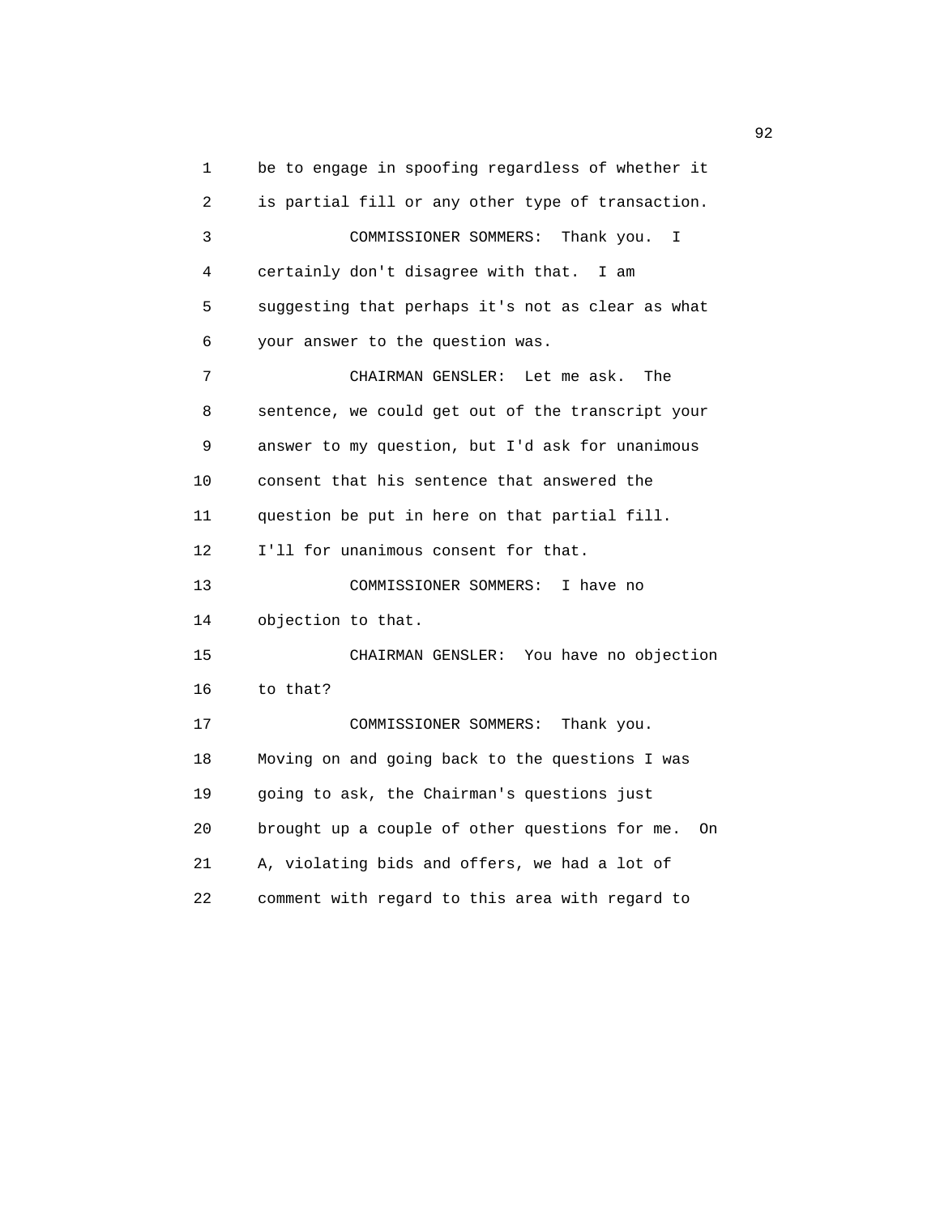be to engage in spoofing regardless of whether it is partial fill or any other type of transaction.

COMMISSIONER SOMMERS: Thank you. I certainly don't disagree with that. I am suggesting that perhaps it's not as clear as what your answer to the question was.

CHAIRMAN GENSLER: Let me ask. The sentence, we could get out of the transcript your answer to my question, but I'd ask for unanimous consent that his sentence that answered the question be put in here on that partial fill. I'll for unanimous consent for that.

COMMISSIONER SOMMERS: I have no objection to that.

CHAIRMAN GENSLER: You have no objection to that?

COMMISSIONER SOMMERS: Thank you. Moving on and going back to the questions I was going to ask, the Chairman's questions just brought up a couple of other questions for me. On A, violating bids and offers, we had a lot of comment with regard to this area with regard to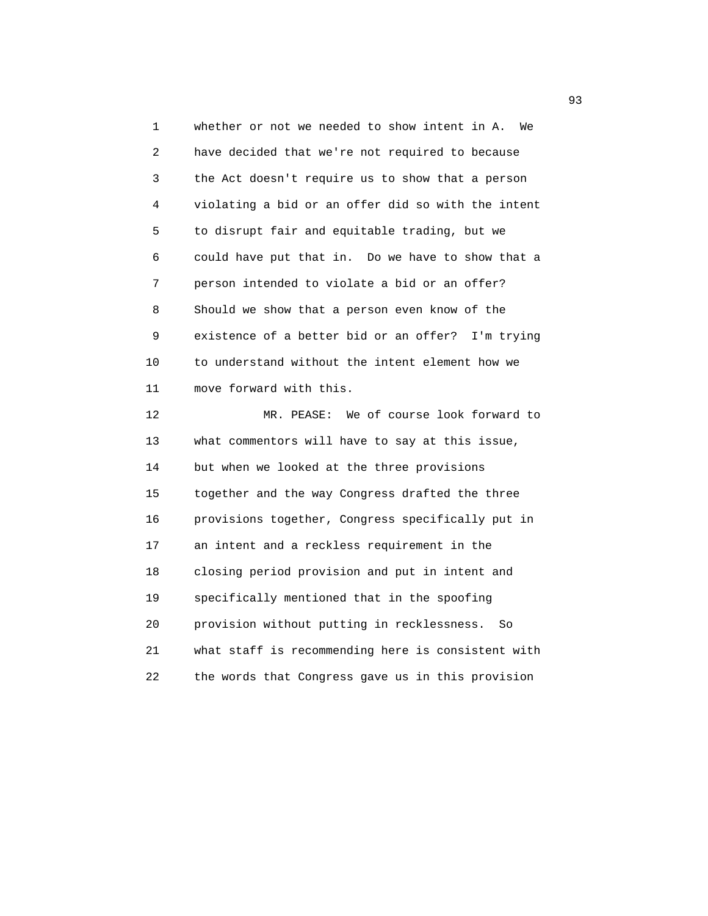whether or not we needed to show intent in A. We have decided that we're not required to because the Act doesn't require us to show that a person violating a bid or an offer did so with the intent to disrupt fair and equitable trading, but we could have put that in. Do we have to show that a person intended to violate a bid or an offer? Should we show that a person even know of the existence of a better bid or an offer? I'm trying to understand without the intent element how we move forward with this.

MR. PEASE: We of course look forward to what commentors will have to say at this issue, but when we looked at the three provisions together and the way Congress drafted the three provisions together, Congress specifically put in an intent and a reckless requirement in the closing period provision and put in intent and specifically mentioned that in the spoofing provision without putting in recklessness. So what staff is recommending here is consistent with the words that Congress gave us in this provision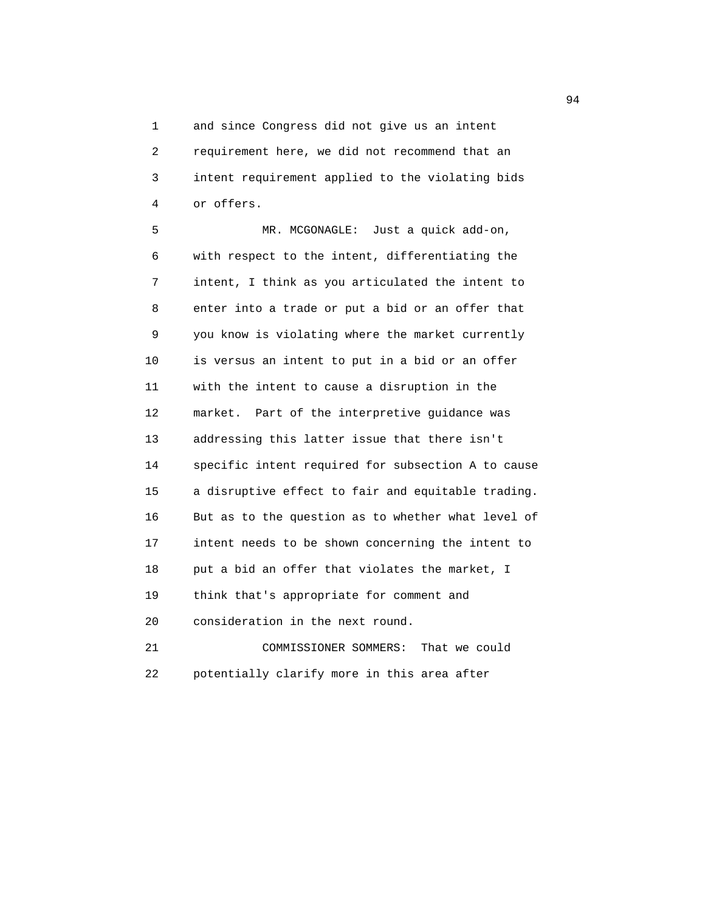and since Congress did not give us an intent requirement here, we did not recommend that an intent requirement applied to the violating bids or offers.

MR. MCGONAGLE: Just a quick add-on, with respect to the intent, differentiating the intent, I think as you articulated the intent to enter into a trade or put a bid or an offer that you know is violating where the market currently is versus an intent to put in a bid or an offer with the intent to cause a disruption in the market. Part of the interpretive guidance was addressing this latter issue that there isn't specific intent required for subsection A to cause a disruptive effect to fair and equitable trading. But as to the question as to whether what level of intent needs to be shown concerning the intent to put a bid an offer that violates the market, I think that's appropriate for comment and consideration in the next round.

COMMISSIONER SOMMERS: That we could potentially clarify more in this area after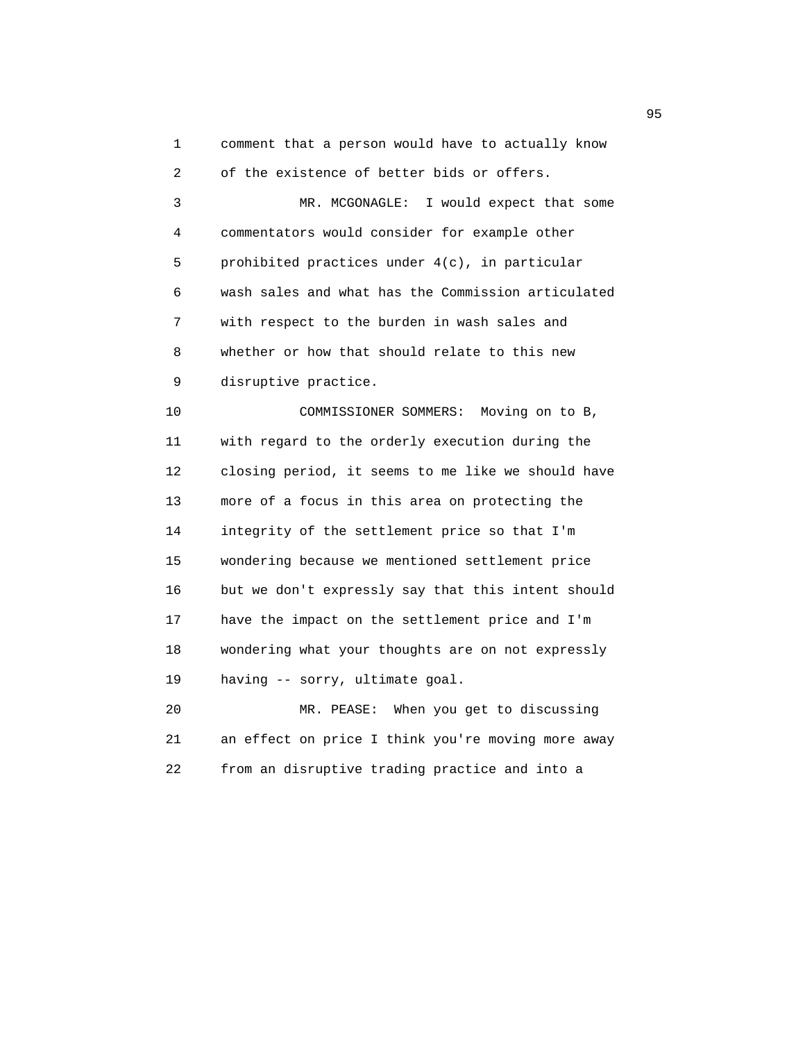comment that a person would have to actually know of the existence of better bids or offers.

MR. MCGONAGLE: I would expect that some commentators would consider for example other prohibited practices under 4(c), in particular wash sales and what has the Commission articulated with respect to the burden in wash sales and whether or how that should relate to this new disruptive practice.

COMMISSIONER SOMMERS: Moving on to B, with regard to the orderly execution during the closing period, it seems to me like we should have more of a focus in this area on protecting the integrity of the settlement price so that I'm wondering because we mentioned settlement price but we don't expressly say that this intent should have the impact on the settlement price and I'm wondering what your thoughts are on not expressly having -- sorry, ultimate goal.

MR. PEASE: When you get to discussing an effect on price I think you're moving more away from an disruptive trading practice and into a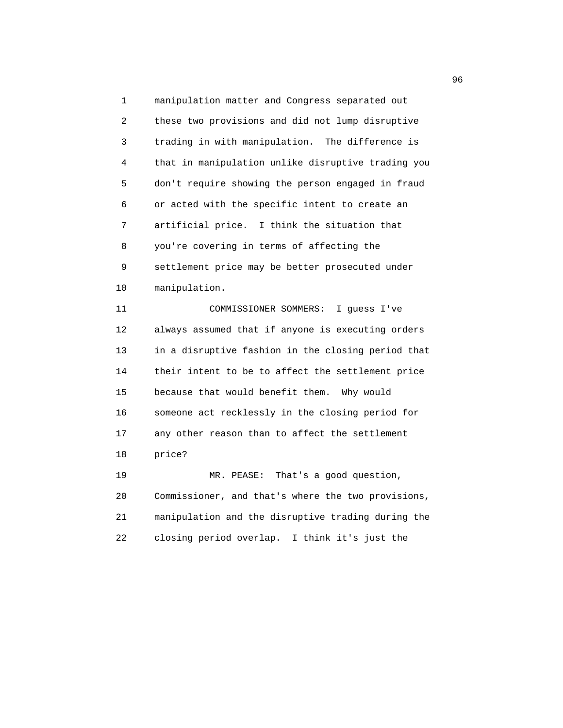manipulation matter and Congress separated out these two provisions and did not lump disruptive trading in with manipulation. The difference is that in manipulation unlike disruptive trading you don't require showing the person engaged in fraud or acted with the specific intent to create an artificial price. I think the situation that you're covering in terms of affecting the settlement price may be better prosecuted under manipulation.

COMMISSIONER SOMMERS: I guess I've always assumed that if anyone is executing orders in a disruptive fashion in the closing period that their intent to be to affect the settlement price because that would benefit them. Why would someone act recklessly in the closing period for any other reason than to affect the settlement price?

MR. PEASE: That's a good question, Commissioner, and that's where the two provisions, manipulation and the disruptive trading during the closing period overlap. I think it's just the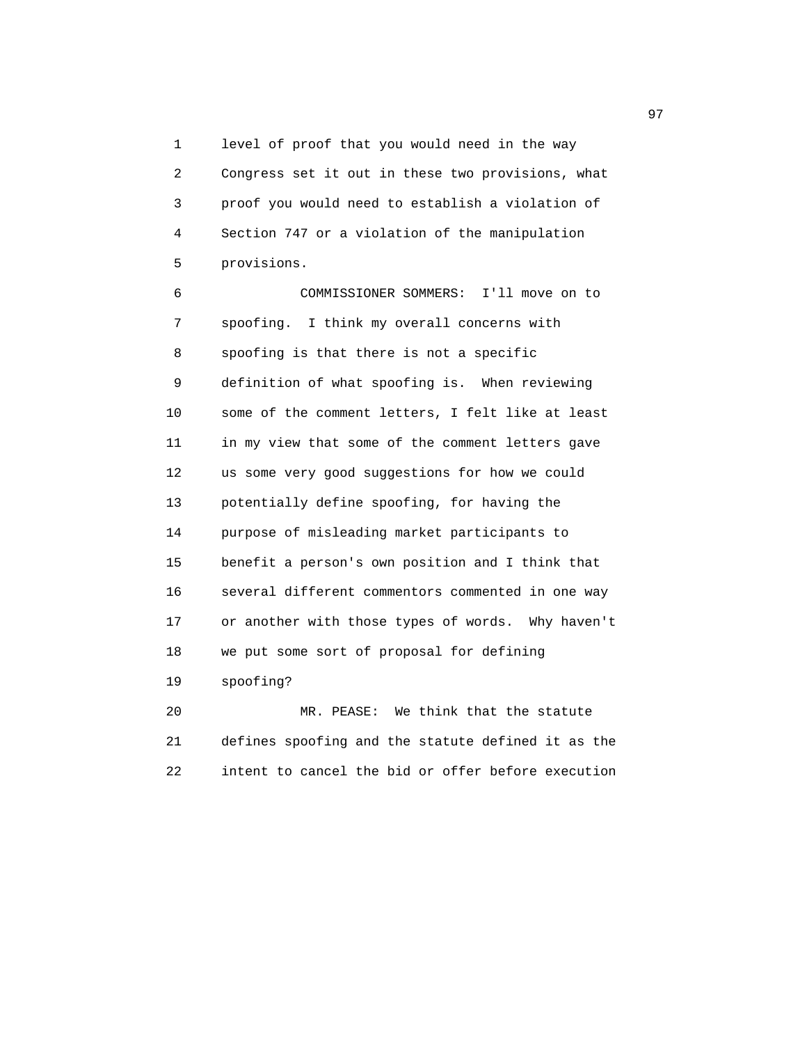level of proof that you would need in the way Congress set it out in these two provisions, what proof you would need to establish a violation of Section 747 or a violation of the manipulation provisions.

COMMISSIONER SOMMERS: I'll move on to spoofing. I think my overall concerns with spoofing is that there is not a specific definition of what spoofing is. When reviewing some of the comment letters, I felt like at least in my view that some of the comment letters gave us some very good suggestions for how we could potentially define spoofing, for having the purpose of misleading market participants to benefit a person's own position and I think that several different commentors commented in one way or another with those types of words. Why haven't we put some sort of proposal for defining spoofing?

MR. PEASE: We think that the statute defines spoofing and the statute defined it as the intent to cancel the bid or offer before execution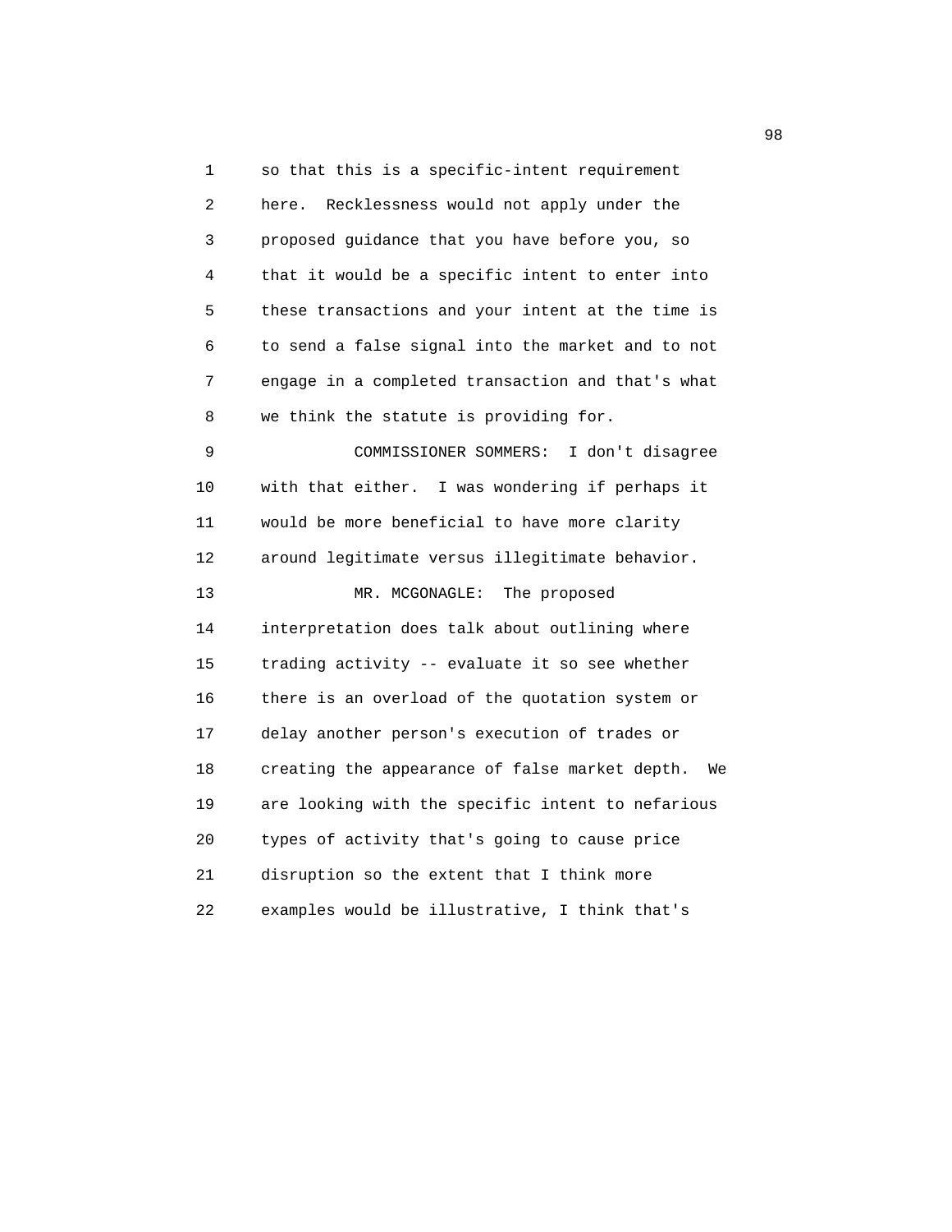so that this is a specific-intent requirement here. Recklessness would not apply under the proposed guidance that you have before you, so that it would be a specific intent to enter into these transactions and your intent at the time is to send a false signal into the market and to not engage in a completed transaction and that's what we think the statute is providing for.

COMMISSIONER SOMMERS: I don't disagree with that either. I was wondering if perhaps it would be more beneficial to have more clarity around legitimate versus illegitimate behavior.

MR. MCGONAGLE: The proposed interpretation does talk about outlining where trading activity -- evaluate it so see whether there is an overload of the quotation system or delay another person's execution of trades or creating the appearance of false market depth. We are looking with the specific intent to nefarious types of activity that's going to cause price disruption so the extent that I think more examples would be illustrative, I think that's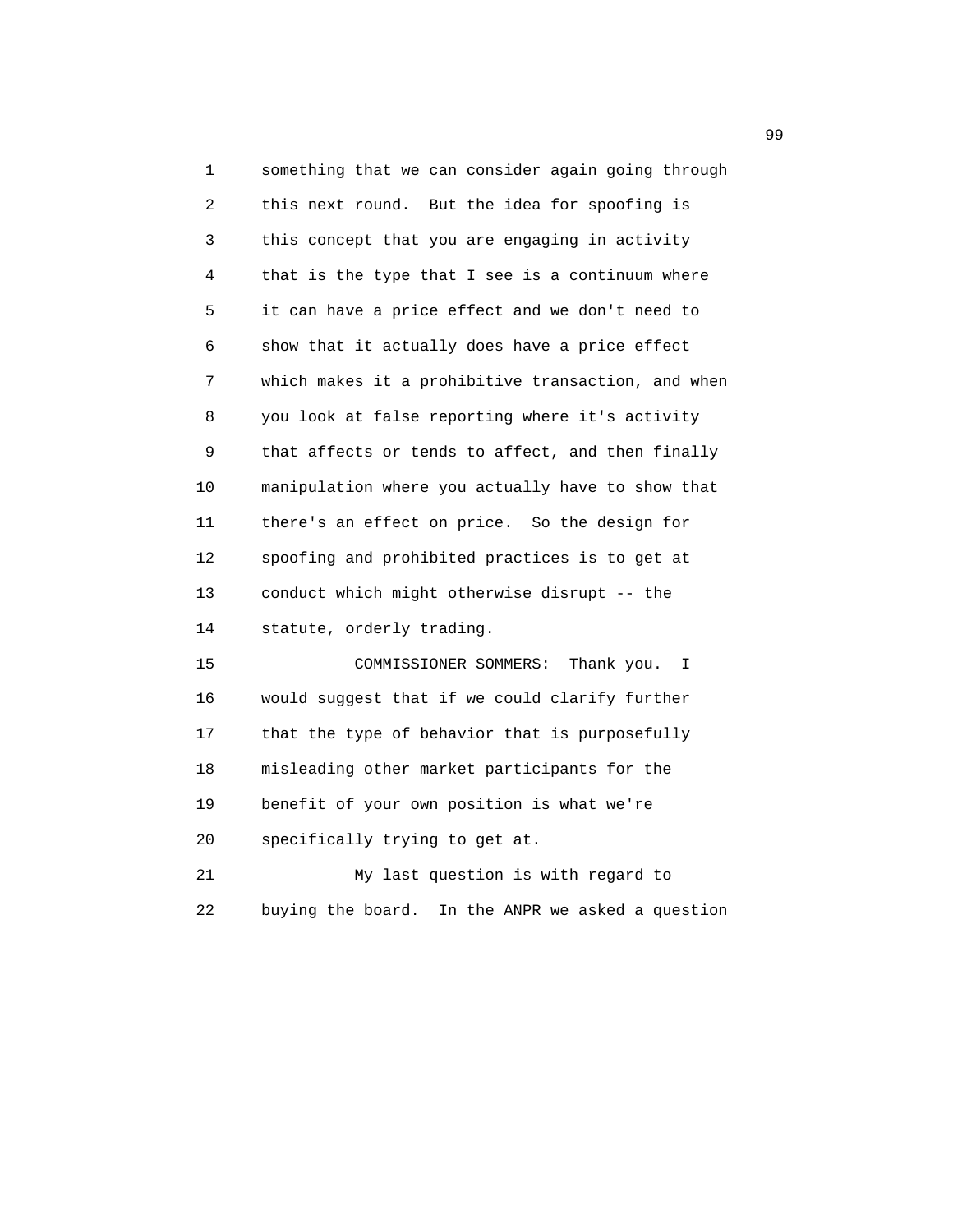something that we can consider again going through this next round. But the idea for spoofing is this concept that you are engaging in activity that is the type that I see is a continuum where it can have a price effect and we don't need to show that it actually does have a price effect which makes it a prohibitive transaction, and when you look at false reporting where it's activity that affects or tends to affect, and then finally manipulation where you actually have to show that there's an effect on price. So the design for spoofing and prohibited practices is to get at conduct which might otherwise disrupt -- the statute, orderly trading.

COMMISSIONER SOMMERS: Thank you. I would suggest that if we could clarify further that the type of behavior that is purposefully misleading other market participants for the benefit of your own position is what we're specifically trying to get at.

My last question is with regard to buying the board. In the ANPR we asked a question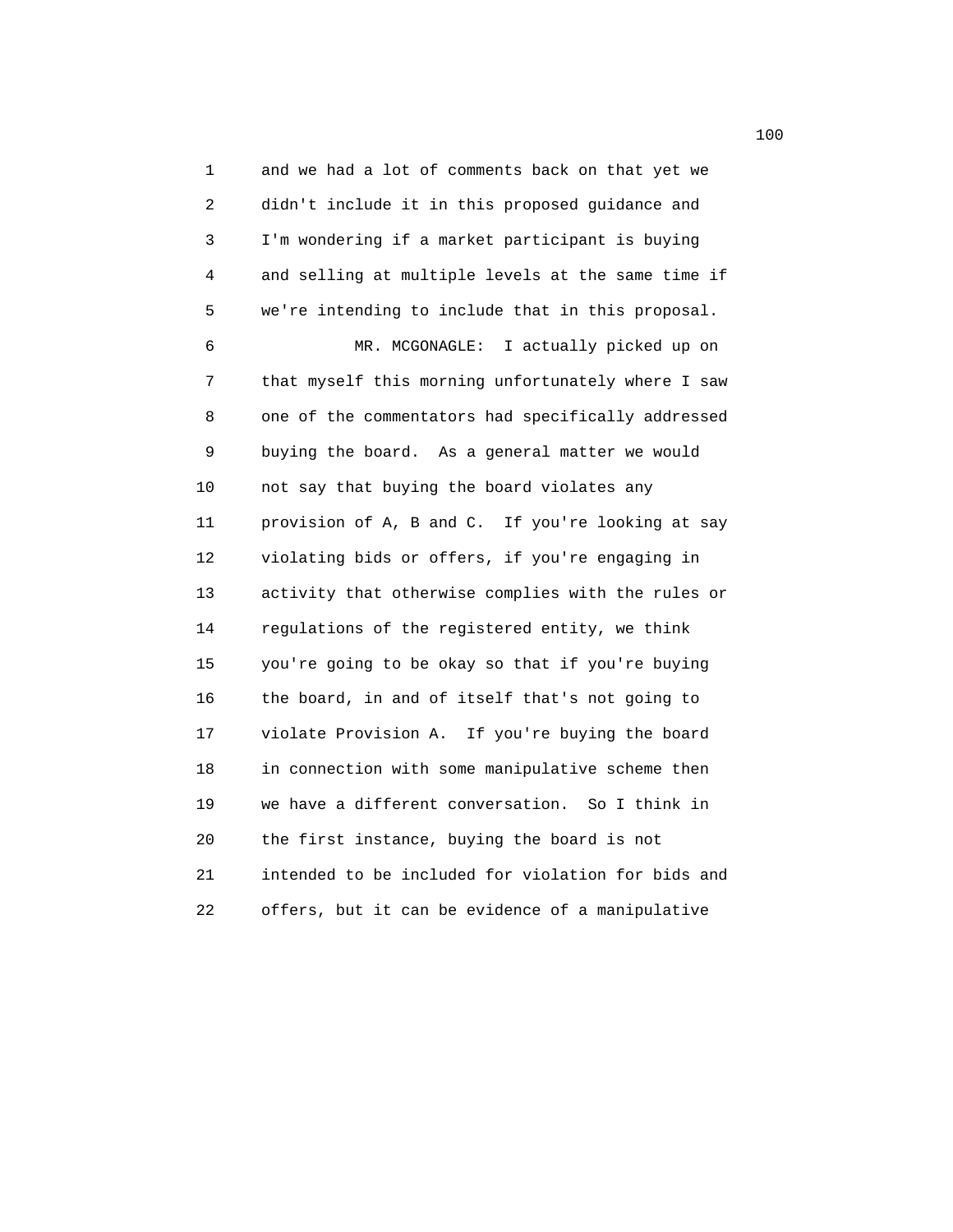and we had a lot of comments back on that yet we didn't include it in this proposed guidance and I'm wondering if a market participant is buying and selling at multiple levels at the same time if we're intending to include that in this proposal.

MR. MCGONAGLE: I actually picked up on that myself this morning unfortunately where I saw one of the commentators had specifically addressed buying the board. As a general matter we would not say that buying the board violates any provision of A, B and C. If you're looking at say violating bids or offers, if you're engaging in activity that otherwise complies with the rules or regulations of the registered entity, we think you're going to be okay so that if you're buying the board, in and of itself that's not going to violate Provision A. If you're buying the board in connection with some manipulative scheme then we have a different conversation. So I think in the first instance, buying the board is not intended to be included for violation for bids and offers, but it can be evidence of a manipulative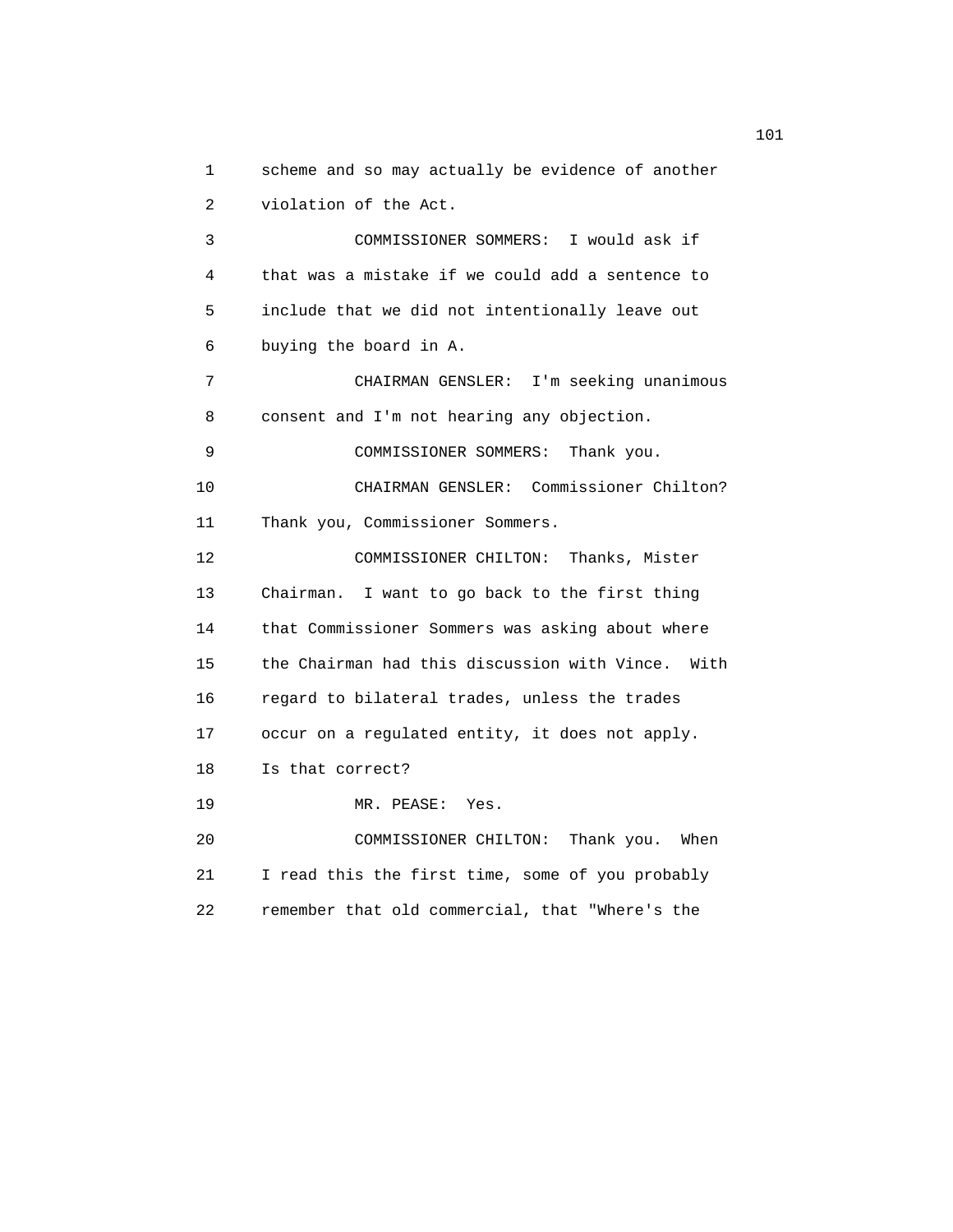1 scheme and so may actually be evidence of another

2 violation of the Act.

3 COMMISSIONER SOMMERS: I would ask if

4 that was a mistake if we could add a sentence to

5 include that we did not intentionally leave out

6 buying the board in A.

7 CHAIRMAN GENSLER: I'm seeking unanimous

8 consent and I'm not hearing any objection.

9 COMMISSIONER SOMMERS: Thank you.

10 CHAIRMAN GENSLER: Commissioner Chilton?

11 Thank you, Commissioner Sommers.

12 COMMISSIONER CHILTON: Thanks, Mister

13 Chairman. I want to go back to the first thing

14 that Commissioner Sommers was asking about where

15 the Chairman had this discussion with Vince. With

16 regard to bilateral trades, unless the trades

17 occur on a regulated entity, it does not apply.

18 Is that correct?

19 MR. PEASE: Yes.

20 COMMISSIONER CHILTON: Thank you. When

21 I read this the first time, some of you probably

22 remember that old commercial, that "Where's the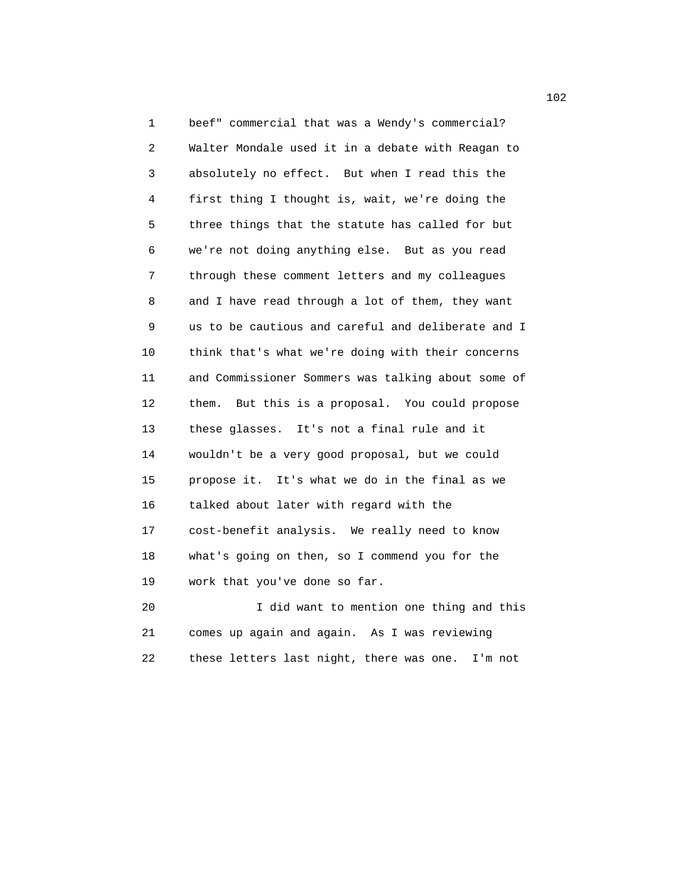beef" commercial that was a Wendy's commercial? Walter Mondale used it in a debate with Reagan to absolutely no effect. But when I read this the first thing I thought is, wait, we're doing the three things that the statute has called for but we're not doing anything else. But as you read through these comment letters and my colleagues and I have read through a lot of them, they want us to be cautious and careful and deliberate and I think that's what we're doing with their concerns and Commissioner Sommers was talking about some of them. But this is a proposal. You could propose these glasses. It's not a final rule and it wouldn't be a very good proposal, but we could propose it. It's what we do in the final as we talked about later with regard with the cost-benefit analysis. We really need to know what's going on then, so I commend you for the work that you've done so far.

I did want to mention one thing and this comes up again and again. As I was reviewing these letters last night, there was one. I'm not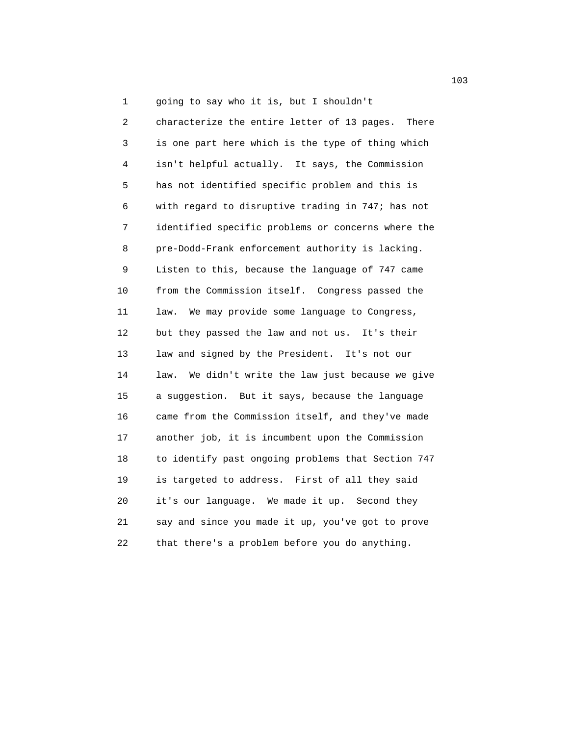going to say who it is, but I shouldn't characterize the entire letter of 13 pages. There is one part here which is the type of thing which isn't helpful actually. It says, the Commission has not identified specific problem and this is with regard to disruptive trading in 747; has not identified specific problems or concerns where the pre-Dodd-Frank enforcement authority is lacking. Listen to this, because the language of 747 came from the Commission itself. Congress passed the law. We may provide some language to Congress, but they passed the law and not us. It's their law and signed by the President. It's not our law. We didn't write the law just because we give a suggestion. But it says, because the language came from the Commission itself, and they've made another job, it is incumbent upon the Commission to identify past ongoing problems that Section 747 is targeted to address. First of all they said it's our language. We made it up. Second they say and since you made it up, you've got to prove that there's a problem before you do anything.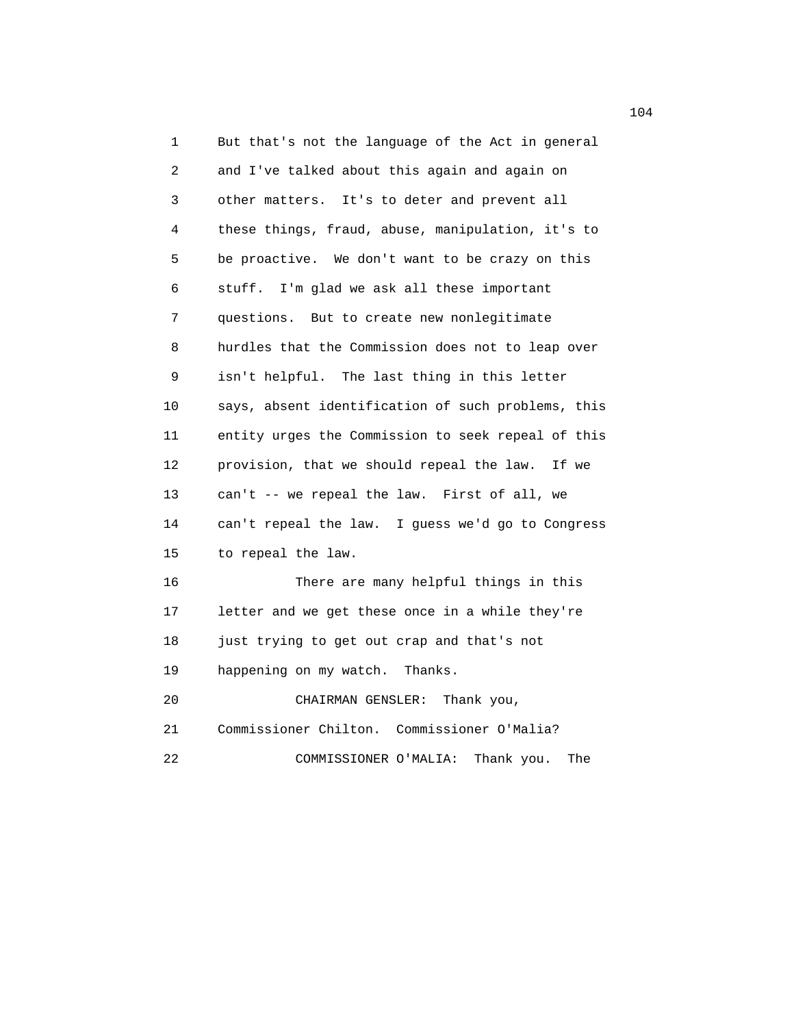But that's not the language of the Act in general and I've talked about this again and again on other matters. It's to deter and prevent all these things, fraud, abuse, manipulation, it's to be proactive. We don't want to be crazy on this stuff. I'm glad we ask all these important questions. But to create new nonlegitimate hurdles that the Commission does not to leap over isn't helpful. The last thing in this letter says, absent identification of such problems, this entity urges the Commission to seek repeal of this provision, that we should repeal the law. If we can't -- we repeal the law. First of all, we can't repeal the law. I guess we'd go to Congress to repeal the law.

There are many helpful things in this letter and we get these once in a while they're just trying to get out crap and that's not happening on my watch. Thanks.

CHAIRMAN GENSLER: Thank you, Commissioner Chilton. Commissioner O'Malia?

COMMISSIONER O'MALIA: Thank you. The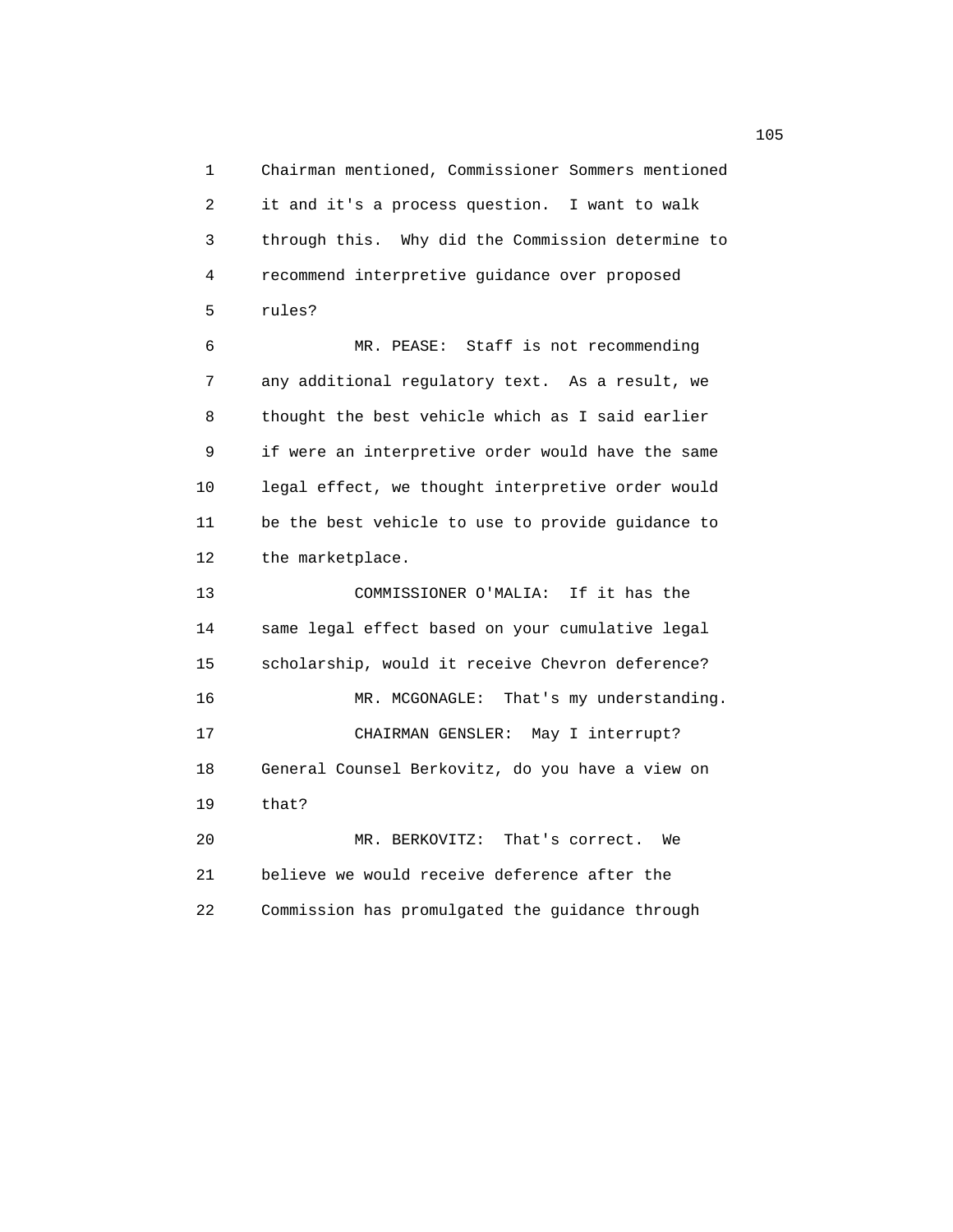Chairman mentioned, Commissioner Sommers mentioned it and it's a process question. I want to walk through this. Why did the Commission determine to recommend interpretive guidance over proposed rules?

MR. PEASE: Staff is not recommending any additional regulatory text. As a result, we thought the best vehicle which as I said earlier if were an interpretive order would have the same legal effect, we thought interpretive order would be the best vehicle to use to provide guidance to the marketplace.

COMMISSIONER O'MALIA: If it has the same legal effect based on your cumulative legal scholarship, would it receive Chevron deference?

MR. MCGONAGLE: That's my understanding.

CHAIRMAN GENSLER: May I interrupt? General Counsel Berkovitz, do you have a view on that?

MR. BERKOVITZ: That's correct. We believe we would receive deference after the Commission has promulgated the guidance through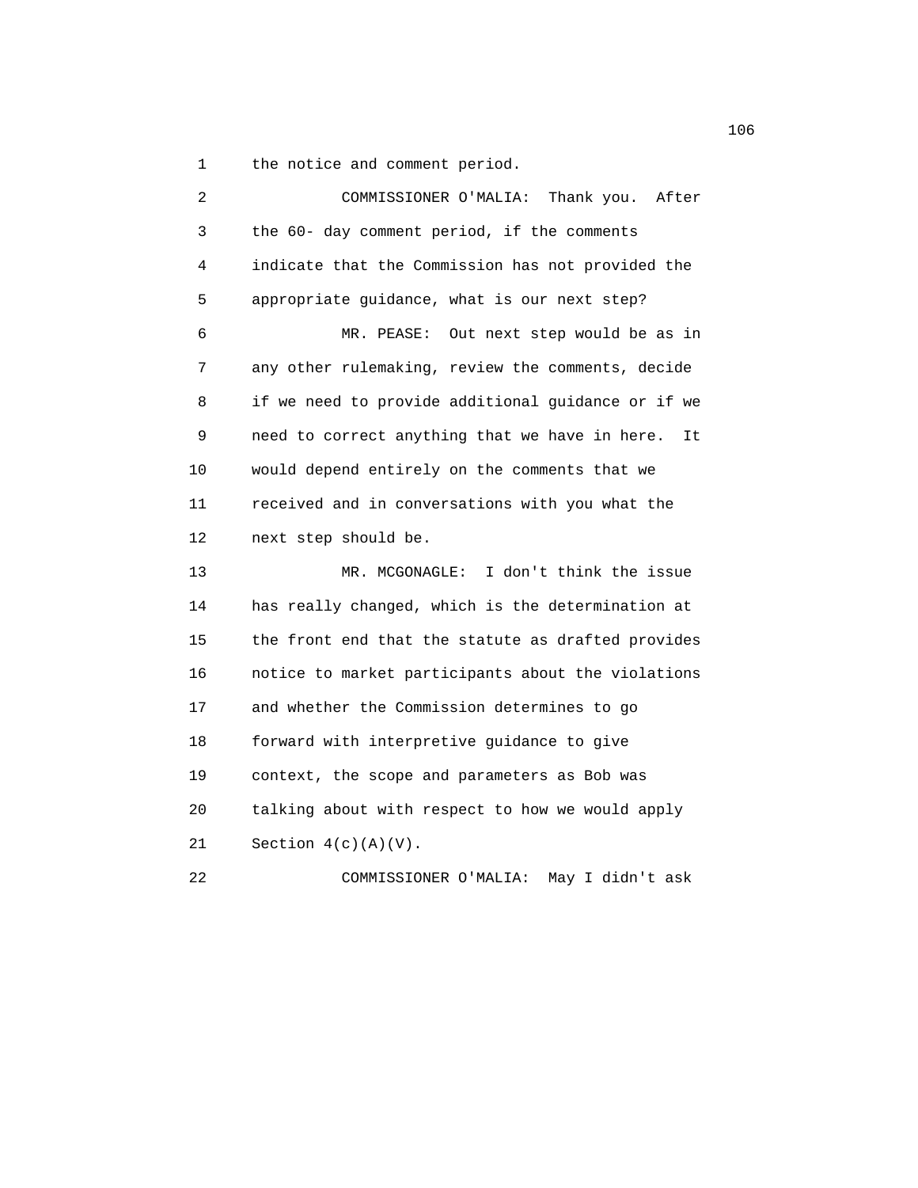1 the notice and comment period.

2 COMMISSIONER O'MALIA: Thank you. After
3 the 60- day comment period, if the comments
4 indicate that the Commission has not provided the
5 appropriate guidance, what is our next step?

6 MR. PEASE: Out next step would be as in
7 any other rulemaking, review the comments, decide
8 if we need to provide additional guidance or if we
9 need to correct anything that we have in here. It
10 would depend entirely on the comments that we
11 received and in conversations with you what the
12 next step should be.

13 MR. MCGONAGLE: I don't think the issue
14 has really changed, which is the determination at
15 the front end that the statute as drafted provides
16 notice to market participants about the violations
17 and whether the Commission determines to go
18 forward with interpretive guidance to give
19 context, the scope and parameters as Bob was
20 talking about with respect to how we would apply
21 Section 4(c)(A)(V).

22 COMMISSIONER O'MALIA: May I didn't ask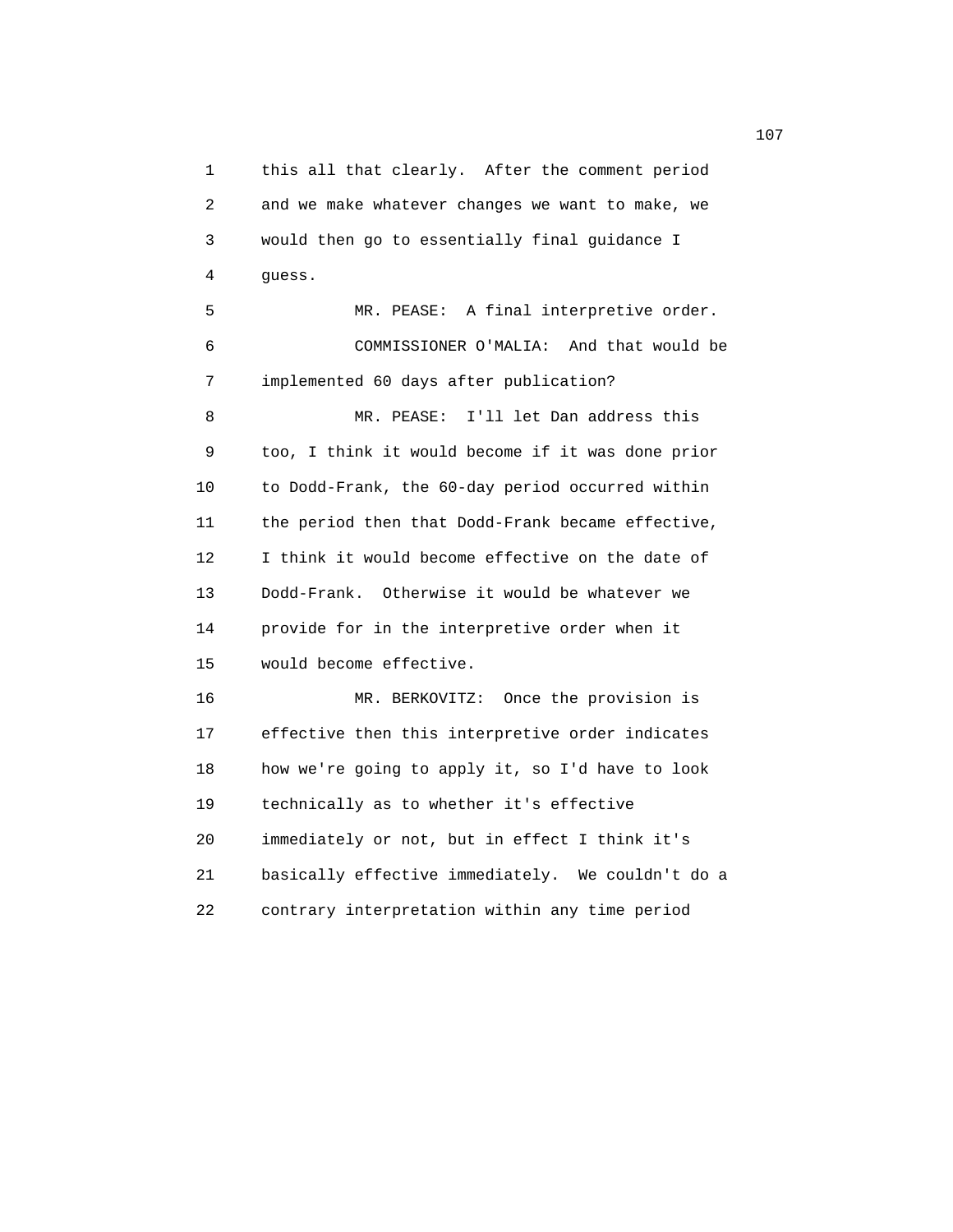this all that clearly. After the comment period and we make whatever changes we want to make, we would then go to essentially final guidance I guess.

MR. PEASE: A final interpretive order.

COMMISSIONER O'MALIA: And that would be implemented 60 days after publication?

MR. PEASE: I'll let Dan address this too, I think it would become if it was done prior to Dodd-Frank, the 60-day period occurred within the period then that Dodd-Frank became effective, I think it would become effective on the date of Dodd-Frank. Otherwise it would be whatever we provide for in the interpretive order when it would become effective.

MR. BERKOVITZ: Once the provision is effective then this interpretive order indicates how we're going to apply it, so I'd have to look technically as to whether it's effective immediately or not, but in effect I think it's basically effective immediately. We couldn't do a contrary interpretation within any time period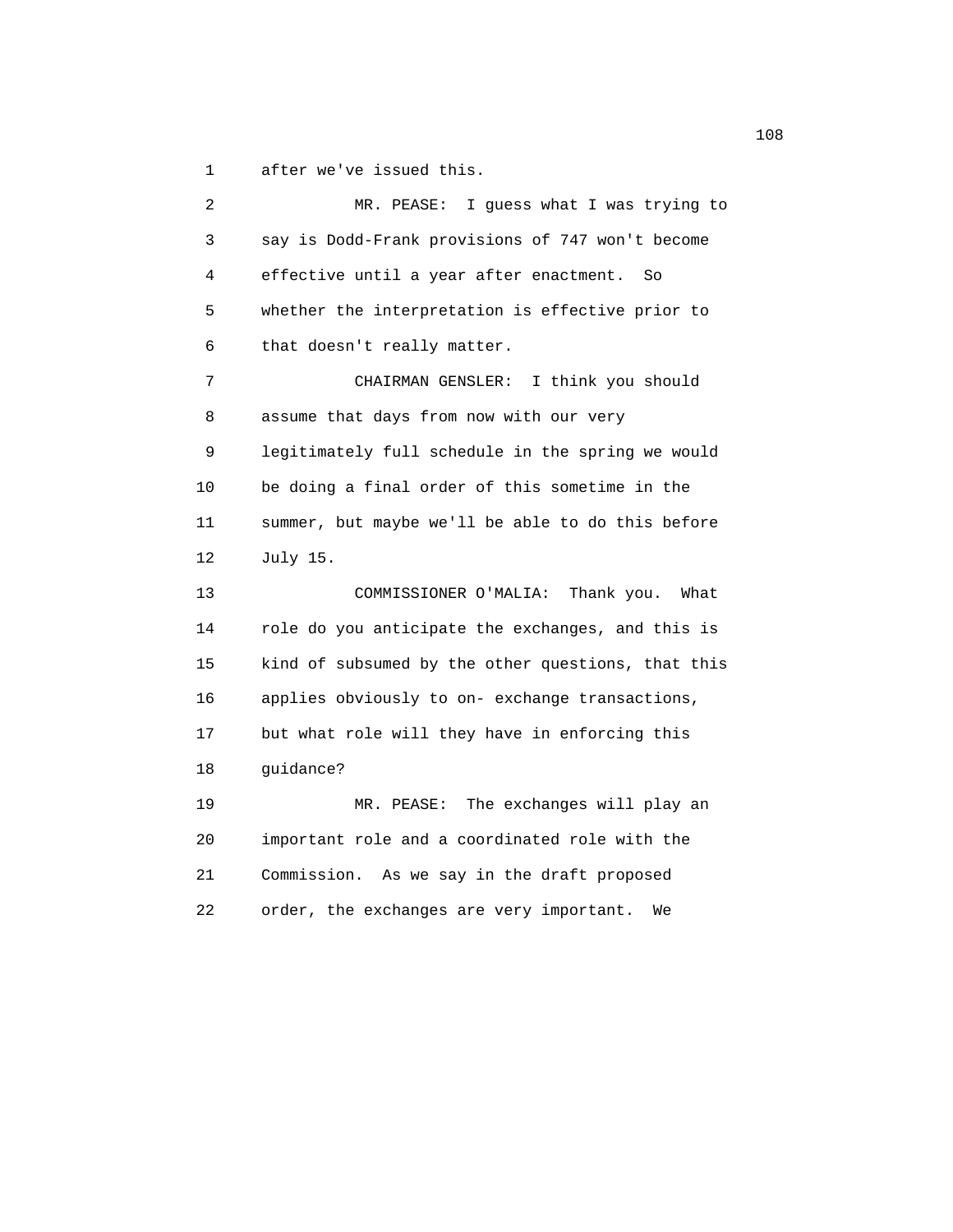after we've issued this.

MR. PEASE: I guess what I was trying to say is Dodd-Frank provisions of 747 won't become effective until a year after enactment. So whether the interpretation is effective prior to that doesn't really matter.

CHAIRMAN GENSLER: I think you should assume that days from now with our very legitimately full schedule in the spring we would be doing a final order of this sometime in the summer, but maybe we'll be able to do this before July 15.

COMMISSIONER O'MALIA: Thank you. What role do you anticipate the exchanges, and this is kind of subsumed by the other questions, that this applies obviously to on- exchange transactions, but what role will they have in enforcing this guidance?

MR. PEASE: The exchanges will play an important role and a coordinated role with the Commission. As we say in the draft proposed order, the exchanges are very important. We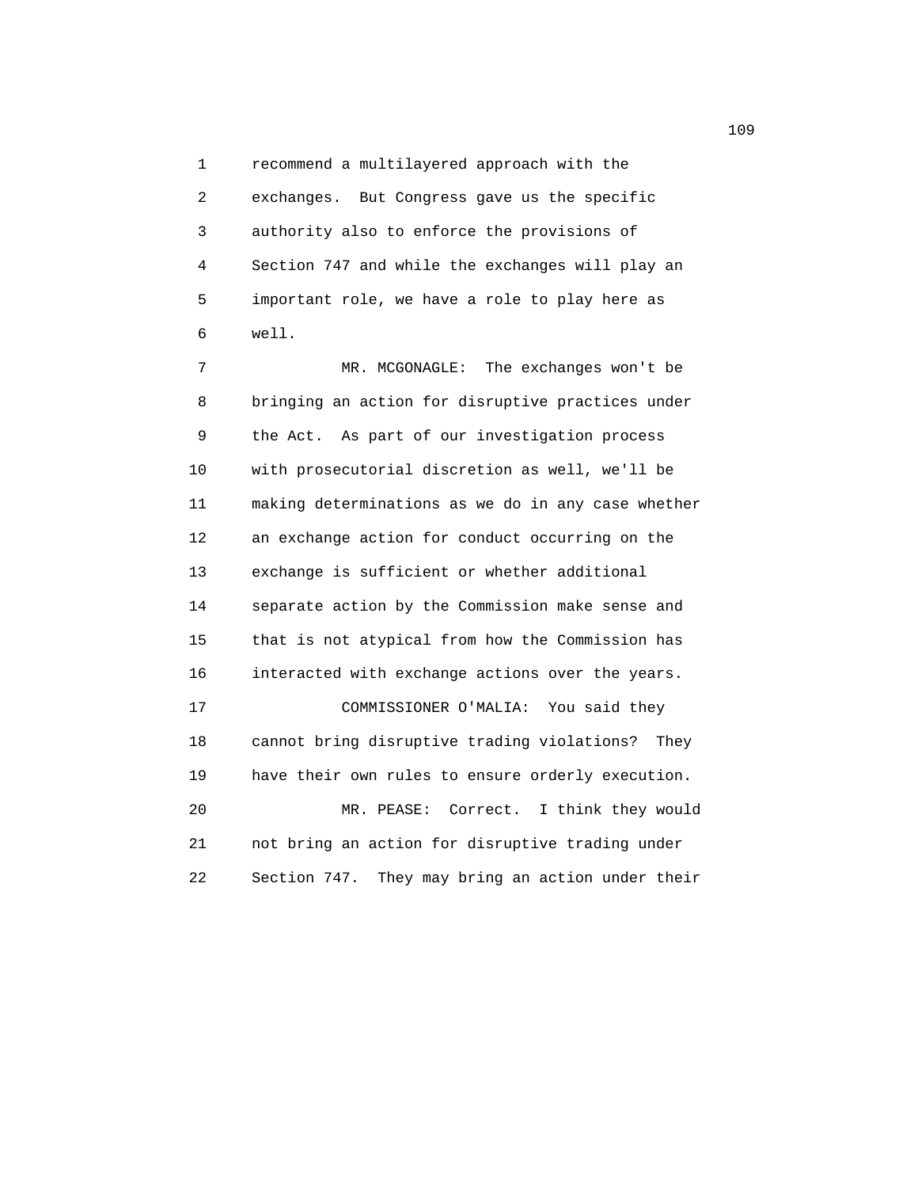recommend a multilayered approach with the exchanges. But Congress gave us the specific authority also to enforce the provisions of Section 747 and while the exchanges will play an important role, we have a role to play here as well.

MR. MCGONAGLE: The exchanges won't be bringing an action for disruptive practices under the Act. As part of our investigation process with prosecutorial discretion as well, we'll be making determinations as we do in any case whether an exchange action for conduct occurring on the exchange is sufficient or whether additional separate action by the Commission make sense and that is not atypical from how the Commission has interacted with exchange actions over the years.

COMMISSIONER O'MALIA: You said they cannot bring disruptive trading violations? They have their own rules to ensure orderly execution.

MR. PEASE: Correct. I think they would not bring an action for disruptive trading under Section 747. They may bring an action under their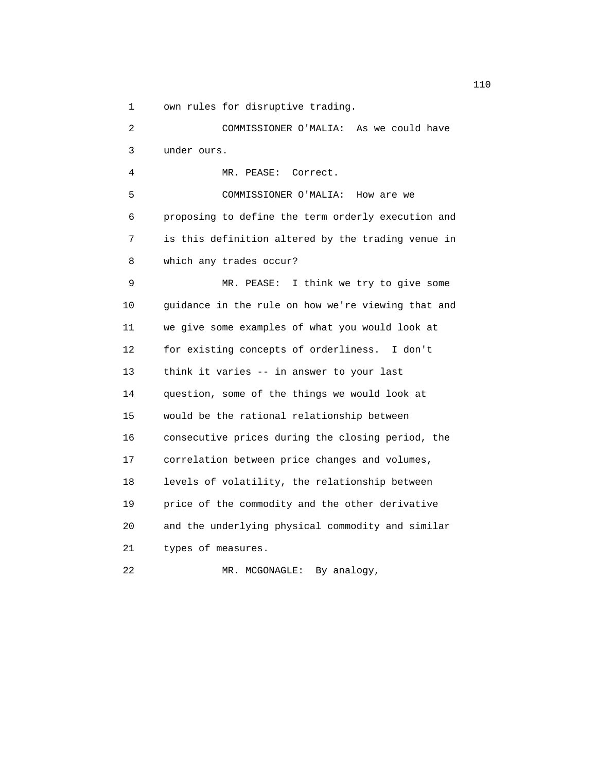own rules for disruptive trading.

COMMISSIONER O'MALIA: As we could have under ours.

MR. PEASE: Correct.

COMMISSIONER O'MALIA: How are we proposing to define the term orderly execution and is this definition altered by the trading venue in which any trades occur?

MR. PEASE: I think we try to give some guidance in the rule on how we're viewing that and we give some examples of what you would look at for existing concepts of orderliness. I don't think it varies -- in answer to your last question, some of the things we would look at would be the rational relationship between consecutive prices during the closing period, the correlation between price changes and volumes, levels of volatility, the relationship between price of the commodity and the other derivative and the underlying physical commodity and similar types of measures.

MR. MCGONAGLE: By analogy,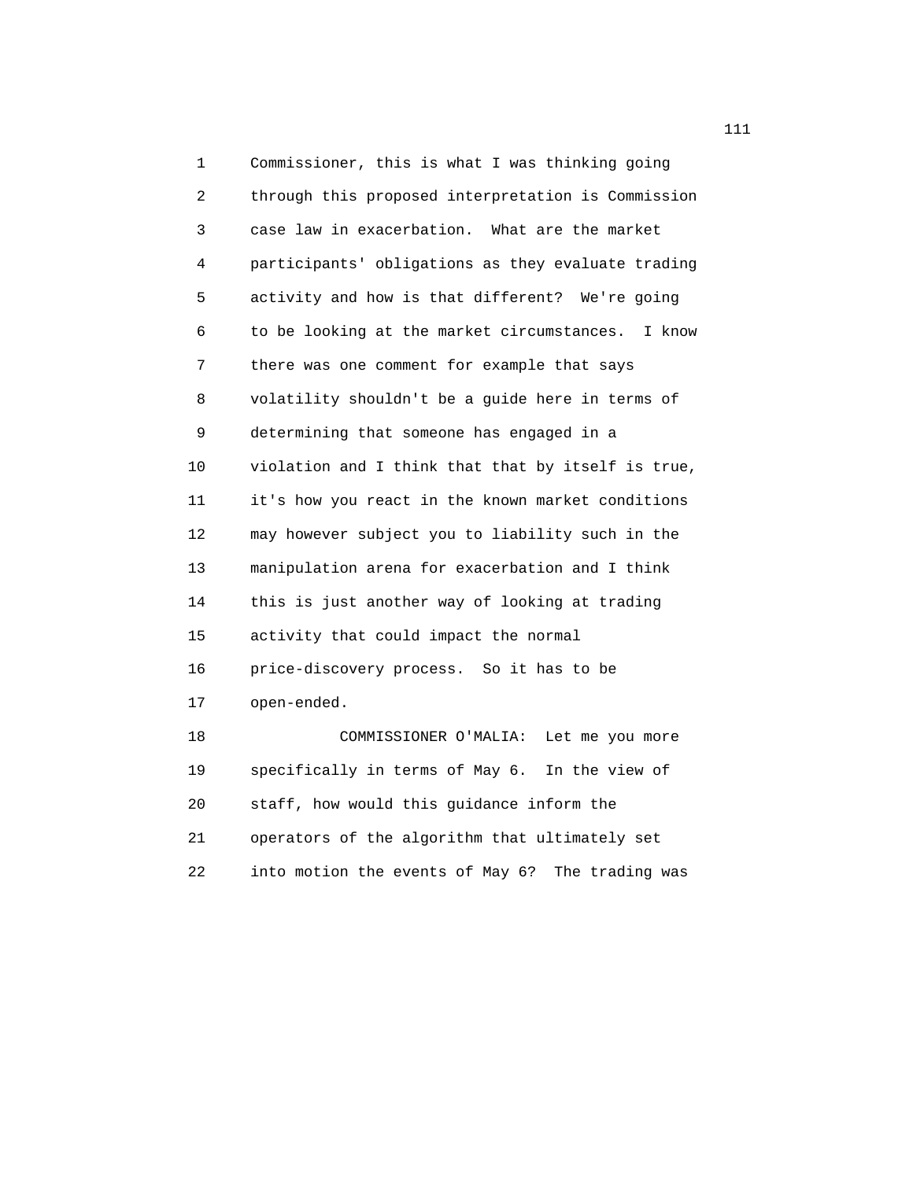Commissioner, this is what I was thinking going through this proposed interpretation is Commission case law in exacerbation. What are the market participants' obligations as they evaluate trading activity and how is that different? We're going to be looking at the market circumstances. I know there was one comment for example that says volatility shouldn't be a guide here in terms of determining that someone has engaged in a violation and I think that that by itself is true, it's how you react in the known market conditions may however subject you to liability such in the manipulation arena for exacerbation and I think this is just another way of looking at trading activity that could impact the normal price-discovery process. So it has to be open-ended.

COMMISSIONER O'MALIA: Let me you more specifically in terms of May 6. In the view of staff, how would this guidance inform the operators of the algorithm that ultimately set into motion the events of May 6? The trading was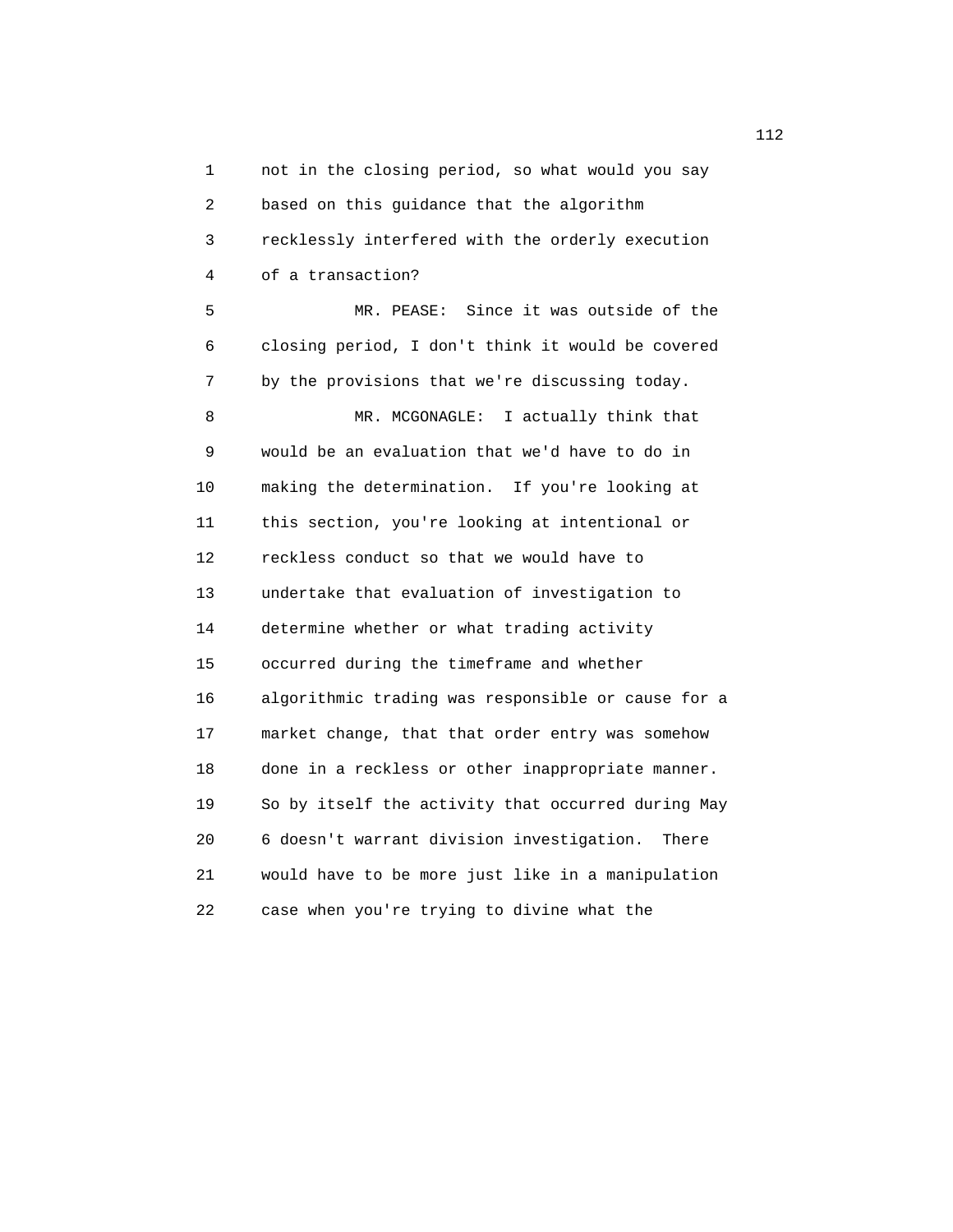not in the closing period, so what would you say based on this guidance that the algorithm recklessly interfered with the orderly execution of a transaction?

MR. PEASE: Since it was outside of the closing period, I don't think it would be covered by the provisions that we're discussing today.

MR. MCGONAGLE: I actually think that would be an evaluation that we'd have to do in making the determination. If you're looking at this section, you're looking at intentional or reckless conduct so that we would have to undertake that evaluation of investigation to determine whether or what trading activity occurred during the timeframe and whether algorithmic trading was responsible or cause for a market change, that that order entry was somehow done in a reckless or other inappropriate manner. So by itself the activity that occurred during May 6 doesn't warrant division investigation. There would have to be more just like in a manipulation case when you're trying to divine what the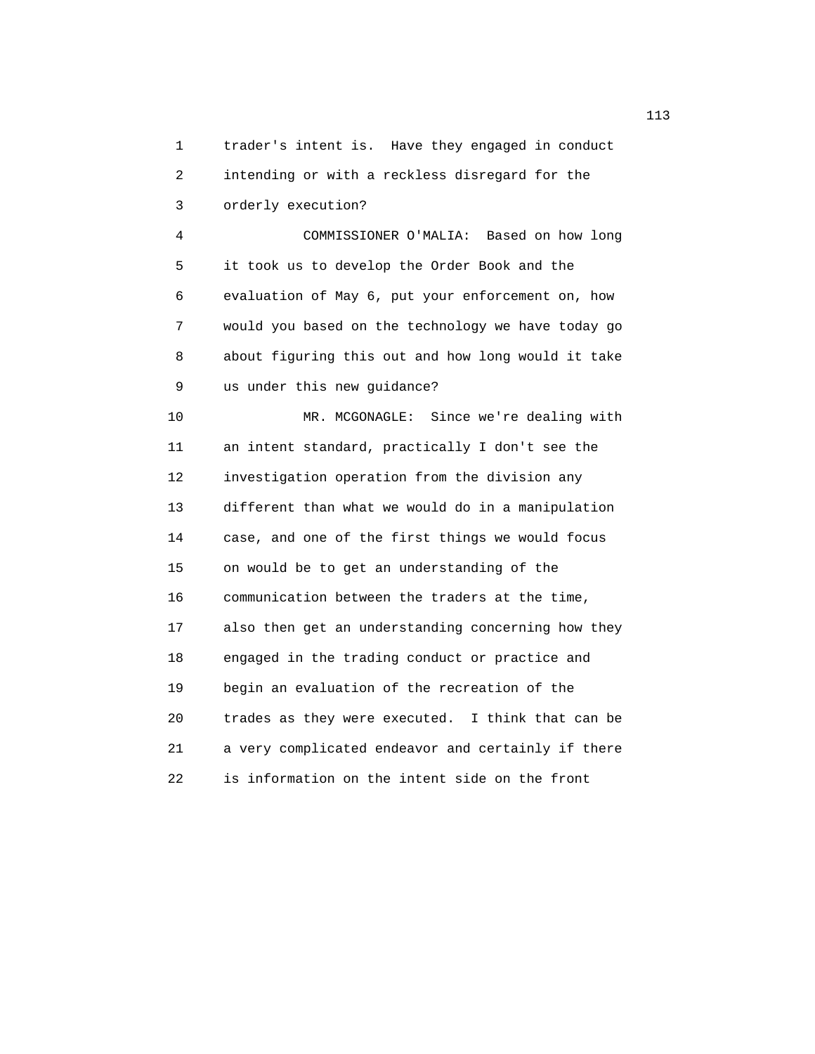trader's intent is. Have they engaged in conduct intending or with a reckless disregard for the orderly execution?

COMMISSIONER O'MALIA: Based on how long it took us to develop the Order Book and the evaluation of May 6, put your enforcement on, how would you based on the technology we have today go about figuring this out and how long would it take us under this new guidance?

MR. MCGONAGLE: Since we're dealing with an intent standard, practically I don't see the investigation operation from the division any different than what we would do in a manipulation case, and one of the first things we would focus on would be to get an understanding of the communication between the traders at the time, also then get an understanding concerning how they engaged in the trading conduct or practice and begin an evaluation of the recreation of the trades as they were executed. I think that can be a very complicated endeavor and certainly if there is information on the intent side on the front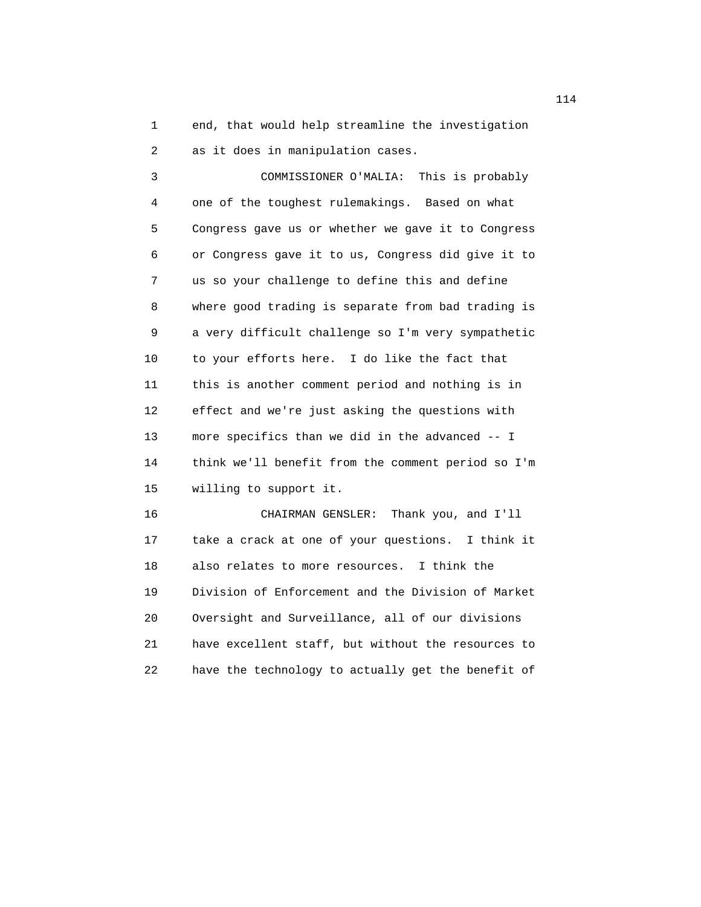end, that would help streamline the investigation as it does in manipulation cases.

COMMISSIONER O'MALIA: This is probably one of the toughest rulemakings. Based on what Congress gave us or whether we gave it to Congress or Congress gave it to us, Congress did give it to us so your challenge to define this and define where good trading is separate from bad trading is a very difficult challenge so I'm very sympathetic to your efforts here. I do like the fact that this is another comment period and nothing is in effect and we're just asking the questions with more specifics than we did in the advanced -- I think we'll benefit from the comment period so I'm willing to support it.

CHAIRMAN GENSLER: Thank you, and I'll take a crack at one of your questions. I think it also relates to more resources. I think the Division of Enforcement and the Division of Market Oversight and Surveillance, all of our divisions have excellent staff, but without the resources to have the technology to actually get the benefit of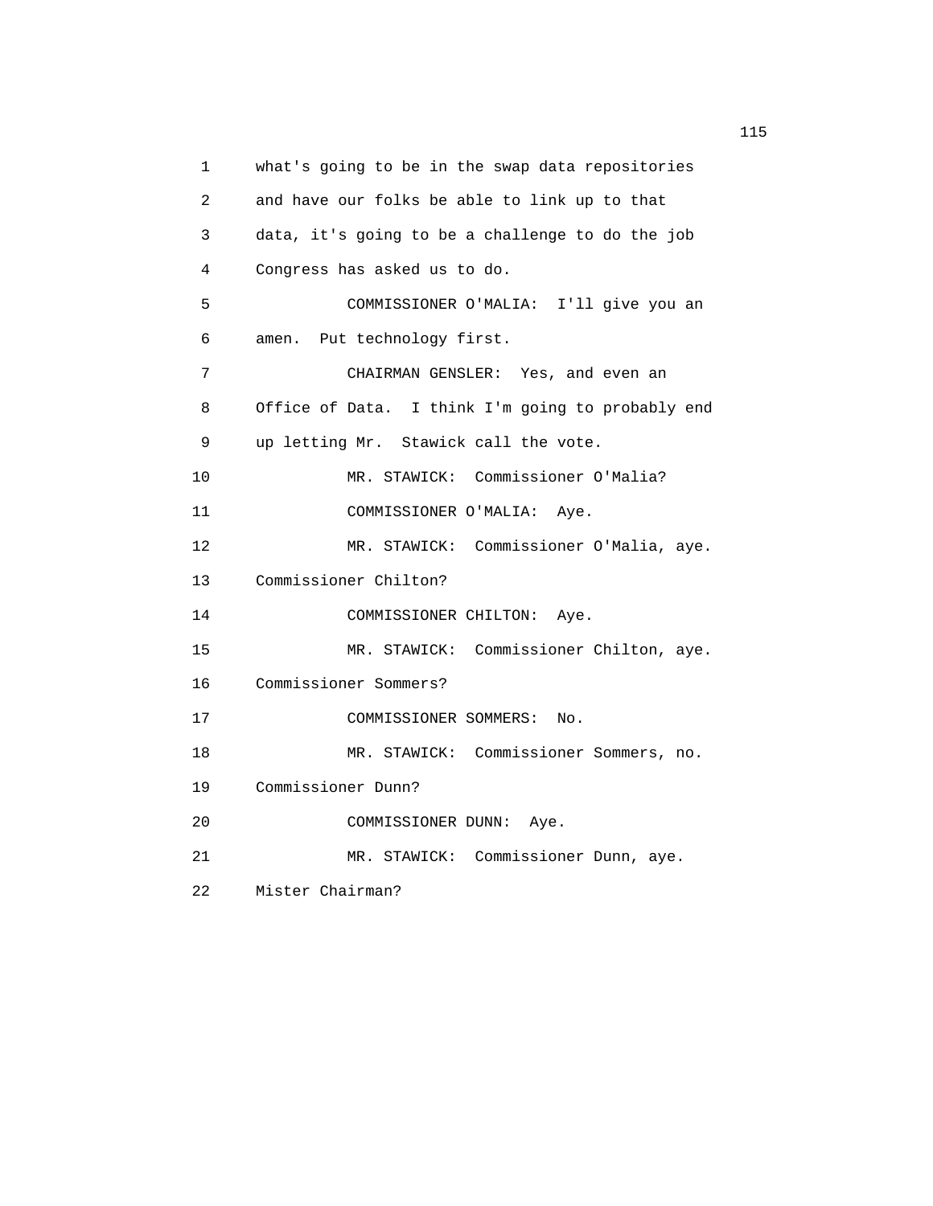1 what's going to be in the swap data repositories
2 and have our folks be able to link up to that
3 data, it's going to be a challenge to do the job
4 Congress has asked us to do.
5 COMMISSIONER O'MALIA: I'll give you an
6 amen. Put technology first.
7 CHAIRMAN GENSLER: Yes, and even an
8 Office of Data. I think I'm going to probably end
9 up letting Mr. Stawick call the vote.
10 MR. STAWICK: Commissioner O'Malia?
11 COMMISSIONER O'MALIA: Aye.
12 MR. STAWICK: Commissioner O'Malia, aye.
13 Commissioner Chilton?
14 COMMISSIONER CHILTON: Aye.
15 MR. STAWICK: Commissioner Chilton, aye.
16 Commissioner Sommers?
17 COMMISSIONER SOMMERS: No.
18 MR. STAWICK: Commissioner Sommers, no.
19 Commissioner Dunn?
20 COMMISSIONER DUNN: Aye.
21 MR. STAWICK: Commissioner Dunn, aye.
22 Mister Chairman?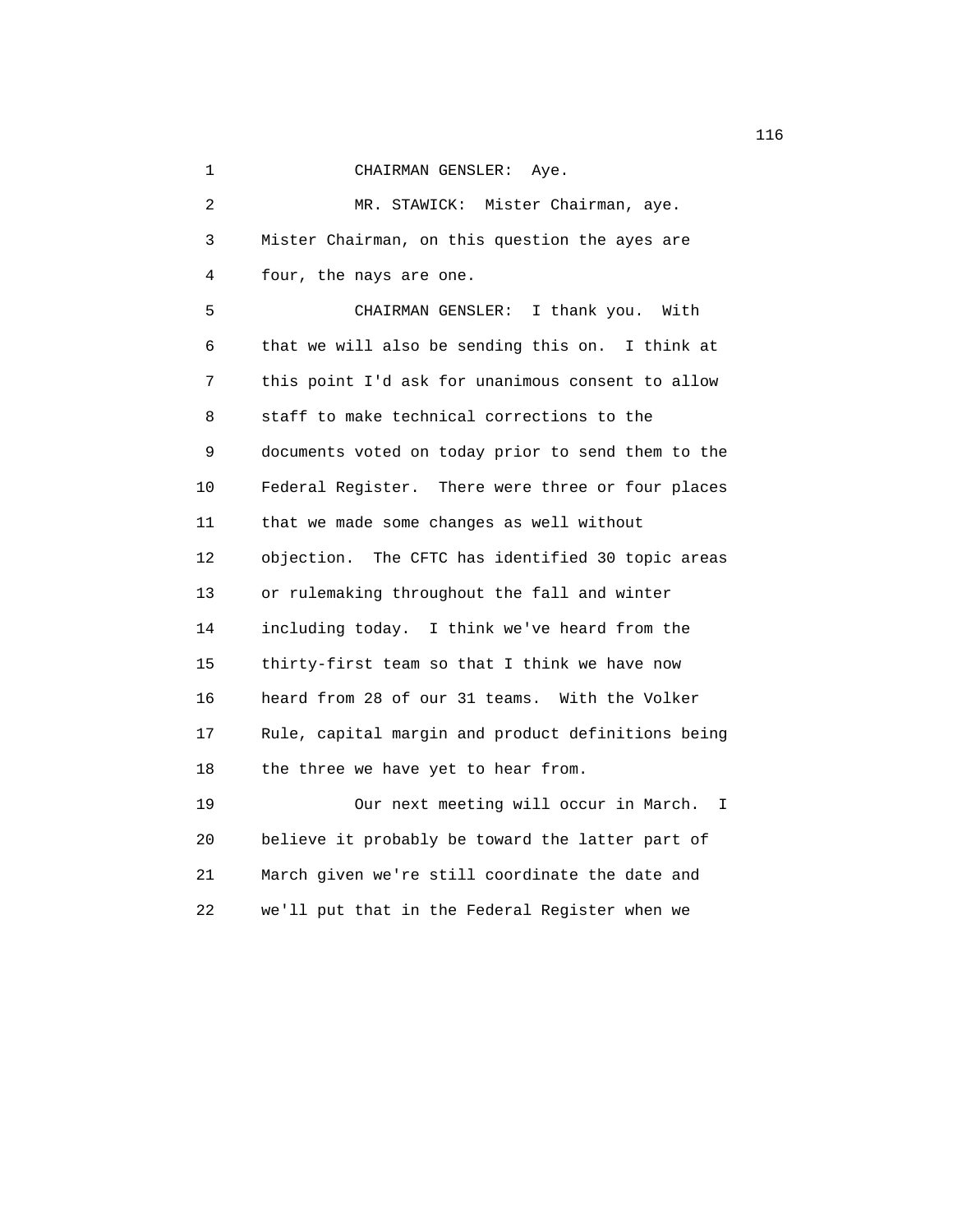CHAIRMAN GENSLER: Aye.

MR. STAWICK: Mister Chairman, aye. Mister Chairman, on this question the ayes are four, the nays are one.

CHAIRMAN GENSLER: I thank you. With that we will also be sending this on. I think at this point I'd ask for unanimous consent to allow staff to make technical corrections to the documents voted on today prior to send them to the Federal Register. There were three or four places that we made some changes as well without objection. The CFTC has identified 30 topic areas or rulemaking throughout the fall and winter including today. I think we've heard from the thirty-first team so that I think we have now heard from 28 of our 31 teams. With the Volker Rule, capital margin and product definitions being the three we have yet to hear from.

Our next meeting will occur in March. I believe it probably be toward the latter part of March given we're still coordinate the date and we'll put that in the Federal Register when we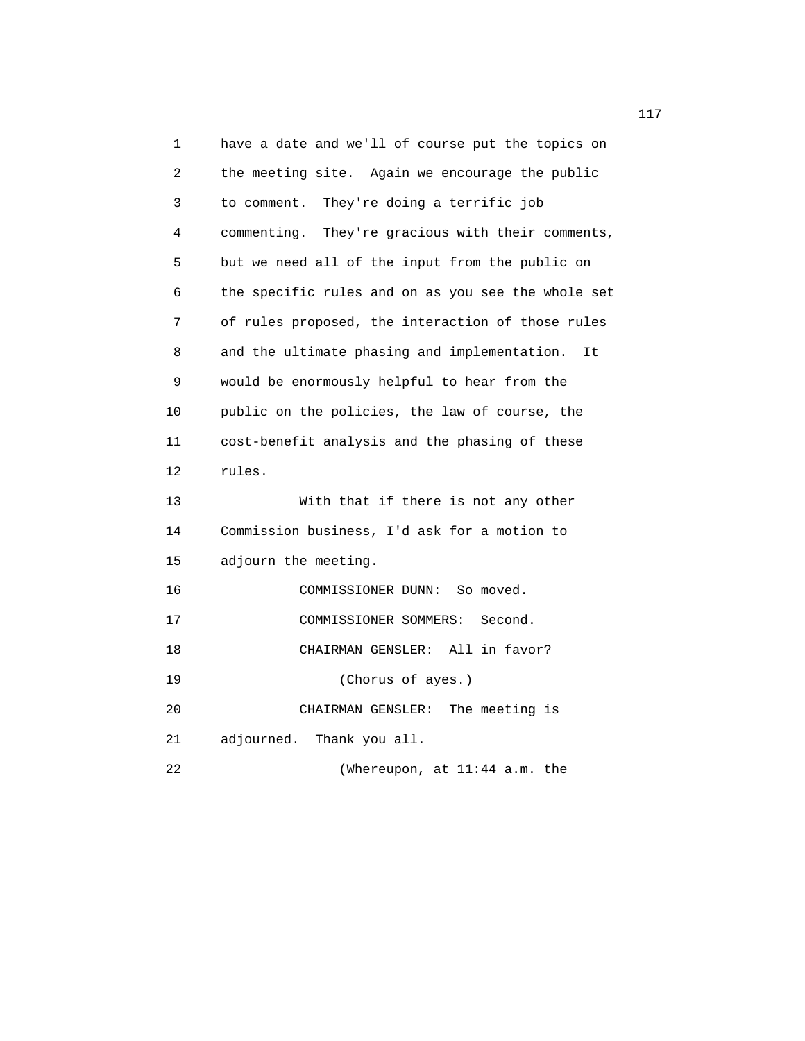have a date and we'll of course put the topics on the meeting site. Again we encourage the public to comment. They're doing a terrific job commenting. They're gracious with their comments, but we need all of the input from the public on the specific rules and on as you see the whole set of rules proposed, the interaction of those rules and the ultimate phasing and implementation. It would be enormously helpful to hear from the public on the policies, the law of course, the cost-benefit analysis and the phasing of these rules.

With that if there is not any other Commission business, I'd ask for a motion to adjourn the meeting.

COMMISSIONER DUNN: So moved.

COMMISSIONER SOMMERS: Second.

CHAIRMAN GENSLER: All in favor?

(Chorus of ayes.)

CHAIRMAN GENSLER: The meeting is adjourned. Thank you all.

(Whereupon, at 11:44 a.m. the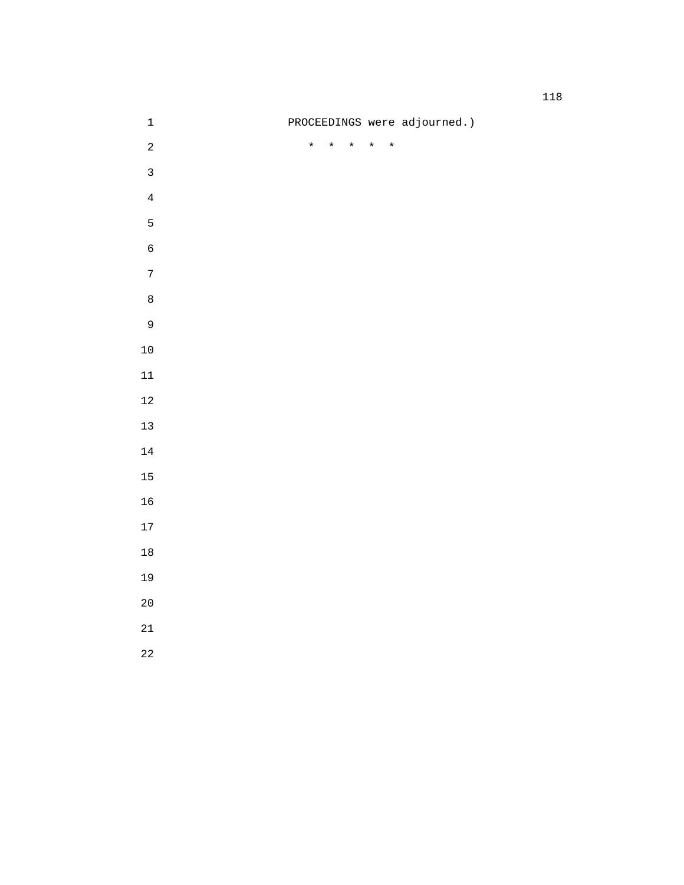PROCEEDINGS were adjourned.)

* * * * *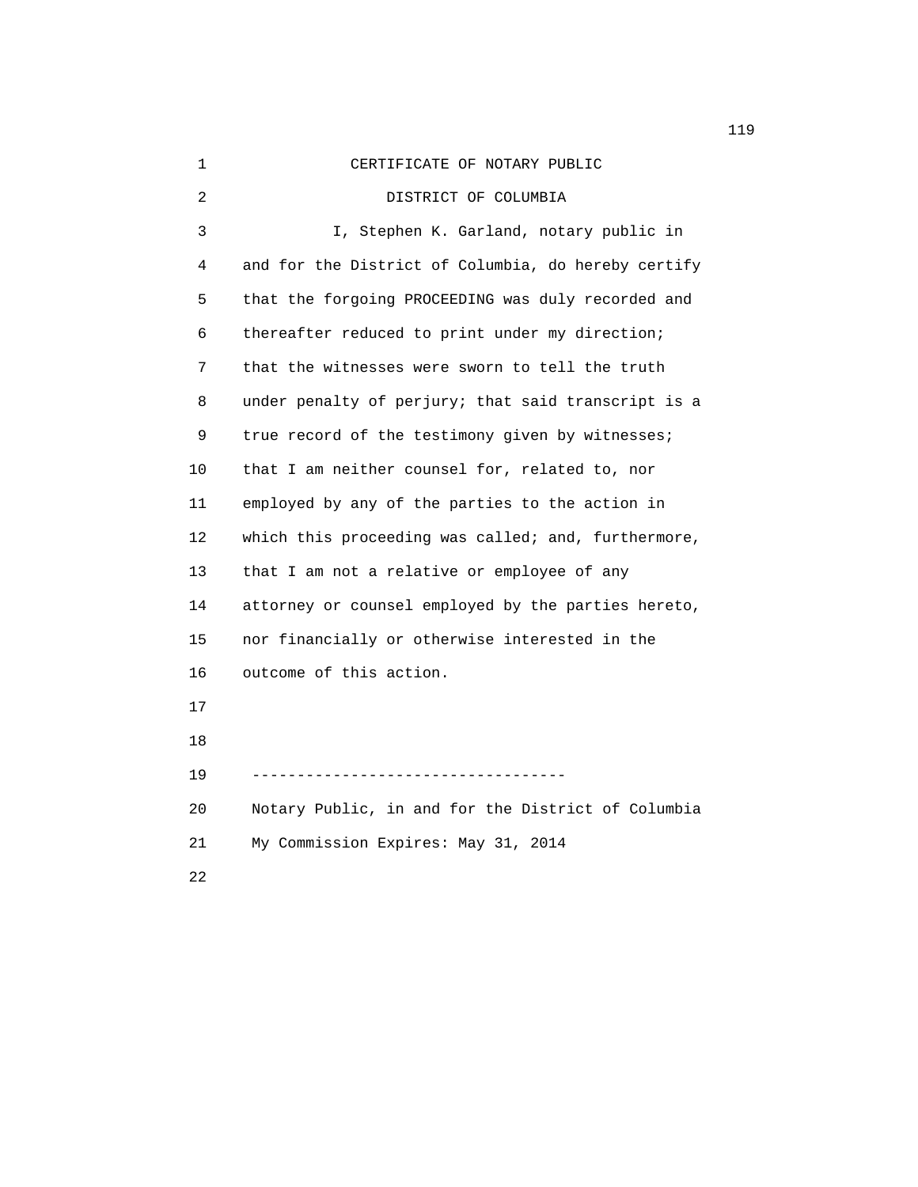# CERTIFICATE OF NOTARY PUBLIC

## DISTRICT OF COLUMBIA

I, Stephen K. Garland, notary public in and for the District of Columbia, do hereby certify that the forgoing PROCEEDING was duly recorded and thereafter reduced to print under my direction; that the witnesses were sworn to tell the truth under penalty of perjury; that said transcript is a true record of the testimony given by witnesses; that I am neither counsel for, related to, nor employed by any of the parties to the action in which this proceeding was called; and, furthermore, that I am not a relative or employee of any attorney or counsel employed by the parties hereto, nor financially or otherwise interested in the outcome of this action.

-----------------------------------

Notary Public, in and for the District of Columbia

My Commission Expires: May 31, 2014